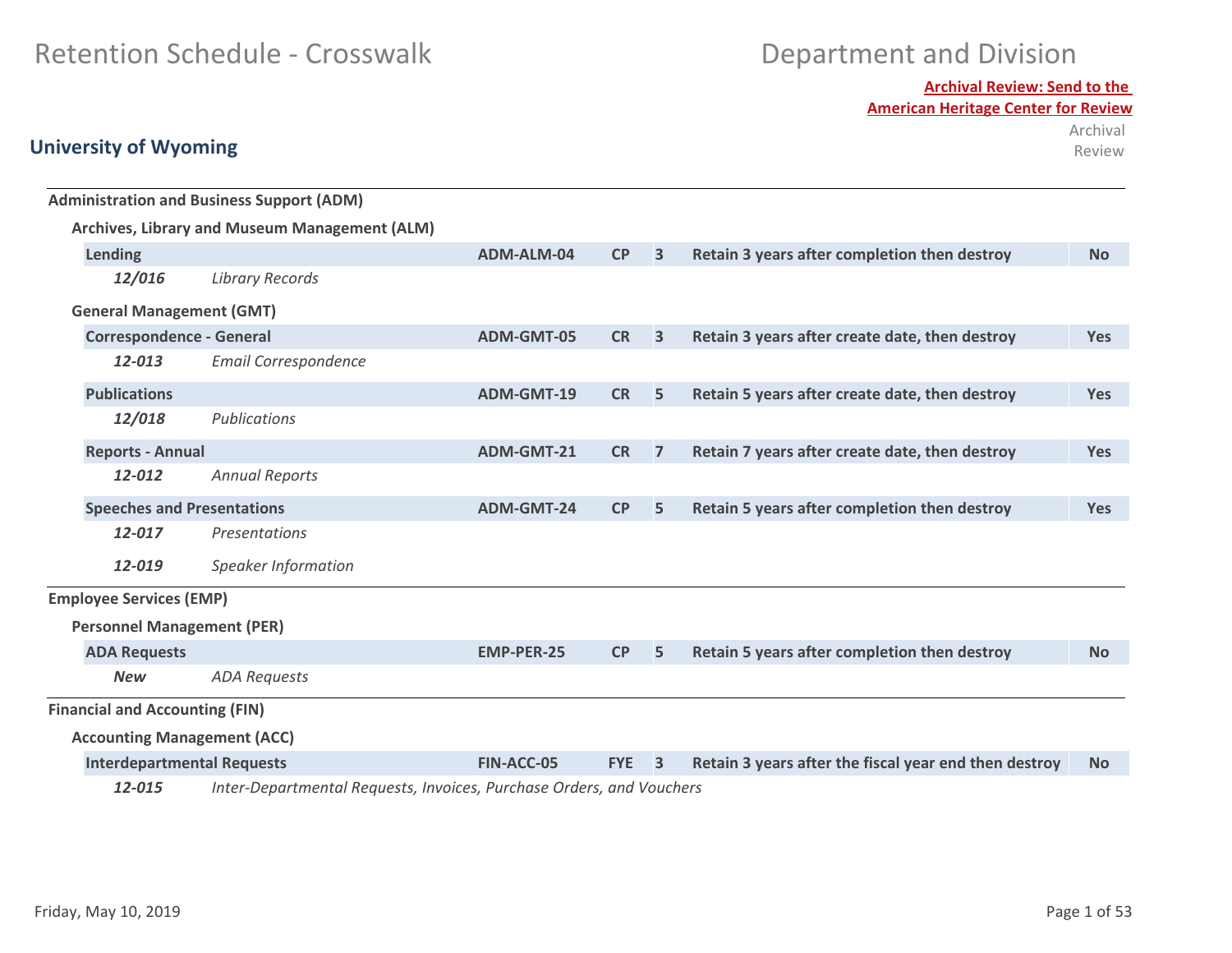# Retention Schedule - Crosswalk

# Department and Division

**Archival Review: Send to the American Heritage Center for Review**

## University of Wyoming

| Record Series | Code | Trigger | Years | Retention | Archival Review |
|---|---|---|---|---|---|
| **Administration and Business Support (ADM)** | | | | | |
| **Archives, Library and Museum Management (ALM)** | | | | | |
| **Lending** | **ADM-ALM-04** | **CP** | **3** | **Retain 3 years after completion then destroy** | **No** |
| ***12/016*** *Library Records* | | | | | |
| **General Management (GMT)** | | | | | |
| **Correspondence - General** | **ADM-GMT-05** | **CR** | **3** | **Retain 3 years after create date, then destroy** | **Yes** |
| ***12-013*** *Email Correspondence* | | | | | |
| **Publications** | **ADM-GMT-19** | **CR** | **5** | **Retain 5 years after create date, then destroy** | **Yes** |
| ***12/018*** *Publications* | | | | | |
| **Reports - Annual** | **ADM-GMT-21** | **CR** | **7** | **Retain 7 years after create date, then destroy** | **Yes** |
| ***12-012*** *Annual Reports* | | | | | |
| **Speeches and Presentations** | **ADM-GMT-24** | **CP** | **5** | **Retain 5 years after completion then destroy** | **Yes** |
| ***12-017*** *Presentations* | | | | | |
| ***12-019*** *Speaker Information* | | | | | |
| **Employee Services (EMP)** | | | | | |
| **Personnel Management (PER)** | | | | | |
| **ADA Requests** | **EMP-PER-25** | **CP** | **5** | **Retain 5 years after completion then destroy** | **No** |
| ***New*** *ADA Requests* | | | | | |
| **Financial and Accounting (FIN)** | | | | | |
| **Accounting Management (ACC)** | | | | | |
| **Interdepartmental Requests** | **FIN-ACC-05** | **FYE** | **3** | **Retain 3 years after the fiscal year end then destroy** | **No** |
| ***12-015*** *Inter-Departmental Requests, Invoices, Purchase Orders, and Vouchers* | | | | | |

Friday, May 10, 2019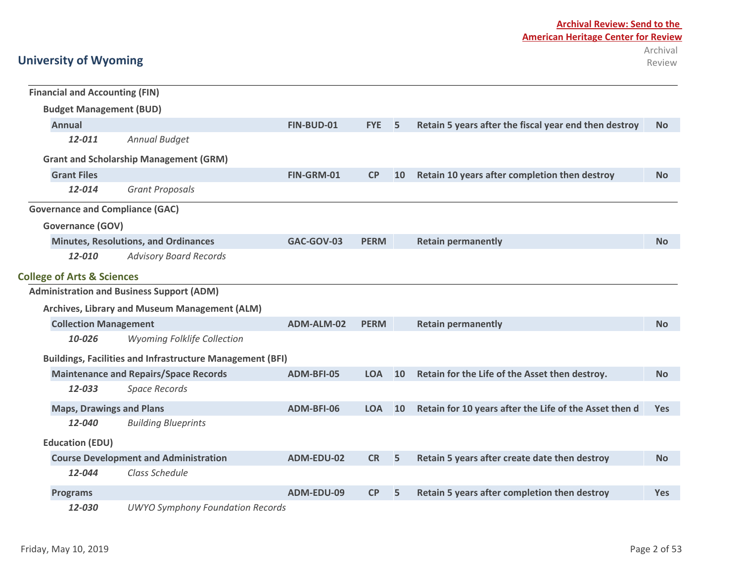**Archival Review: Send to the American Heritage Center for Review**

# University of Wyoming

| | | | | | Archival Review |
|---|---|---|---|---|---|
| **Financial and Accounting (FIN)** | | | | | |
| **Budget Management (BUD)** | | | | | |
| **Annual** | **FIN-BUD-01** | **FYE** | **5** | **Retain 5 years after the fiscal year end then destroy** | **No** |
| ***12-011*** *Annual Budget* | | | | | |
| **Grant and Scholarship Management (GRM)** | | | | | |
| **Grant Files** | **FIN-GRM-01** | **CP** | **10** | **Retain 10 years after completion then destroy** | **No** |
| ***12-014*** *Grant Proposals* | | | | | |
| **Governance and Compliance (GAC)** | | | | | |
| **Governance (GOV)** | | | | | |
| **Minutes, Resolutions, and Ordinances** | **GAC-GOV-03** | **PERM** | | **Retain permanently** | **No** |
| ***12-010*** *Advisory Board Records* | | | | | |

## College of Arts & Sciences

| | | | | | |
|---|---|---|---|---|---|
| **Administration and Business Support (ADM)** | | | | | |
| **Archives, Library and Museum Management (ALM)** | | | | | |
| **Collection Management** | **ADM-ALM-02** | **PERM** | | **Retain permanently** | **No** |
| ***10-026*** *Wyoming Folklife Collection* | | | | | |
| **Buildings, Facilities and Infrastructure Management (BFI)** | | | | | |
| **Maintenance and Repairs/Space Records** | **ADM-BFI-05** | **LOA** | **10** | **Retain for the Life of the Asset then destroy.** | **No** |
| ***12-033*** *Space Records* | | | | | |
| **Maps, Drawings and Plans** | **ADM-BFI-06** | **LOA** | **10** | **Retain for 10 years after the Life of the Asset then d** | **Yes** |
| ***12-040*** *Building Blueprints* | | | | | |
| **Education (EDU)** | | | | | |
| **Course Development and Administration** | **ADM-EDU-02** | **CR** | **5** | **Retain 5 years after create date then destroy** | **No** |
| ***12-044*** *Class Schedule* | | | | | |
| **Programs** | **ADM-EDU-09** | **CP** | **5** | **Retain 5 years after completion then destroy** | **Yes** |
| ***12-030*** *UWYO Symphony Foundation Records* | | | | | |

Friday, May 10, 2019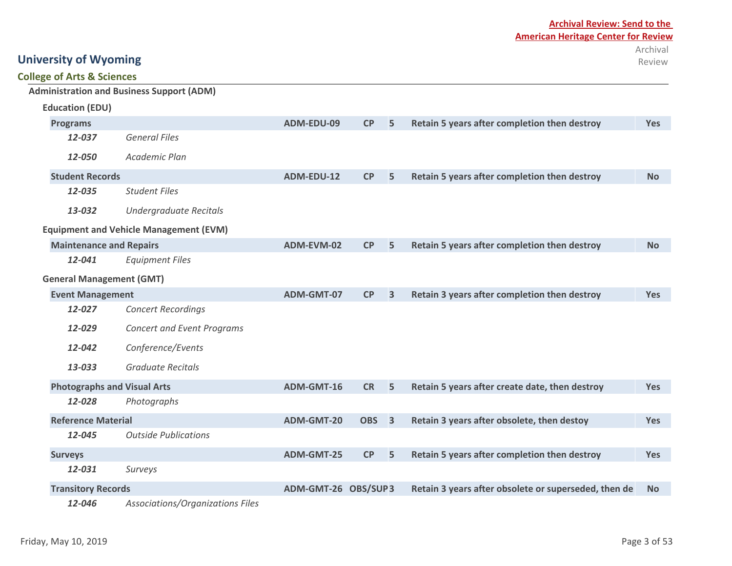**Archival Review: Send to the American Heritage Center for Review**

# University of Wyoming

## College of Arts & Sciences

### Administration and Business Support (ADM)

#### Education (EDU)

| | | | | | | Archival Review |
|---|---|---|---|---|---|---|
| **Programs** | | ADM-EDU-09 | CP | 5 | Retain 5 years after completion then destroy | Yes |
| *12-037* | *General Files* | | | | | |
| *12-050* | *Academic Plan* | | | | | |
| **Student Records** | | ADM-EDU-12 | CP | 5 | Retain 5 years after completion then destroy | No |
| *12-035* | *Student Files* | | | | | |
| *13-032* | *Undergraduate Recitals* | | | | | |

#### Equipment and Vehicle Management (EVM)

| | | | | | | Archival Review |
|---|---|---|---|---|---|---|
| **Maintenance and Repairs** | | ADM-EVM-02 | CP | 5 | Retain 5 years after completion then destroy | No |
| *12-041* | *Equipment Files* | | | | | |

#### General Management (GMT)

| | | | | | | Archival Review |
|---|---|---|---|---|---|---|
| **Event Management** | | ADM-GMT-07 | CP | 3 | Retain 3 years after completion then destroy | Yes |
| *12-027* | *Concert Recordings* | | | | | |
| *12-029* | *Concert and Event Programs* | | | | | |
| *12-042* | *Conference/Events* | | | | | |
| *13-033* | *Graduate Recitals* | | | | | |
| **Photographs and Visual Arts** | | ADM-GMT-16 | CR | 5 | Retain 5 years after create date, then destroy | Yes |
| *12-028* | *Photographs* | | | | | |
| **Reference Material** | | ADM-GMT-20 | OBS | 3 | Retain 3 years after obsolete, then destoy | Yes |
| *12-045* | *Outside Publications* | | | | | |
| **Surveys** | | ADM-GMT-25 | CP | 5 | Retain 5 years after completion then destroy | Yes |
| *12-031* | *Surveys* | | | | | |
| **Transitory Records** | | ADM-GMT-26 | OBS/SUP | 3 | Retain 3 years after obsolete or superseded, then de | No |
| *12-046* | *Associations/Organizations Files* | | | | | |

Friday, May 10, 2019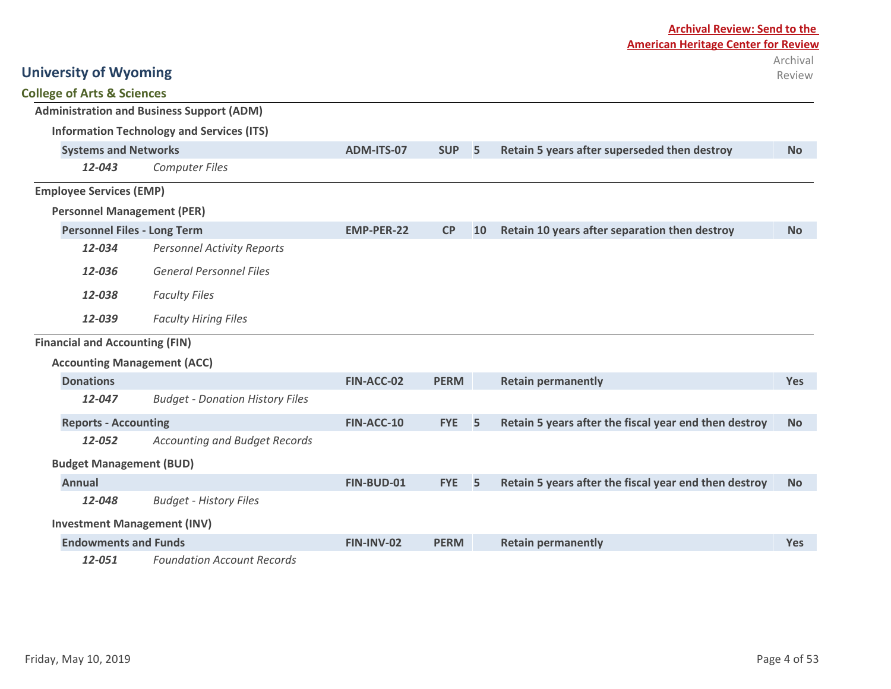**Archival Review: Send to the American Heritage Center for Review**

# University of Wyoming

## College of Arts & Sciences

### Administration and Business Support (ADM)

#### Information Technology and Services (ITS)

| Series | Code | Trigger | Years | Retention | Archival Review |
|---|---|---|---|---|---|
| **Systems and Networks** | **ADM-ITS-07** | **SUP** | **5** | **Retain 5 years after superseded then destroy** | **No** |
| ***12-043*** *Computer Files* | | | | | |

### Employee Services (EMP)

#### Personnel Management (PER)

| Series | Code | Trigger | Years | Retention | Archival Review |
|---|---|---|---|---|---|
| **Personnel Files - Long Term** | **EMP-PER-22** | **CP** | **10** | **Retain 10 years after separation then destroy** | **No** |
| ***12-034*** *Personnel Activity Reports* | | | | | |
| ***12-036*** *General Personnel Files* | | | | | |
| ***12-038*** *Faculty Files* | | | | | |
| ***12-039*** *Faculty Hiring Files* | | | | | |

### Financial and Accounting (FIN)

#### Accounting Management (ACC)

| Series | Code | Trigger | Years | Retention | Archival Review |
|---|---|---|---|---|---|
| **Donations** | **FIN-ACC-02** | **PERM** | | **Retain permanently** | **Yes** |
| ***12-047*** *Budget - Donation History Files* | | | | | |
| **Reports - Accounting** | **FIN-ACC-10** | **FYE** | **5** | **Retain 5 years after the fiscal year end then destroy** | **No** |
| ***12-052*** *Accounting and Budget Records* | | | | | |

#### Budget Management (BUD)

| Series | Code | Trigger | Years | Retention | Archival Review |
|---|---|---|---|---|---|
| **Annual** | **FIN-BUD-01** | **FYE** | **5** | **Retain 5 years after the fiscal year end then destroy** | **No** |
| ***12-048*** *Budget - History Files* | | | | | |

#### Investment Management (INV)

| Series | Code | Trigger | Years | Retention | Archival Review |
|---|---|---|---|---|---|
| **Endowments and Funds** | **FIN-INV-02** | **PERM** | | **Retain permanently** | **Yes** |
| ***12-051*** *Foundation Account Records* | | | | | |

Friday, May 10, 2019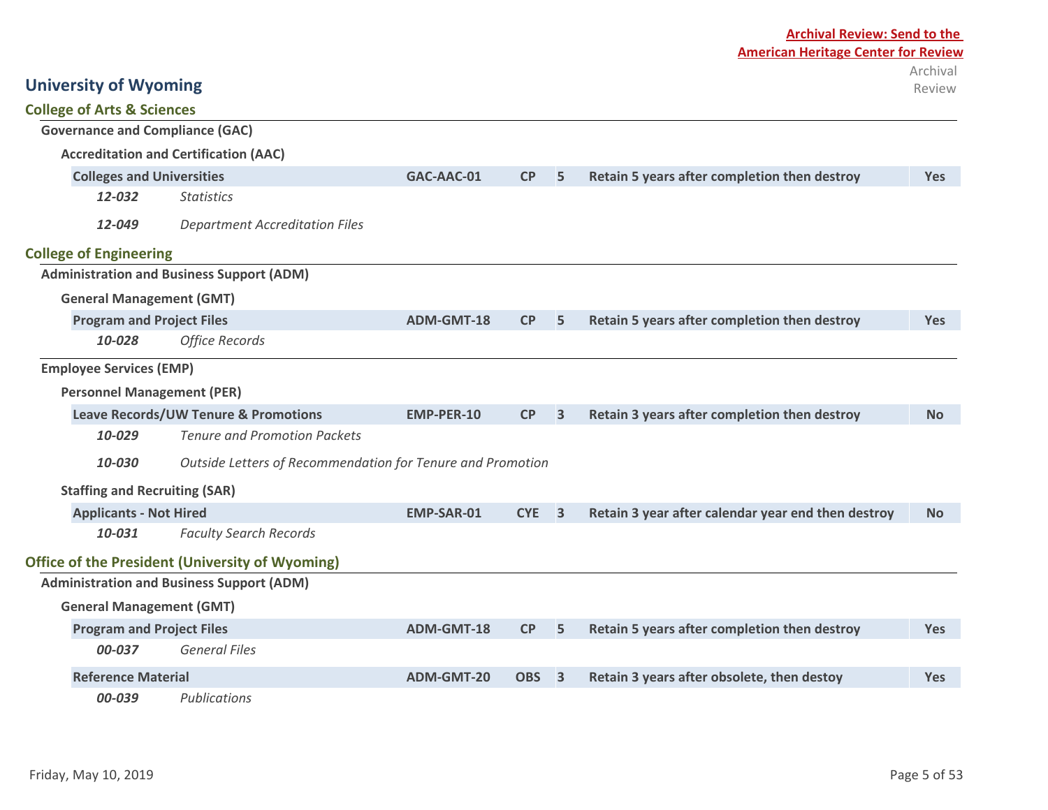**Archival Review: Send to the American Heritage Center for Review**

## University of Wyoming

### College of Arts & Sciences

**Governance and Compliance (GAC)**

**Accreditation and Certification (AAC)**

| Records Series | Code | Trigger | Years | Retention | Archival Review |
|---|---|---|---|---|---|
| **Colleges and Universities** | **GAC-AAC-01** | **CP** | **5** | **Retain 5 years after completion then destroy** | **Yes** |

- ***12-032*** *Statistics*
- ***12-049*** *Department Accreditation Files*

### College of Engineering

**Administration and Business Support (ADM)**

**General Management (GMT)**

| Records Series | Code | Trigger | Years | Retention | Archival Review |
|---|---|---|---|---|---|
| **Program and Project Files** | **ADM-GMT-18** | **CP** | **5** | **Retain 5 years after completion then destroy** | **Yes** |

- ***10-028*** *Office Records*

**Employee Services (EMP)**

**Personnel Management (PER)**

| Records Series | Code | Trigger | Years | Retention | Archival Review |
|---|---|---|---|---|---|
| **Leave Records/UW Tenure & Promotions** | **EMP-PER-10** | **CP** | **3** | **Retain 3 years after completion then destroy** | **No** |

- ***10-029*** *Tenure and Promotion Packets*
- ***10-030*** *Outside Letters of Recommendation for Tenure and Promotion*

**Staffing and Recruiting (SAR)**

| Records Series | Code | Trigger | Years | Retention | Archival Review |
|---|---|---|---|---|---|
| **Applicants - Not Hired** | **EMP-SAR-01** | **CYE** | **3** | **Retain 3 year after calendar year end then destroy** | **No** |

- ***10-031*** *Faculty Search Records*

### Office of the President (University of Wyoming)

**Administration and Business Support (ADM)**

**General Management (GMT)**

| Records Series | Code | Trigger | Years | Retention | Archival Review |
|---|---|---|---|---|---|
| **Program and Project Files** | **ADM-GMT-18** | **CP** | **5** | **Retain 5 years after completion then destroy** | **Yes** |

- ***00-037*** *General Files*

| Records Series | Code | Trigger | Years | Retention | Archival Review |
|---|---|---|---|---|---|
| **Reference Material** | **ADM-GMT-20** | **OBS** | **3** | **Retain 3 years after obsolete, then destoy** | **Yes** |

- ***00-039*** *Publications*

Friday, May 10, 2019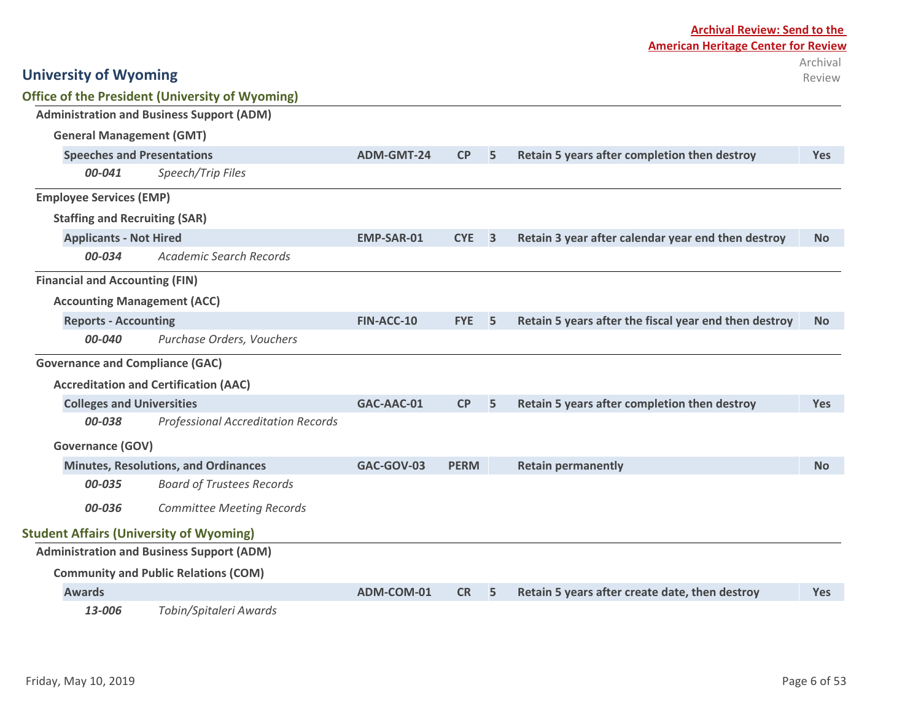**Archival Review: Send to the American Heritage Center for Review**

# University of Wyoming

## Office of the President (University of Wyoming)

### Administration and Business Support (ADM)

#### General Management (GMT)

| Record Series | Code | Trigger | Years | Retention | Archival Review |
|---|---|---|---|---|---|
| **Speeches and Presentations** | ADM-GMT-24 | CP | 5 | Retain 5 years after completion then destroy | Yes |
| *00-041* *Speech/Trip Files* | | | | | |

### Employee Services (EMP)

#### Staffing and Recruiting (SAR)

| Record Series | Code | Trigger | Years | Retention | Archival Review |
|---|---|---|---|---|---|
| **Applicants - Not Hired** | EMP-SAR-01 | CYE | 3 | Retain 3 year after calendar year end then destroy | No |
| *00-034* *Academic Search Records* | | | | | |

### Financial and Accounting (FIN)

#### Accounting Management (ACC)

| Record Series | Code | Trigger | Years | Retention | Archival Review |
|---|---|---|---|---|---|
| **Reports - Accounting** | FIN-ACC-10 | FYE | 5 | Retain 5 years after the fiscal year end then destroy | No |
| *00-040* *Purchase Orders, Vouchers* | | | | | |

### Governance and Compliance (GAC)

#### Accreditation and Certification (AAC)

| Record Series | Code | Trigger | Years | Retention | Archival Review |
|---|---|---|---|---|---|
| **Colleges and Universities** | GAC-AAC-01 | CP | 5 | Retain 5 years after completion then destroy | Yes |
| *00-038* *Professional Accreditation Records* | | | | | |

#### Governance (GOV)

| Record Series | Code | Trigger | Years | Retention | Archival Review |
|---|---|---|---|---|---|
| **Minutes, Resolutions, and Ordinances** | GAC-GOV-03 | PERM | | Retain permanently | No |
| *00-035* *Board of Trustees Records* | | | | | |
| *00-036* *Committee Meeting Records* | | | | | |

## Student Affairs (University of Wyoming)

### Administration and Business Support (ADM)

#### Community and Public Relations (COM)

| Record Series | Code | Trigger | Years | Retention | Archival Review |
|---|---|---|---|---|---|
| **Awards** | ADM-COM-01 | CR | 5 | Retain 5 years after create date, then destroy | Yes |
| *13-006* *Tobin/Spitaleri Awards* | | | | | |

Friday, May 10, 2019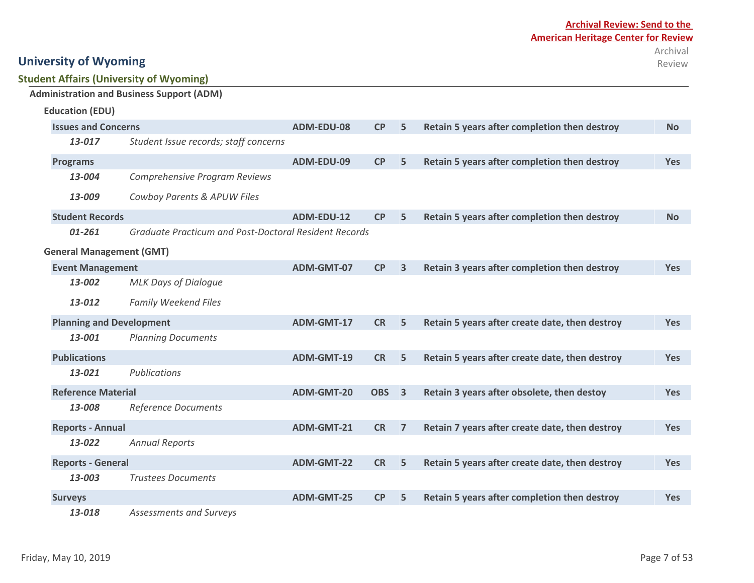**Archival Review: Send to the American Heritage Center for Review**

# University of Wyoming

## Student Affairs (University of Wyoming)

### Administration and Business Support (ADM)

#### Education (EDU)

| Record Series | | Code | Trigger | Years | Retention | Archival Review |
|---|---|---|---|---|---|---|
| **Issues and Concerns** | | ADM-EDU-08 | CP | 5 | Retain 5 years after completion then destroy | No |
| *13-017* | *Student Issue records; staff concerns* | | | | | |
| **Programs** | | ADM-EDU-09 | CP | 5 | Retain 5 years after completion then destroy | Yes |
| *13-004* | *Comprehensive Program Reviews* | | | | | |
| *13-009* | *Cowboy Parents & APUW Files* | | | | | |
| **Student Records** | | ADM-EDU-12 | CP | 5 | Retain 5 years after completion then destroy | No |
| *01-261* | *Graduate Practicum and Post-Doctoral Resident Records* | | | | | |

#### General Management (GMT)

| Record Series | | Code | Trigger | Years | Retention | Archival Review |
|---|---|---|---|---|---|---|
| **Event Management** | | ADM-GMT-07 | CP | 3 | Retain 3 years after completion then destroy | Yes |
| *13-002* | *MLK Days of Dialogue* | | | | | |
| *13-012* | *Family Weekend Files* | | | | | |
| **Planning and Development** | | ADM-GMT-17 | CR | 5 | Retain 5 years after create date, then destroy | Yes |
| *13-001* | *Planning Documents* | | | | | |
| **Publications** | | ADM-GMT-19 | CR | 5 | Retain 5 years after create date, then destroy | Yes |
| *13-021* | *Publications* | | | | | |
| **Reference Material** | | ADM-GMT-20 | OBS | 3 | Retain 3 years after obsolete, then destoy | Yes |
| *13-008* | *Reference Documents* | | | | | |
| **Reports - Annual** | | ADM-GMT-21 | CR | 7 | Retain 7 years after create date, then destroy | Yes |
| *13-022* | *Annual Reports* | | | | | |
| **Reports - General** | | ADM-GMT-22 | CR | 5 | Retain 5 years after create date, then destroy | Yes |
| *13-003* | *Trustees Documents* | | | | | |
| **Surveys** | | ADM-GMT-25 | CP | 5 | Retain 5 years after completion then destroy | Yes |
| *13-018* | *Assessments and Surveys* | | | | | |

Friday, May 10, 2019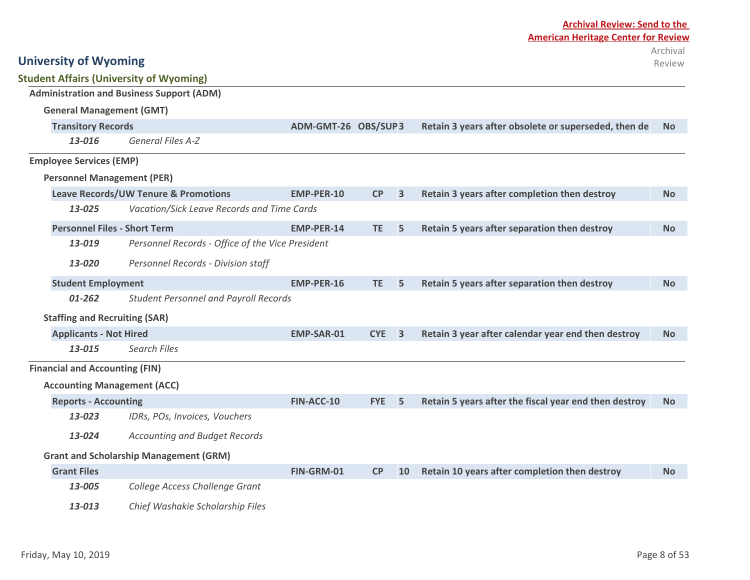**Archival Review: Send to the American Heritage Center for Review**

# University of Wyoming

## Student Affairs (University of Wyoming)

### Administration and Business Support (ADM)

#### General Management (GMT)

| Record Series | | Code | Trigger | Years | Disposition | Archival Review |
|---|---|---|---|---|---|---|
| **Transitory Records** | | ADM-GMT-26 | OBS/SUP | 3 | Retain 3 years after obsolete or superseded, then de | No |
| *13-016* | *General Files A-Z* | | | | | |

### Employee Services (EMP)

#### Personnel Management (PER)

| Record Series | | Code | Trigger | Years | Disposition | Archival Review |
|---|---|---|---|---|---|---|
| **Leave Records/UW Tenure & Promotions** | | EMP-PER-10 | CP | 3 | Retain 3 years after completion then destroy | No |
| *13-025* | *Vacation/Sick Leave Records and Time Cards* | | | | | |
| **Personnel Files - Short Term** | | EMP-PER-14 | TE | 5 | Retain 5 years after separation then destroy | No |
| *13-019* | *Personnel Records - Office of the Vice President* | | | | | |
| *13-020* | *Personnel Records - Division staff* | | | | | |
| **Student Employment** | | EMP-PER-16 | TE | 5 | Retain 5 years after separation then destroy | No |
| *01-262* | *Student Personnel and Payroll Records* | | | | | |

#### Staffing and Recruiting (SAR)

| Record Series | | Code | Trigger | Years | Disposition | Archival Review |
|---|---|---|---|---|---|---|
| **Applicants - Not Hired** | | EMP-SAR-01 | CYE | 3 | Retain 3 year after calendar year end then destroy | No |
| *13-015* | *Search Files* | | | | | |

### Financial and Accounting (FIN)

#### Accounting Management (ACC)

| Record Series | | Code | Trigger | Years | Disposition | Archival Review |
|---|---|---|---|---|---|---|
| **Reports - Accounting** | | FIN-ACC-10 | FYE | 5 | Retain 5 years after the fiscal year end then destroy | No |
| *13-023* | *IDRs, POs, Invoices, Vouchers* | | | | | |
| *13-024* | *Accounting and Budget Records* | | | | | |

#### Grant and Scholarship Management (GRM)

| Record Series | | Code | Trigger | Years | Disposition | Archival Review |
|---|---|---|---|---|---|---|
| **Grant Files** | | FIN-GRM-01 | CP | 10 | Retain 10 years after completion then destroy | No |
| *13-005* | *College Access Challenge Grant* | | | | | |
| *13-013* | *Chief Washakie Scholarship Files* | | | | | |

Friday, May 10, 2019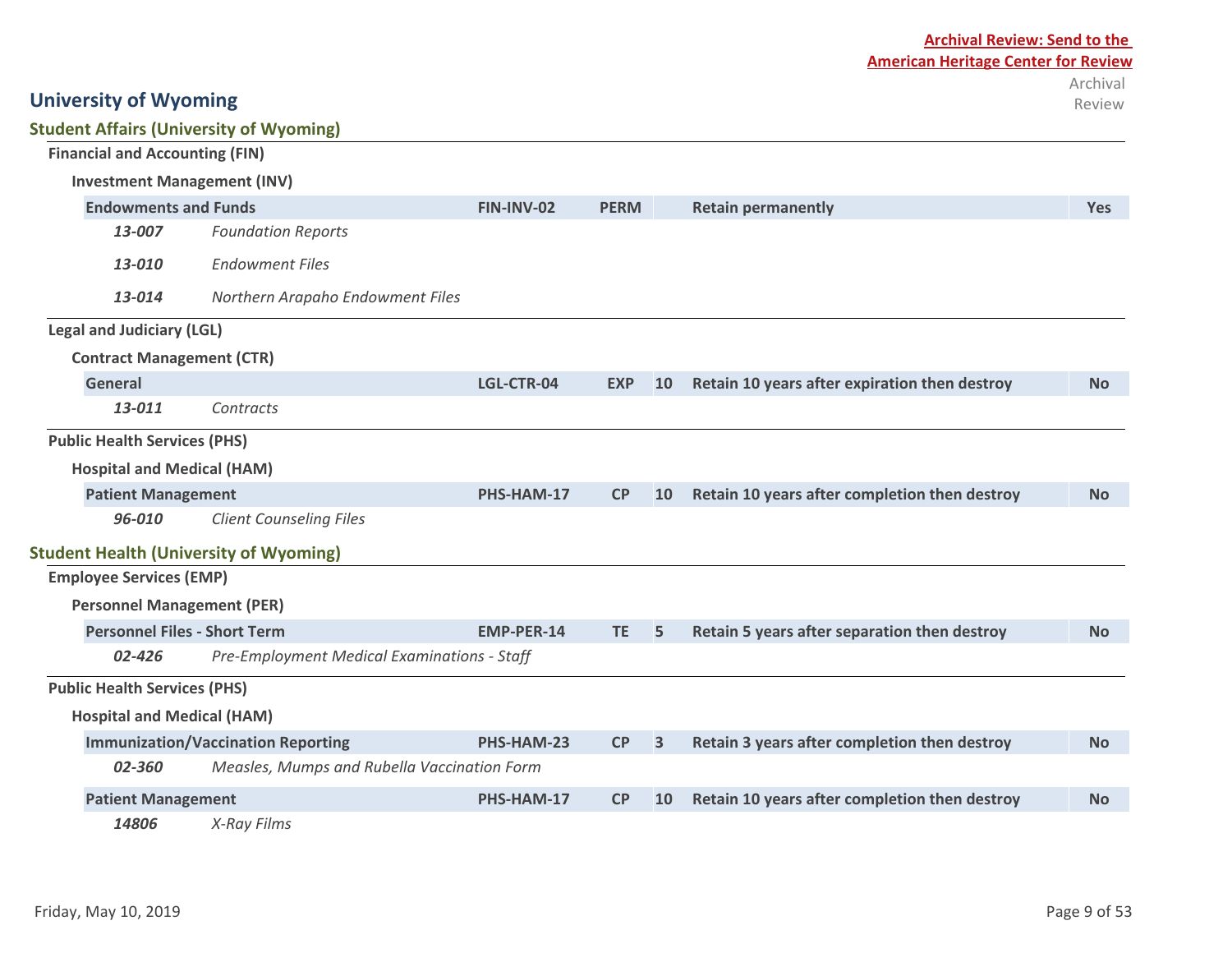**Archival Review: Send to the American Heritage Center for Review**

# University of Wyoming

## Student Affairs (University of Wyoming)

### Financial and Accounting (FIN)

#### Investment Management (INV)

| Record Series | | Code | Trigger | Years | Retention | Archival Review |
|---|---|---|---|---|---|---|
| **Endowments and Funds** | | **FIN-INV-02** | **PERM** | | **Retain permanently** | **Yes** |
| *13-007* | *Foundation Reports* | | | | | |
| *13-010* | *Endowment Files* | | | | | |
| *13-014* | *Northern Arapaho Endowment Files* | | | | | |

### Legal and Judiciary (LGL)

#### Contract Management (CTR)

| Record Series | | Code | Trigger | Years | Retention | Archival Review |
|---|---|---|---|---|---|---|
| **General** | | **LGL-CTR-04** | **EXP** | **10** | **Retain 10 years after expiration then destroy** | **No** |
| *13-011* | *Contracts* | | | | | |

### Public Health Services (PHS)

#### Hospital and Medical (HAM)

| Record Series | | Code | Trigger | Years | Retention | Archival Review |
|---|---|---|---|---|---|---|
| **Patient Management** | | **PHS-HAM-17** | **CP** | **10** | **Retain 10 years after completion then destroy** | **No** |
| *96-010* | *Client Counseling Files* | | | | | |

## Student Health (University of Wyoming)

### Employee Services (EMP)

#### Personnel Management (PER)

| Record Series | | Code | Trigger | Years | Retention | Archival Review |
|---|---|---|---|---|---|---|
| **Personnel Files - Short Term** | | **EMP-PER-14** | **TE** | **5** | **Retain 5 years after separation then destroy** | **No** |
| *02-426* | *Pre-Employment Medical Examinations - Staff* | | | | | |

### Public Health Services (PHS)

#### Hospital and Medical (HAM)

| Record Series | | Code | Trigger | Years | Retention | Archival Review |
|---|---|---|---|---|---|---|
| **Immunization/Vaccination Reporting** | | **PHS-HAM-23** | **CP** | **3** | **Retain 3 years after completion then destroy** | **No** |
| *02-360* | *Measles, Mumps and Rubella Vaccination Form* | | | | | |
| **Patient Management** | | **PHS-HAM-17** | **CP** | **10** | **Retain 10 years after completion then destroy** | **No** |
| *14806* | *X-Ray Films* | | | | | |

Friday, May 10, 2019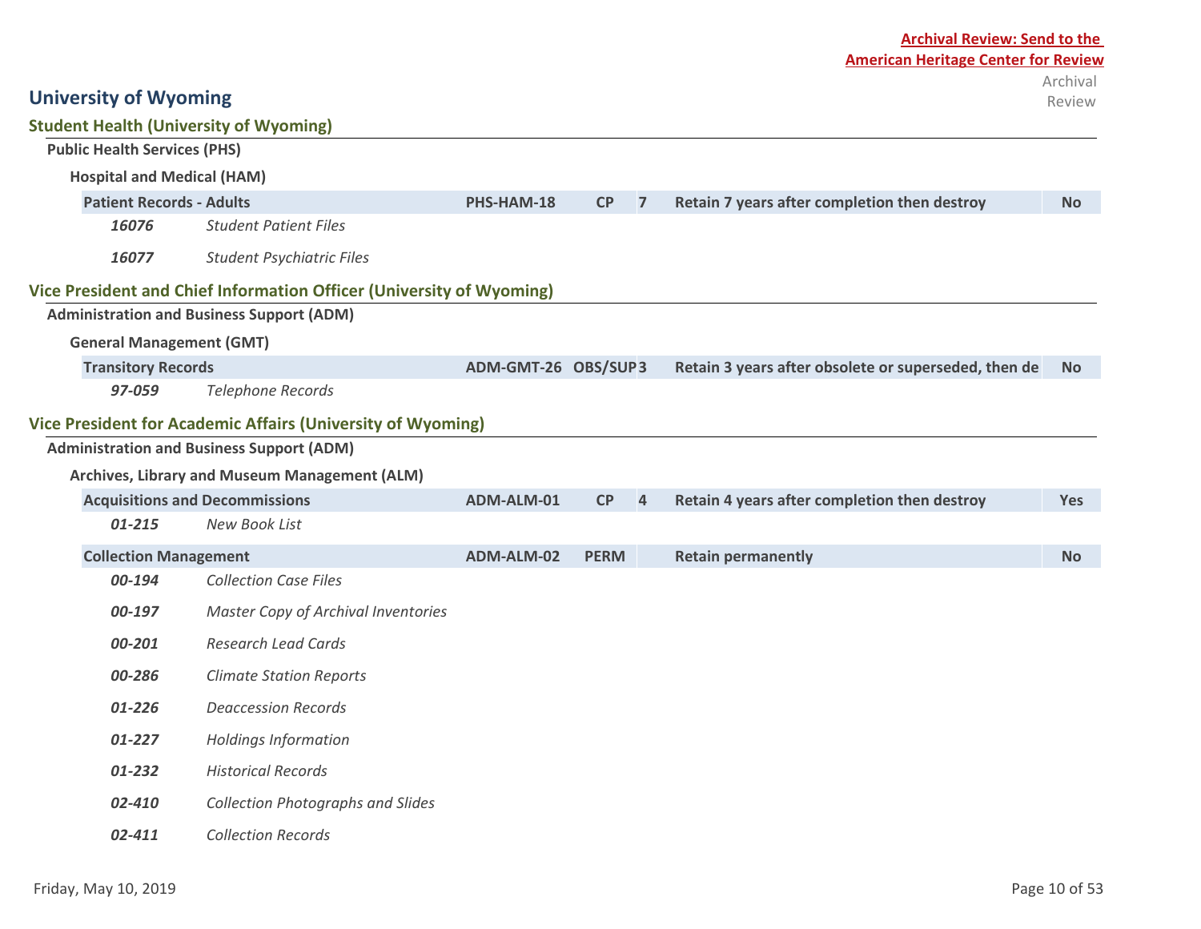**Archival Review: Send to the American Heritage Center for Review**

# University of Wyoming

## Student Health (University of Wyoming)

### Public Health Services (PHS)

#### Hospital and Medical (HAM)

| Series | Code | Trigger | Years | Retention | Archival Review |
|---|---|---|---|---|---|
| **Patient Records - Adults** | **PHS-HAM-18** | **CP** | **7** | **Retain 7 years after completion then destroy** | **No** |
| ***16076*** *Student Patient Files* | | | | | |
| ***16077*** *Student Psychiatric Files* | | | | | |

## Vice President and Chief Information Officer (University of Wyoming)

### Administration and Business Support (ADM)

#### General Management (GMT)

| Series | Code | Trigger | Years | Retention | Archival Review |
|---|---|---|---|---|---|
| **Transitory Records** | **ADM-GMT-26** | **OBS/SUP** | **3** | **Retain 3 years after obsolete or superseded, then de** | **No** |
| ***97-059*** *Telephone Records* | | | | | |

## Vice President for Academic Affairs (University of Wyoming)

### Administration and Business Support (ADM)

#### Archives, Library and Museum Management (ALM)

| Series | Code | Trigger | Years | Retention | Archival Review |
|---|---|---|---|---|---|
| **Acquisitions and Decommissions** | **ADM-ALM-01** | **CP** | **4** | **Retain 4 years after completion then destroy** | **Yes** |
| ***01-215*** *New Book List* | | | | | |
| **Collection Management** | **ADM-ALM-02** | **PERM** | | **Retain permanently** | **No** |
| ***00-194*** *Collection Case Files* | | | | | |
| ***00-197*** *Master Copy of Archival Inventories* | | | | | |
| ***00-201*** *Research Lead Cards* | | | | | |
| ***00-286*** *Climate Station Reports* | | | | | |
| ***01-226*** *Deaccession Records* | | | | | |
| ***01-227*** *Holdings Information* | | | | | |
| ***01-232*** *Historical Records* | | | | | |
| ***02-410*** *Collection Photographs and Slides* | | | | | |
| ***02-411*** *Collection Records* | | | | | |

Friday, May 10, 2019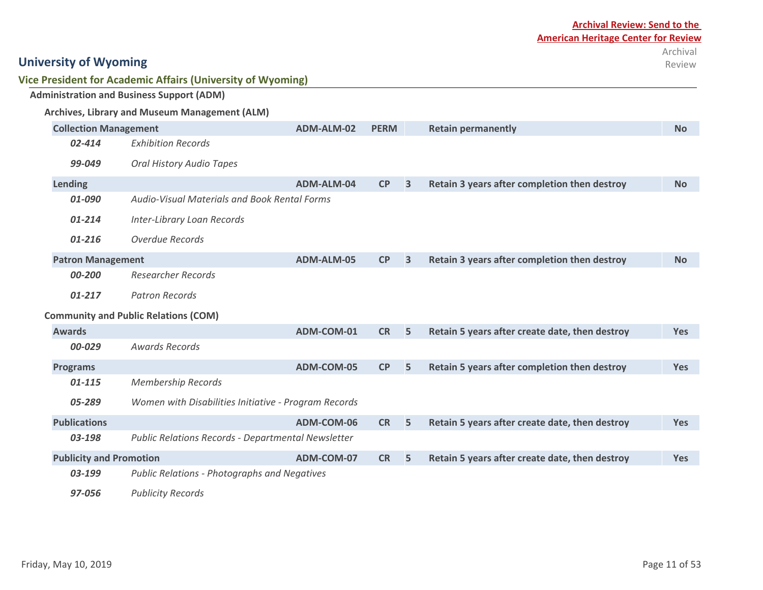**Archival Review: Send to the American Heritage Center for Review**

# University of Wyoming

## Vice President for Academic Affairs (University of Wyoming)

### Administration and Business Support (ADM)

#### Archives, Library and Museum Management (ALM)

| Record Series | | Code | Trigger | Years | Retention | Archival Review |
|---|---|---|---|---|---|---|
| **Collection Management** | | **ADM-ALM-02** | **PERM** | | **Retain permanently** | **No** |
| ***02-414*** | *Exhibition Records* | | | | | |
| ***99-049*** | *Oral History Audio Tapes* | | | | | |
| **Lending** | | **ADM-ALM-04** | **CP** | **3** | **Retain 3 years after completion then destroy** | **No** |
| ***01-090*** | *Audio-Visual Materials and Book Rental Forms* | | | | | |
| ***01-214*** | *Inter-Library Loan Records* | | | | | |
| ***01-216*** | *Overdue Records* | | | | | |
| **Patron Management** | | **ADM-ALM-05** | **CP** | **3** | **Retain 3 years after completion then destroy** | **No** |
| ***00-200*** | *Researcher Records* | | | | | |
| ***01-217*** | *Patron Records* | | | | | |

#### Community and Public Relations (COM)

| Record Series | | Code | Trigger | Years | Retention | Archival Review |
|---|---|---|---|---|---|---|
| **Awards** | | **ADM-COM-01** | **CR** | **5** | **Retain 5 years after create date, then destroy** | **Yes** |
| ***00-029*** | *Awards Records* | | | | | |
| **Programs** | | **ADM-COM-05** | **CP** | **5** | **Retain 5 years after completion then destroy** | **Yes** |
| ***01-115*** | *Membership Records* | | | | | |
| ***05-289*** | *Women with Disabilities Initiative - Program Records* | | | | | |
| **Publications** | | **ADM-COM-06** | **CR** | **5** | **Retain 5 years after create date, then destroy** | **Yes** |
| ***03-198*** | *Public Relations Records - Departmental Newsletter* | | | | | |
| **Publicity and Promotion** | | **ADM-COM-07** | **CR** | **5** | **Retain 5 years after create date, then destroy** | **Yes** |
| ***03-199*** | *Public Relations - Photographs and Negatives* | | | | | |
| ***97-056*** | *Publicity Records* | | | | | |

Friday, May 10, 2019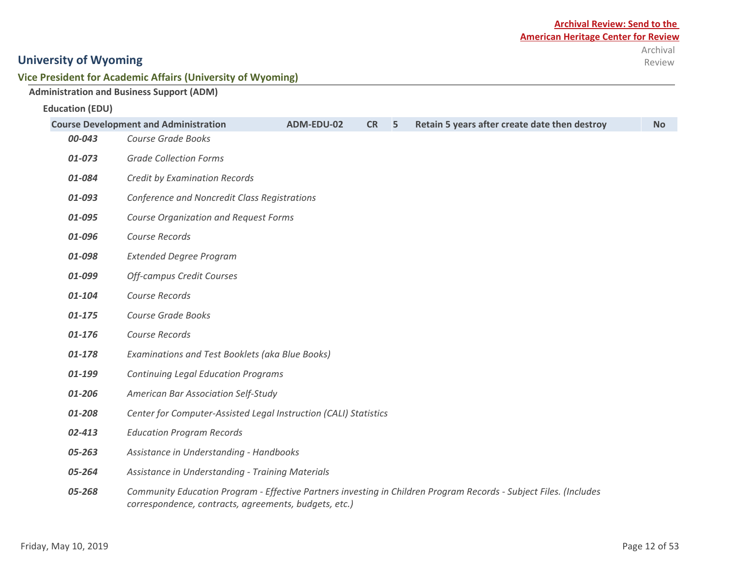**Archival Review: Send to the American Heritage Center for Review**

Archival Review

# University of Wyoming

## Vice President for Academic Affairs (University of Wyoming)

### Administration and Business Support (ADM)

#### Education (EDU)

| Course Development and Administration | ADM-EDU-02 | CR | 5 | Retain 5 years after create date then destroy | No |
|---|---|---|---|---|---|

| | |
|---|---|
| ***00-043*** | *Course Grade Books* |
| ***01-073*** | *Grade Collection Forms* |
| ***01-084*** | *Credit by Examination Records* |
| ***01-093*** | *Conference and Noncredit Class Registrations* |
| ***01-095*** | *Course Organization and Request Forms* |
| ***01-096*** | *Course Records* |
| ***01-098*** | *Extended Degree Program* |
| ***01-099*** | *Off-campus Credit Courses* |
| ***01-104*** | *Course Records* |
| ***01-175*** | *Course Grade Books* |
| ***01-176*** | *Course Records* |
| ***01-178*** | *Examinations and Test Booklets (aka Blue Books)* |
| ***01-199*** | *Continuing Legal Education Programs* |
| ***01-206*** | *American Bar Association Self-Study* |
| ***01-208*** | *Center for Computer-Assisted Legal Instruction (CALI) Statistics* |
| ***02-413*** | *Education Program Records* |
| ***05-263*** | *Assistance in Understanding - Handbooks* |
| ***05-264*** | *Assistance in Understanding - Training Materials* |
| ***05-268*** | *Community Education Program - Effective Partners investing in Children Program Records - Subject Files. (Includes correspondence, contracts, agreements, budgets, etc.)* |

Friday, May 10, 2019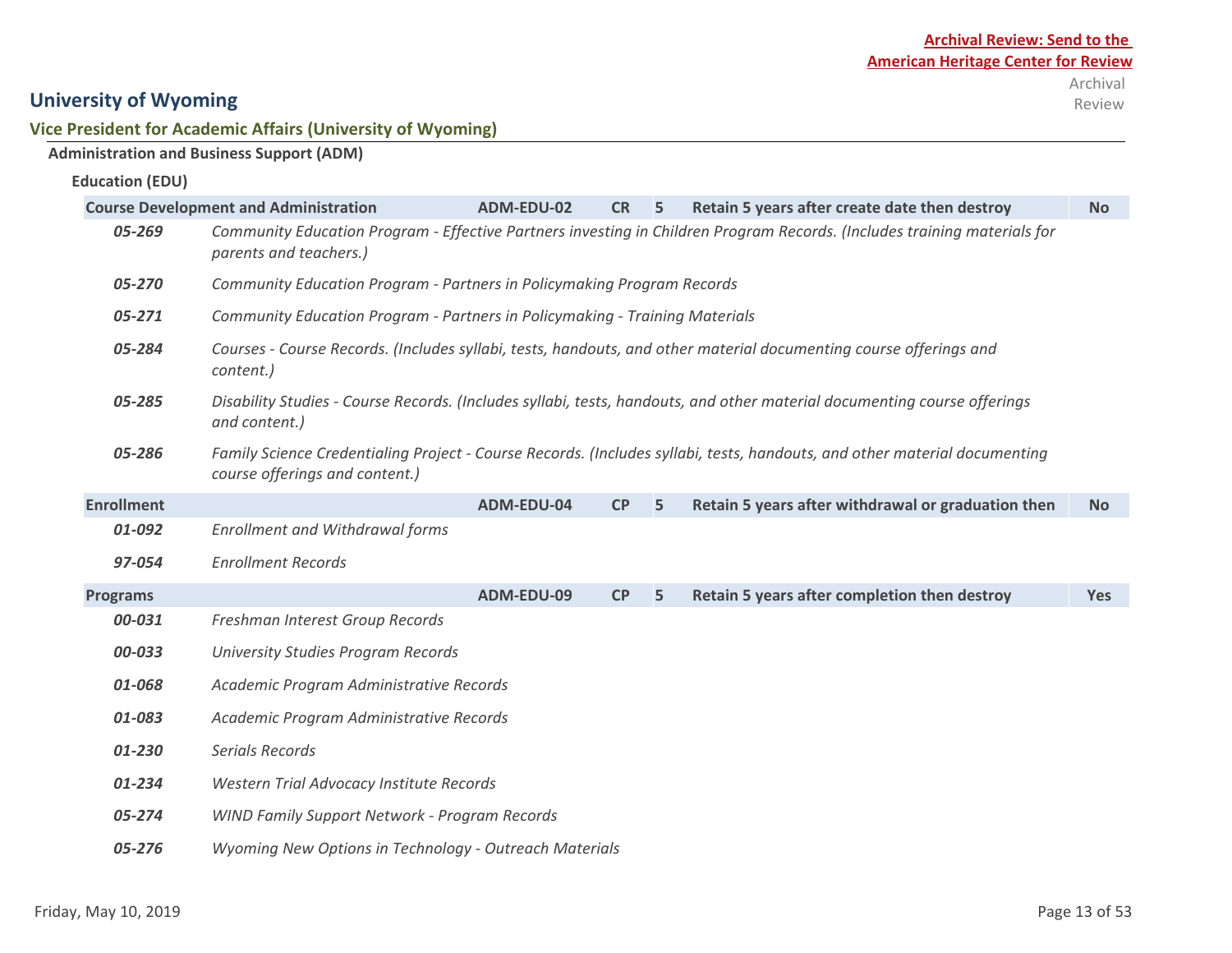**Archival Review: Send to the American Heritage Center for Review**

Archival Review

# University of Wyoming

## Vice President for Academic Affairs (University of Wyoming)

### Administration and Business Support (ADM)

#### Education (EDU)

| Series | Code | | | Retention | Archival Review |
|---|---|---|---|---|---|
| **Course Development and Administration** | **ADM-EDU-02** | **CR** | **5** | **Retain 5 years after create date then destroy** | **No** |
| *05-269* | *Community Education Program - Effective Partners investing in Children Program Records. (Includes training materials for parents and teachers.)* | | | | |
| *05-270* | *Community Education Program - Partners in Policymaking Program Records* | | | | |
| *05-271* | *Community Education Program - Partners in Policymaking - Training Materials* | | | | |
| *05-284* | *Courses - Course Records. (Includes syllabi, tests, handouts, and other material documenting course offerings and content.)* | | | | |
| *05-285* | *Disability Studies - Course Records. (Includes syllabi, tests, handouts, and other material documenting course offerings and content.)* | | | | |
| *05-286* | *Family Science Credentialing Project - Course Records. (Includes syllabi, tests, handouts, and other material documenting course offerings and content.)* | | | | |
| **Enrollment** | **ADM-EDU-04** | **CP** | **5** | **Retain 5 years after withdrawal or graduation then** | **No** |
| *01-092* | *Enrollment and Withdrawal forms* | | | | |
| *97-054* | *Enrollment Records* | | | | |
| **Programs** | **ADM-EDU-09** | **CP** | **5** | **Retain 5 years after completion then destroy** | **Yes** |
| *00-031* | *Freshman Interest Group Records* | | | | |
| *00-033* | *University Studies Program Records* | | | | |
| *01-068* | *Academic Program Administrative Records* | | | | |
| *01-083* | *Academic Program Administrative Records* | | | | |
| *01-230* | *Serials Records* | | | | |
| *01-234* | *Western Trial Advocacy Institute Records* | | | | |
| *05-274* | *WIND Family Support Network - Program Records* | | | | |
| *05-276* | *Wyoming New Options in Technology - Outreach Materials* | | | | |

Friday, May 10, 2019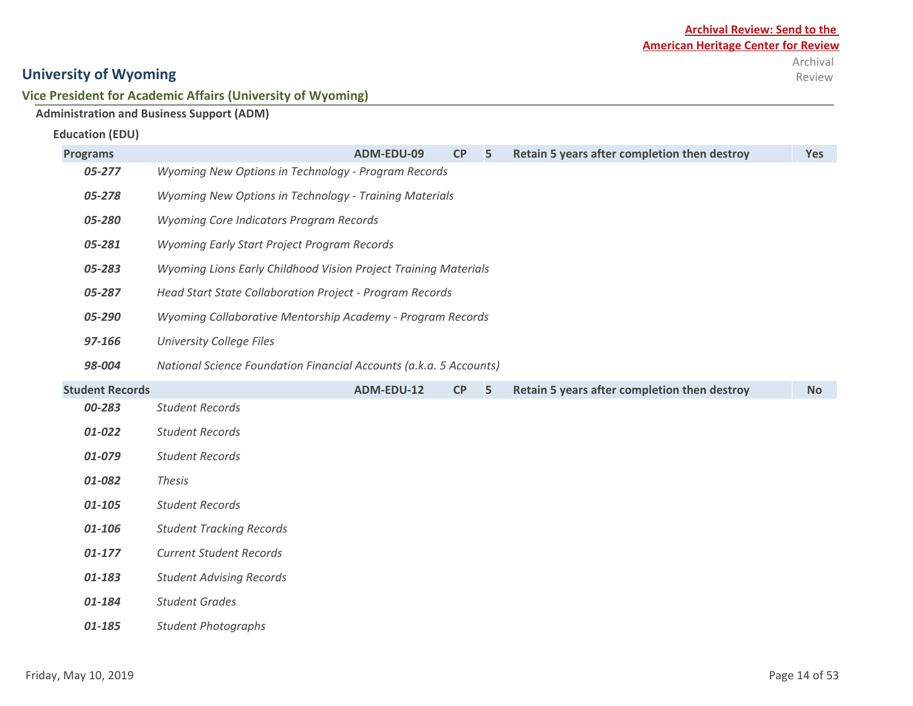**Archival Review: Send to the American Heritage Center for Review**

Archival Review

# University of Wyoming

## Vice President for Academic Affairs (University of Wyoming)

### Administration and Business Support (ADM)

#### Education (EDU)

| Programs | | ADM-EDU-09 | CP | 5 | Retain 5 years after completion then destroy | Yes |
|---|---|---|---|---|---|---|
| *05-277* | *Wyoming New Options in Technology - Program Records* | | | | | |
| *05-278* | *Wyoming New Options in Technology - Training Materials* | | | | | |
| *05-280* | *Wyoming Core Indicators Program Records* | | | | | |
| *05-281* | *Wyoming Early Start Project Program Records* | | | | | |
| *05-283* | *Wyoming Lions Early Childhood Vision Project Training Materials* | | | | | |
| *05-287* | *Head Start State Collaboration Project - Program Records* | | | | | |
| *05-290* | *Wyoming Collaborative Mentorship Academy - Program Records* | | | | | |
| *97-166* | *University College Files* | | | | | |
| *98-004* | *National Science Foundation Financial Accounts (a.k.a. 5 Accounts)* | | | | | |

| Student Records | | ADM-EDU-12 | CP | 5 | Retain 5 years after completion then destroy | No |
|---|---|---|---|---|---|---|
| *00-283* | *Student Records* | | | | | |
| *01-022* | *Student Records* | | | | | |
| *01-079* | *Student Records* | | | | | |
| *01-082* | *Thesis* | | | | | |
| *01-105* | *Student Records* | | | | | |
| *01-106* | *Student Tracking Records* | | | | | |
| *01-177* | *Current Student Records* | | | | | |
| *01-183* | *Student Advising Records* | | | | | |
| *01-184* | *Student Grades* | | | | | |
| *01-185* | *Student Photographs* | | | | | |

Friday, May 10, 2019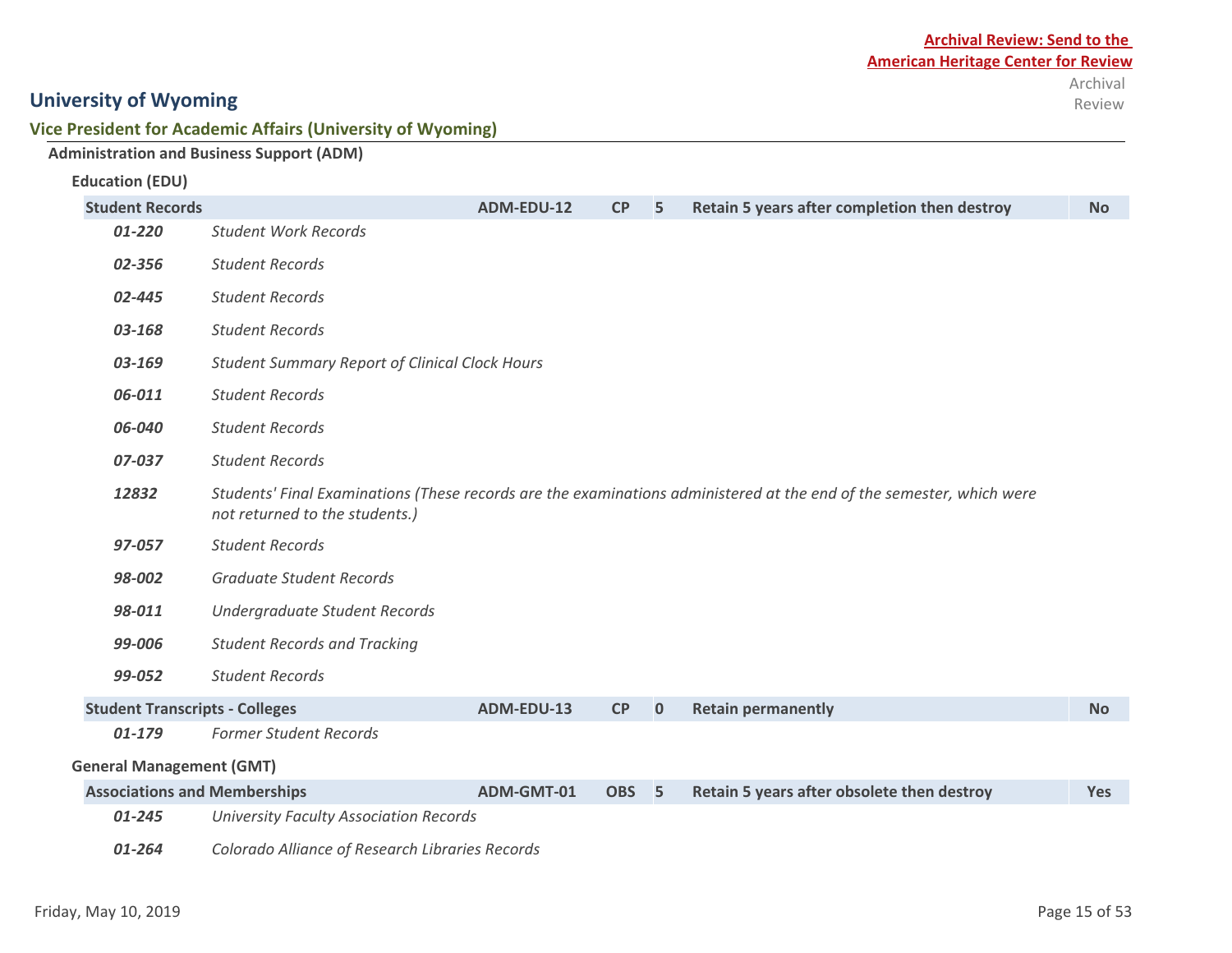**Archival Review: Send to the American Heritage Center for Review**

Archival Review

# University of Wyoming

## Vice President for Academic Affairs (University of Wyoming)

### Administration and Business Support (ADM)

#### Education (EDU)

| Series | Code | Trigger | Years | Retention | Archival Review |
|---|---|---|---|---|---|
| **Student Records** | **ADM-EDU-12** | **CP** | **5** | **Retain 5 years after completion then destroy** | **No** |

| | |
|---|---|
| ***01-220*** | *Student Work Records* |
| ***02-356*** | *Student Records* |
| ***02-445*** | *Student Records* |
| ***03-168*** | *Student Records* |
| ***03-169*** | *Student Summary Report of Clinical Clock Hours* |
| ***06-011*** | *Student Records* |
| ***06-040*** | *Student Records* |
| ***07-037*** | *Student Records* |
| ***12832*** | *Students' Final Examinations (These records are the examinations administered at the end of the semester, which were not returned to the students.)* |
| ***97-057*** | *Student Records* |
| ***98-002*** | *Graduate Student Records* |
| ***98-011*** | *Undergraduate Student Records* |
| ***99-006*** | *Student Records and Tracking* |
| ***99-052*** | *Student Records* |

| Series | Code | Trigger | Years | Retention | Archival Review |
|---|---|---|---|---|---|
| **Student Transcripts - Colleges** | **ADM-EDU-13** | **CP** | **0** | **Retain permanently** | **No** |

| | |
|---|---|
| ***01-179*** | *Former Student Records* |

#### General Management (GMT)

| Series | Code | Trigger | Years | Retention | Archival Review |
|---|---|---|---|---|---|
| **Associations and Memberships** | **ADM-GMT-01** | **OBS** | **5** | **Retain 5 years after obsolete then destroy** | **Yes** |

| | |
|---|---|
| ***01-245*** | *University Faculty Association Records* |
| ***01-264*** | *Colorado Alliance of Research Libraries Records* |

Friday, May 10, 2019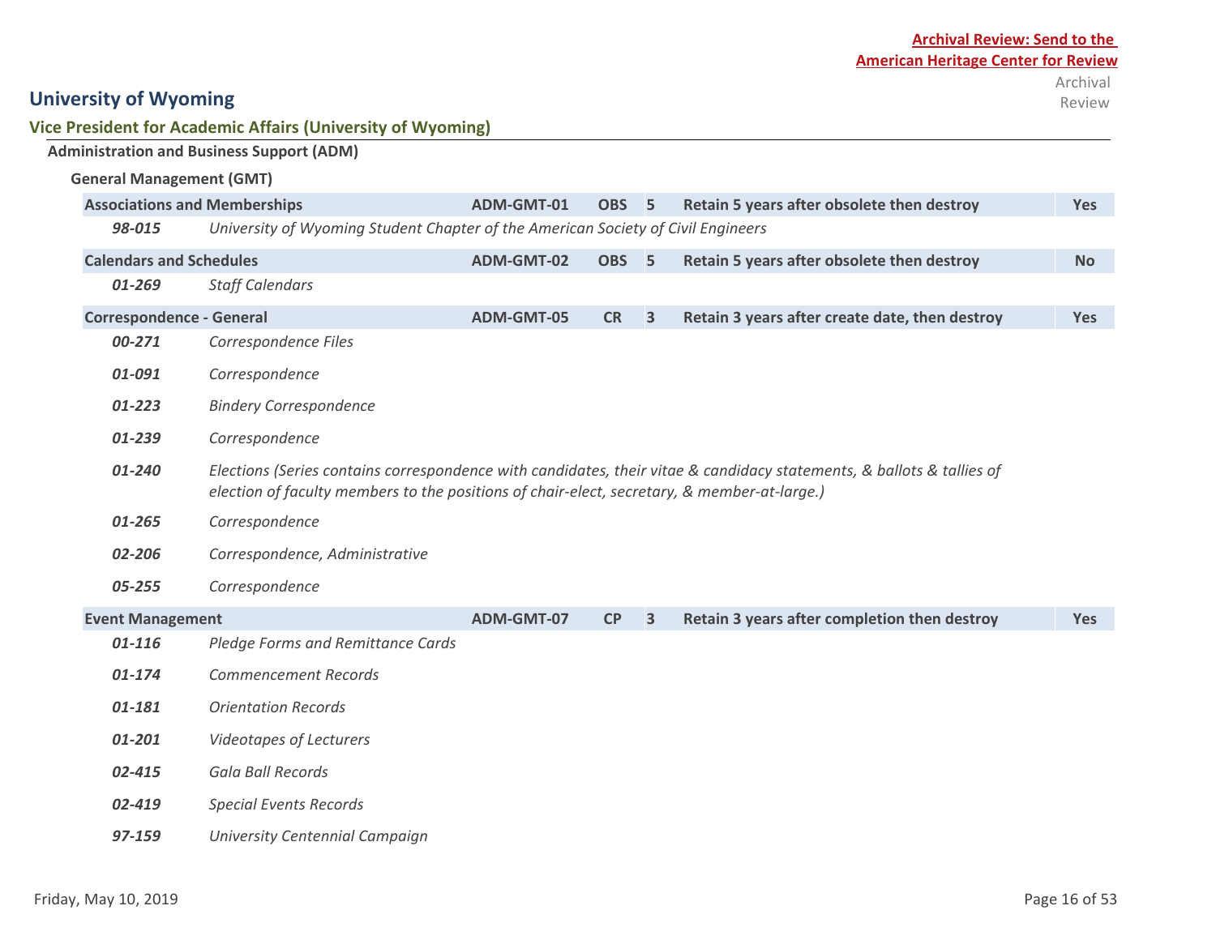**Archival Review: Send to the American Heritage Center for Review**

# University of Wyoming

## Vice President for Academic Affairs (University of Wyoming)

### Administration and Business Support (ADM)

#### General Management (GMT)

| Series | Title | Code | Trigger | Years | Disposition | Archival Review |
|---|---|---|---|---|---|---|
| **Associations and Memberships** | | **ADM-GMT-01** | **OBS** | **5** | **Retain 5 years after obsolete then destroy** | **Yes** |
| ***98-015*** | *University of Wyoming Student Chapter of the American Society of Civil Engineers* | | | | | |
| **Calendars and Schedules** | | **ADM-GMT-02** | **OBS** | **5** | **Retain 5 years after obsolete then destroy** | **No** |
| ***01-269*** | *Staff Calendars* | | | | | |
| **Correspondence - General** | | **ADM-GMT-05** | **CR** | **3** | **Retain 3 years after create date, then destroy** | **Yes** |
| ***00-271*** | *Correspondence Files* | | | | | |
| ***01-091*** | *Correspondence* | | | | | |
| ***01-223*** | *Bindery Correspondence* | | | | | |
| ***01-239*** | *Correspondence* | | | | | |
| ***01-240*** | *Elections (Series contains correspondence with candidates, their vitae & candidacy statements, & ballots & tallies of election of faculty members to the positions of chair-elect, secretary, & member-at-large.)* | | | | | |
| ***01-265*** | *Correspondence* | | | | | |
| ***02-206*** | *Correspondence, Administrative* | | | | | |
| ***05-255*** | *Correspondence* | | | | | |
| **Event Management** | | **ADM-GMT-07** | **CP** | **3** | **Retain 3 years after completion then destroy** | **Yes** |
| ***01-116*** | *Pledge Forms and Remittance Cards* | | | | | |
| ***01-174*** | *Commencement Records* | | | | | |
| ***01-181*** | *Orientation Records* | | | | | |
| ***01-201*** | *Videotapes of Lecturers* | | | | | |
| ***02-415*** | *Gala Ball Records* | | | | | |
| ***02-419*** | *Special Events Records* | | | | | |
| ***97-159*** | *University Centennial Campaign* | | | | | |

Friday, May 10, 2019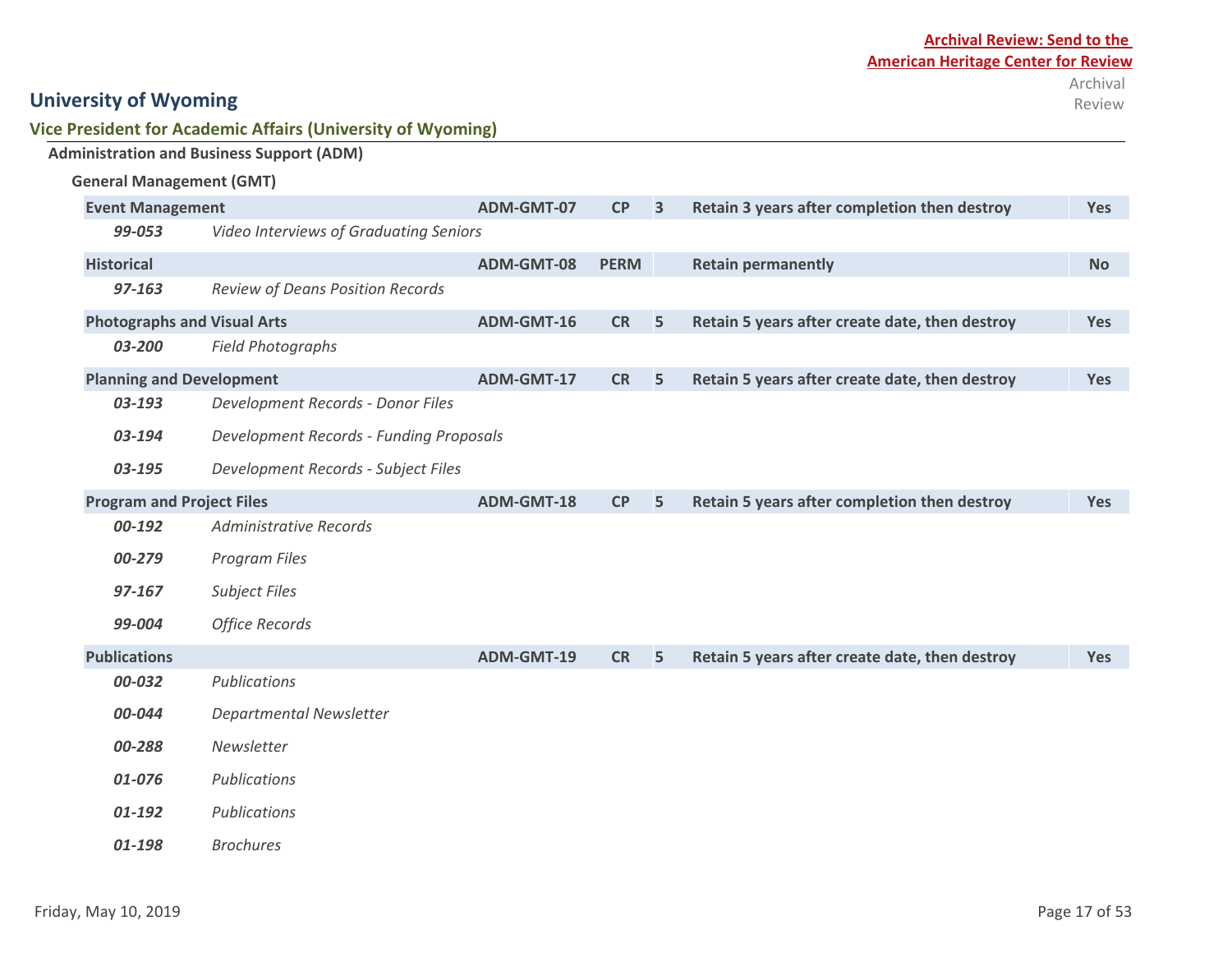**Archival Review: Send to the American Heritage Center for Review**

# University of Wyoming

## Vice President for Academic Affairs (University of Wyoming)

### Administration and Business Support (ADM)

#### General Management (GMT)

| | | | | | Archival Review |
|---|---|---|---|---|---|
| **Event Management** | **ADM-GMT-07** | **CP** | **3** | **Retain 3 years after completion then destroy** | **Yes** |
| *99-053* | *Video Interviews of Graduating Seniors* | | | | |
| **Historical** | **ADM-GMT-08** | **PERM** | | **Retain permanently** | **No** |
| *97-163* | *Review of Deans Position Records* | | | | |
| **Photographs and Visual Arts** | **ADM-GMT-16** | **CR** | **5** | **Retain 5 years after create date, then destroy** | **Yes** |
| *03-200* | *Field Photographs* | | | | |
| **Planning and Development** | **ADM-GMT-17** | **CR** | **5** | **Retain 5 years after create date, then destroy** | **Yes** |
| *03-193* | *Development Records - Donor Files* | | | | |
| *03-194* | *Development Records - Funding Proposals* | | | | |
| *03-195* | *Development Records - Subject Files* | | | | |
| **Program and Project Files** | **ADM-GMT-18** | **CP** | **5** | **Retain 5 years after completion then destroy** | **Yes** |
| *00-192* | *Administrative Records* | | | | |
| *00-279* | *Program Files* | | | | |
| *97-167* | *Subject Files* | | | | |
| *99-004* | *Office Records* | | | | |
| **Publications** | **ADM-GMT-19** | **CR** | **5** | **Retain 5 years after create date, then destroy** | **Yes** |
| *00-032* | *Publications* | | | | |
| *00-044* | *Departmental Newsletter* | | | | |
| *00-288* | *Newsletter* | | | | |
| *01-076* | *Publications* | | | | |
| *01-192* | *Publications* | | | | |
| *01-198* | *Brochures* | | | | |

Friday, May 10, 2019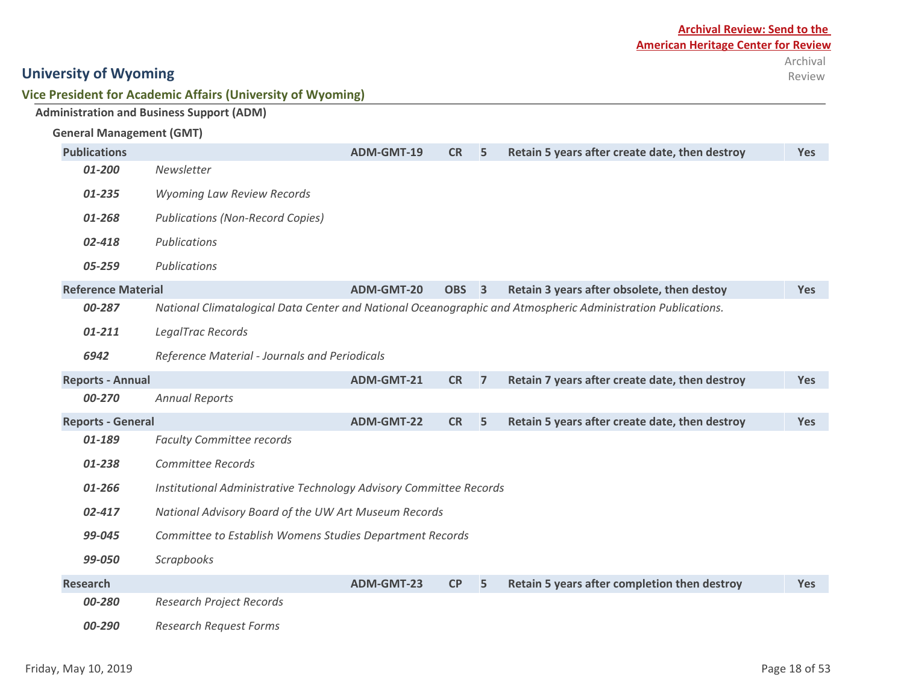**Archival Review: Send to the American Heritage Center for Review**

## University of Wyoming

### Vice President for Academic Affairs (University of Wyoming)

#### Administration and Business Support (ADM)

##### General Management (GMT)

| Records Series | | Code | Trigger | Years | Retention | Archival Review |
|---|---|---|---|---|---|---|
| **Publications** | | **ADM-GMT-19** | **CR** | **5** | **Retain 5 years after create date, then destroy** | **Yes** |
| *01-200* | *Newsletter* | | | | | |
| *01-235* | *Wyoming Law Review Records* | | | | | |
| *01-268* | *Publications (Non-Record Copies)* | | | | | |
| *02-418* | *Publications* | | | | | |
| *05-259* | *Publications* | | | | | |
| **Reference Material** | | **ADM-GMT-20** | **OBS** | **3** | **Retain 3 years after obsolete, then destoy** | **Yes** |
| *00-287* | *National Climatalogical Data Center and National Oceanographic and Atmospheric Administration Publications.* | | | | | |
| *01-211* | *LegalTrac Records* | | | | | |
| *6942* | *Reference Material - Journals and Periodicals* | | | | | |
| **Reports - Annual** | | **ADM-GMT-21** | **CR** | **7** | **Retain 7 years after create date, then destroy** | **Yes** |
| *00-270* | *Annual Reports* | | | | | |
| **Reports - General** | | **ADM-GMT-22** | **CR** | **5** | **Retain 5 years after create date, then destroy** | **Yes** |
| *01-189* | *Faculty Committee records* | | | | | |
| *01-238* | *Committee Records* | | | | | |
| *01-266* | *Institutional Administrative Technology Advisory Committee Records* | | | | | |
| *02-417* | *National Advisory Board of the UW Art Museum Records* | | | | | |
| *99-045* | *Committee to Establish Womens Studies Department Records* | | | | | |
| *99-050* | *Scrapbooks* | | | | | |
| **Research** | | **ADM-GMT-23** | **CP** | **5** | **Retain 5 years after completion then destroy** | **Yes** |
| *00-280* | *Research Project Records* | | | | | |
| *00-290* | *Research Request Forms* | | | | | |

Friday, May 10, 2019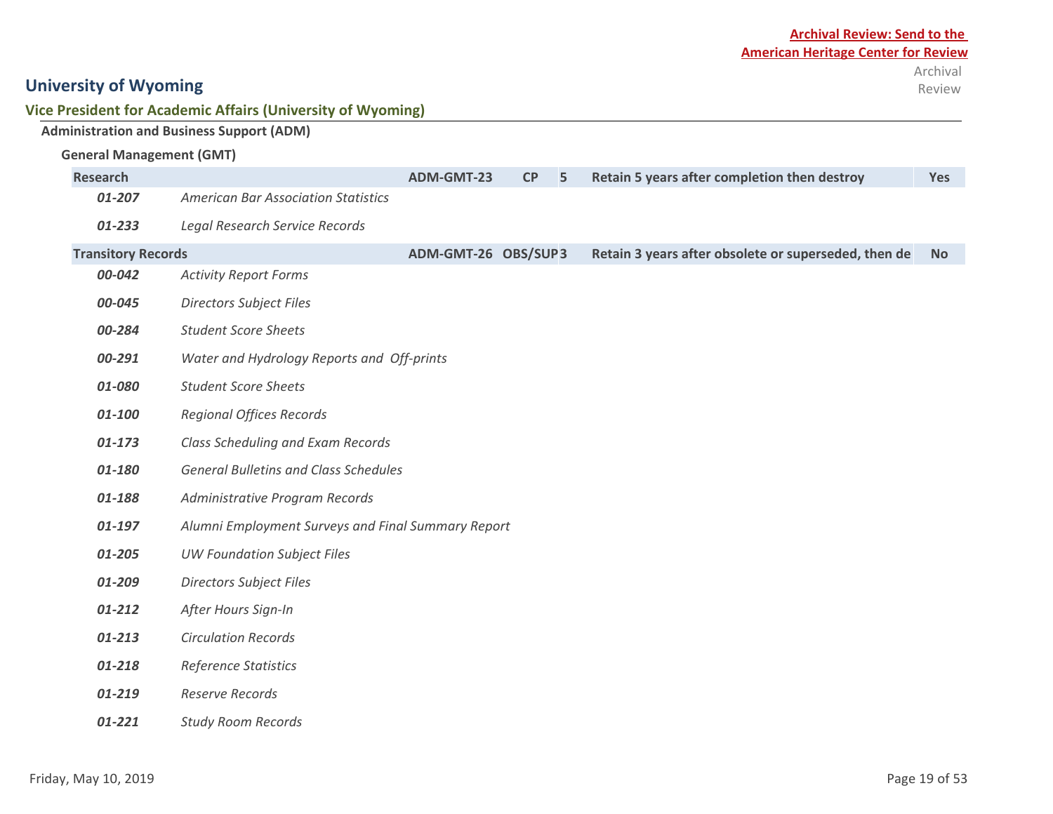**Archival Review: Send to the American Heritage Center for Review**

# University of Wyoming

## Vice President for Academic Affairs (University of Wyoming)

### Administration and Business Support (ADM)

#### General Management (GMT)

| | | | | | Archival Review |
|---|---|---|---|---|---|
| **Research** | **ADM-GMT-23** | **CP** | **5** | **Retain 5 years after completion then destroy** | **Yes** |
| *01-207* | *American Bar Association Statistics* | | | | |
| *01-233* | *Legal Research Service Records* | | | | |
| **Transitory Records** | **ADM-GMT-26** | **OBS/SUP** | **3** | **Retain 3 years after obsolete or superseded, then de** | **No** |
| *00-042* | *Activity Report Forms* | | | | |
| *00-045* | *Directors Subject Files* | | | | |
| *00-284* | *Student Score Sheets* | | | | |
| *00-291* | *Water and Hydrology Reports and Off-prints* | | | | |
| *01-080* | *Student Score Sheets* | | | | |
| *01-100* | *Regional Offices Records* | | | | |
| *01-173* | *Class Scheduling and Exam Records* | | | | |
| *01-180* | *General Bulletins and Class Schedules* | | | | |
| *01-188* | *Administrative Program Records* | | | | |
| *01-197* | *Alumni Employment Surveys and Final Summary Report* | | | | |
| *01-205* | *UW Foundation Subject Files* | | | | |
| *01-209* | *Directors Subject Files* | | | | |
| *01-212* | *After Hours Sign-In* | | | | |
| *01-213* | *Circulation Records* | | | | |
| *01-218* | *Reference Statistics* | | | | |
| *01-219* | *Reserve Records* | | | | |
| *01-221* | *Study Room Records* | | | | |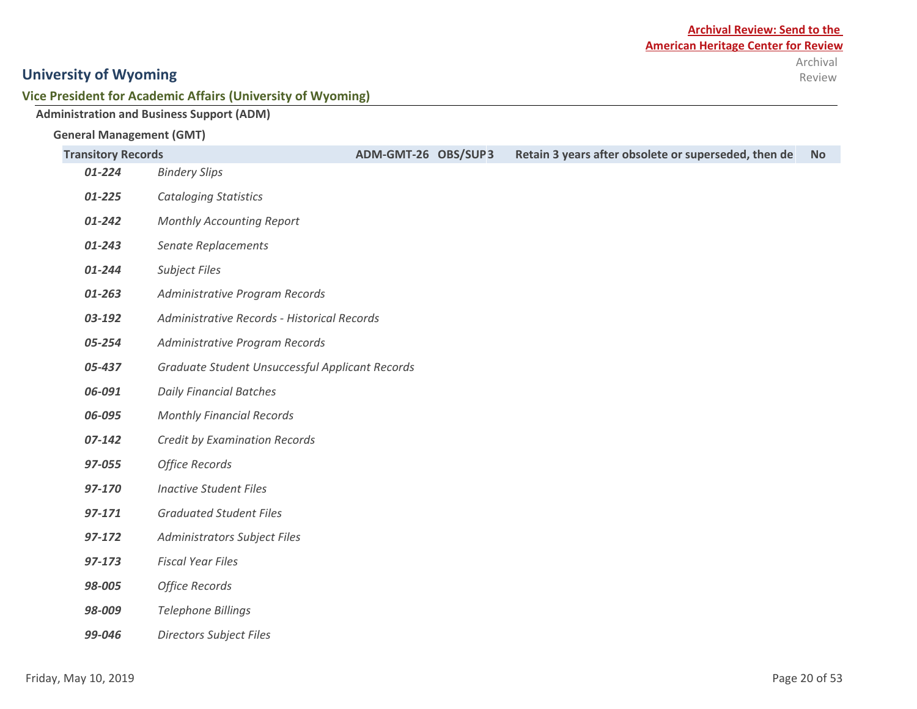**Archival Review: Send to the American Heritage Center for Review**

Archival Review

## University of Wyoming

### Vice President for Academic Affairs (University of Wyoming)

**Administration and Business Support (ADM)**

**General Management (GMT)**

| Transitory Records | ADM-GMT-26 | OBS/SUP | 3 | Retain 3 years after obsolete or superseded, then de | No |
|---|---|---|---|---|---|
| ***01-224*** *Bindery Slips* | | | | | |
| ***01-225*** *Cataloging Statistics* | | | | | |
| ***01-242*** *Monthly Accounting Report* | | | | | |
| ***01-243*** *Senate Replacements* | | | | | |
| ***01-244*** *Subject Files* | | | | | |
| ***01-263*** *Administrative Program Records* | | | | | |
| ***03-192*** *Administrative Records - Historical Records* | | | | | |
| ***05-254*** *Administrative Program Records* | | | | | |
| ***05-437*** *Graduate Student Unsuccessful Applicant Records* | | | | | |
| ***06-091*** *Daily Financial Batches* | | | | | |
| ***06-095*** *Monthly Financial Records* | | | | | |
| ***07-142*** *Credit by Examination Records* | | | | | |
| ***97-055*** *Office Records* | | | | | |
| ***97-170*** *Inactive Student Files* | | | | | |
| ***97-171*** *Graduated Student Files* | | | | | |
| ***97-172*** *Administrators Subject Files* | | | | | |
| ***97-173*** *Fiscal Year Files* | | | | | |
| ***98-005*** *Office Records* | | | | | |
| ***98-009*** *Telephone Billings* | | | | | |
| ***99-046*** *Directors Subject Files* | | | | | |

Friday, May 10, 2019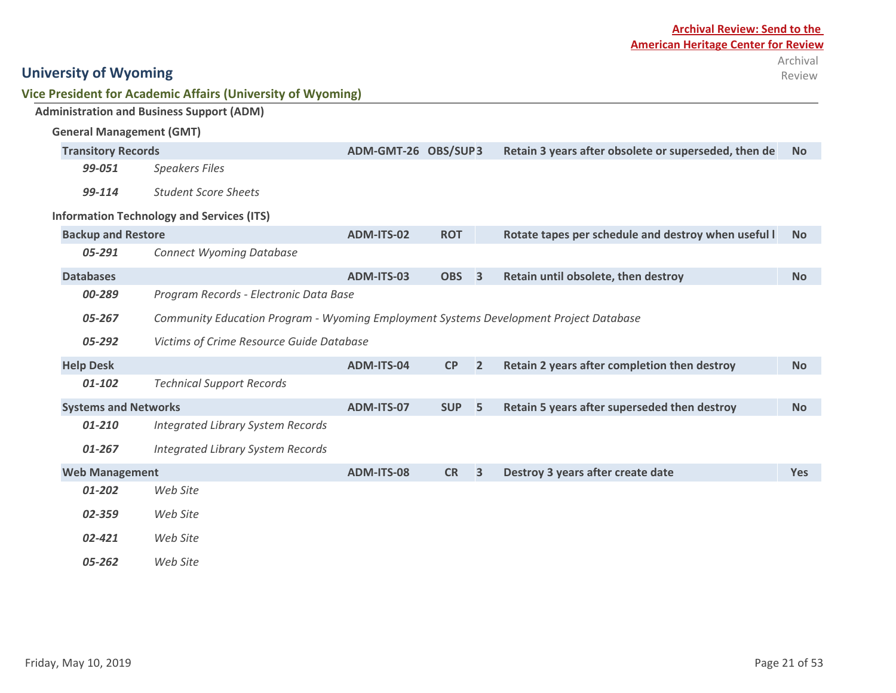**Archival Review: Send to the American Heritage Center for Review**

# University of Wyoming

## Vice President for Academic Affairs (University of Wyoming)

### Administration and Business Support (ADM)

#### General Management (GMT)

| Series | | Code | Trigger | Years | Retention | Archival Review |
|---|---|---|---|---|---|---|
| **Transitory Records** | | ADM-GMT-26 | OBS/SUP | 3 | Retain 3 years after obsolete or superseded, then de | No |
| *99-051* | *Speakers Files* | | | | | |
| *99-114* | *Student Score Sheets* | | | | | |

#### Information Technology and Services (ITS)

| Series | | Code | Trigger | Years | Retention | Archival Review |
|---|---|---|---|---|---|---|
| **Backup and Restore** | | ADM-ITS-02 | ROT | | Rotate tapes per schedule and destroy when useful l | No |
| *05-291* | *Connect Wyoming Database* | | | | | |
| **Databases** | | ADM-ITS-03 | OBS | 3 | Retain until obsolete, then destroy | No |
| *00-289* | *Program Records - Electronic Data Base* | | | | | |
| *05-267* | *Community Education Program - Wyoming Employment Systems Development Project Database* | | | | | |
| *05-292* | *Victims of Crime Resource Guide Database* | | | | | |
| **Help Desk** | | ADM-ITS-04 | CP | 2 | Retain 2 years after completion then destroy | No |
| *01-102* | *Technical Support Records* | | | | | |
| **Systems and Networks** | | ADM-ITS-07 | SUP | 5 | Retain 5 years after superseded then destroy | No |
| *01-210* | *Integrated Library System Records* | | | | | |
| *01-267* | *Integrated Library System Records* | | | | | |
| **Web Management** | | ADM-ITS-08 | CR | 3 | Destroy 3 years after create date | Yes |
| *01-202* | *Web Site* | | | | | |
| *02-359* | *Web Site* | | | | | |
| *02-421* | *Web Site* | | | | | |
| *05-262* | *Web Site* | | | | | |

Friday, May 10, 2019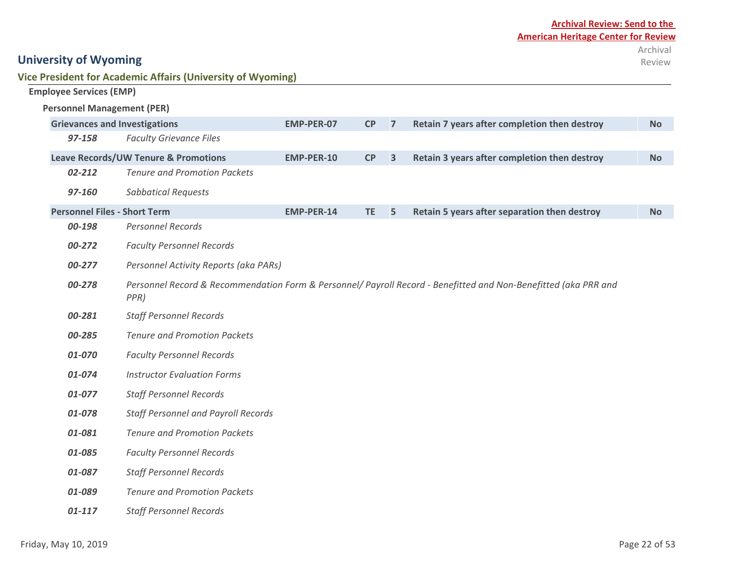**Archival Review: Send to the American Heritage Center for Review**

# University of Wyoming

## Vice President for Academic Affairs (University of Wyoming)

### Employee Services (EMP)

#### Personnel Management (PER)

| Series | Code | | | Retention | Archival Review |
|---|---|---|---|---|---|
| **Grievances and Investigations** | **EMP-PER-07** | **CP** | **7** | **Retain 7 years after completion then destroy** | **No** |
| ***97-158*** *Faculty Grievance Files* | | | | | |
| **Leave Records/UW Tenure & Promotions** | **EMP-PER-10** | **CP** | **3** | **Retain 3 years after completion then destroy** | **No** |
| ***02-212*** *Tenure and Promotion Packets* | | | | | |
| ***97-160*** *Sabbatical Requests* | | | | | |
| **Personnel Files - Short Term** | **EMP-PER-14** | **TE** | **5** | **Retain 5 years after separation then destroy** | **No** |
| ***00-198*** *Personnel Records* | | | | | |
| ***00-272*** *Faculty Personnel Records* | | | | | |
| ***00-277*** *Personnel Activity Reports (aka PARs)* | | | | | |
| ***00-278*** *Personnel Record & Recommendation Form & Personnel/ Payroll Record - Benefitted and Non-Benefitted (aka PRR and PPR)* | | | | | |
| ***00-281*** *Staff Personnel Records* | | | | | |
| ***00-285*** *Tenure and Promotion Packets* | | | | | |
| ***01-070*** *Faculty Personnel Records* | | | | | |
| ***01-074*** *Instructor Evaluation Forms* | | | | | |
| ***01-077*** *Staff Personnel Records* | | | | | |
| ***01-078*** *Staff Personnel and Payroll Records* | | | | | |
| ***01-081*** *Tenure and Promotion Packets* | | | | | |
| ***01-085*** *Faculty Personnel Records* | | | | | |
| ***01-087*** *Staff Personnel Records* | | | | | |
| ***01-089*** *Tenure and Promotion Packets* | | | | | |
| ***01-117*** *Staff Personnel Records* | | | | | |

Friday, May 10, 2019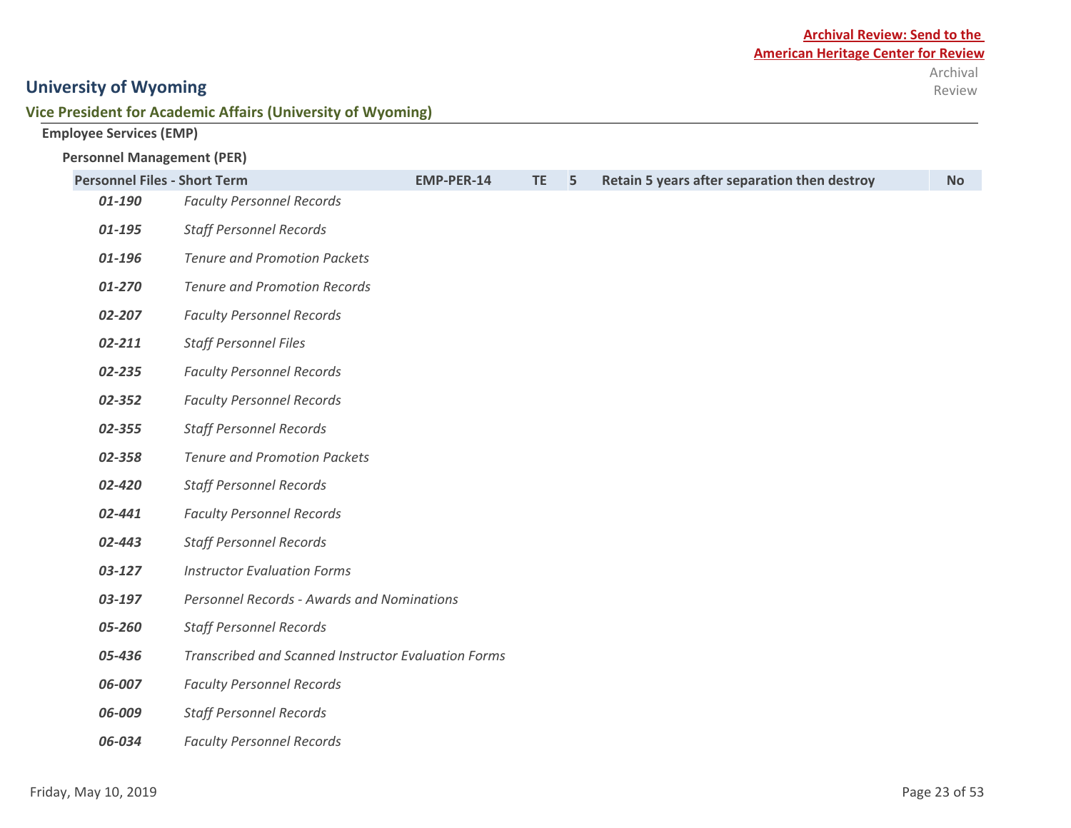**Archival Review: Send to the American Heritage Center for Review**

# University of Wyoming

## Vice President for Academic Affairs (University of Wyoming)

### Employee Services (EMP)

#### Personnel Management (PER)

| Title | Code | | | Retention | Archival Review |
|---|---|---|---|---|---|
| **Personnel Files - Short Term** | **EMP-PER-14** | **TE** | **5** | **Retain 5 years after separation then destroy** | **No** |

| | |
|---|---|
| ***01-190*** | *Faculty Personnel Records* |
| ***01-195*** | *Staff Personnel Records* |
| ***01-196*** | *Tenure and Promotion Packets* |
| ***01-270*** | *Tenure and Promotion Records* |
| ***02-207*** | *Faculty Personnel Records* |
| ***02-211*** | *Staff Personnel Files* |
| ***02-235*** | *Faculty Personnel Records* |
| ***02-352*** | *Faculty Personnel Records* |
| ***02-355*** | *Staff Personnel Records* |
| ***02-358*** | *Tenure and Promotion Packets* |
| ***02-420*** | *Staff Personnel Records* |
| ***02-441*** | *Faculty Personnel Records* |
| ***02-443*** | *Staff Personnel Records* |
| ***03-127*** | *Instructor Evaluation Forms* |
| ***03-197*** | *Personnel Records - Awards and Nominations* |
| ***05-260*** | *Staff Personnel Records* |
| ***05-436*** | *Transcribed and Scanned Instructor Evaluation Forms* |
| ***06-007*** | *Faculty Personnel Records* |
| ***06-009*** | *Staff Personnel Records* |
| ***06-034*** | *Faculty Personnel Records* |

Friday, May 10, 2019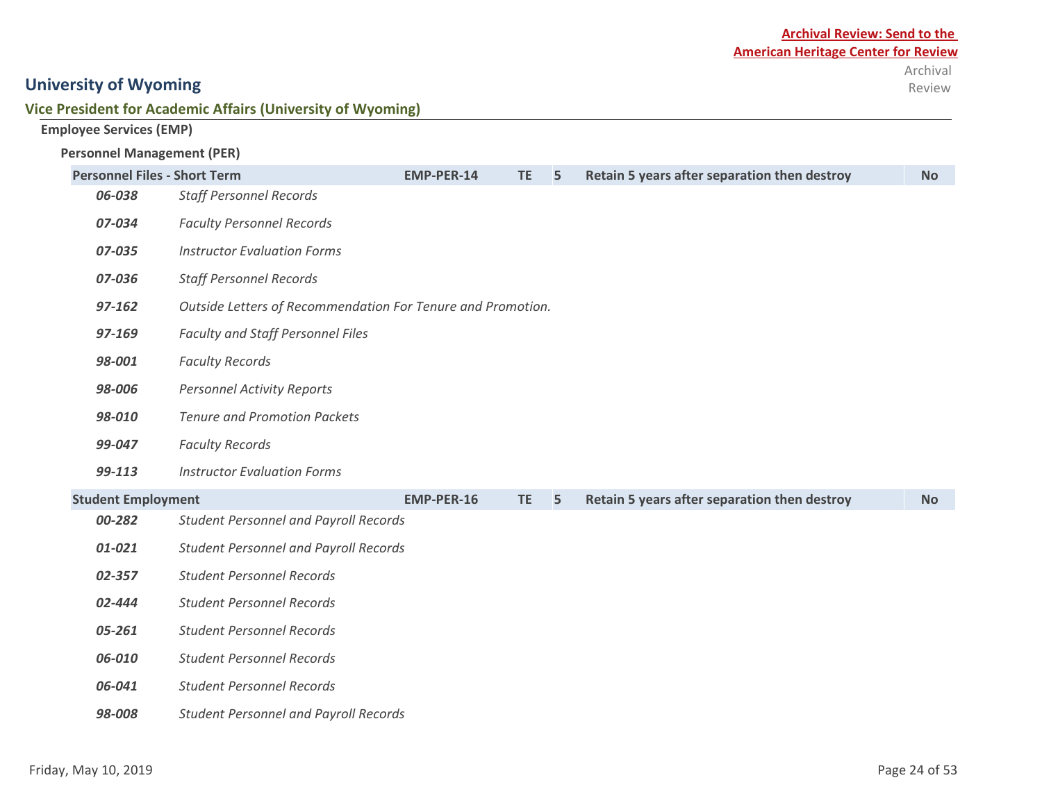**Archival Review: Send to the American Heritage Center for Review**

# University of Wyoming

## Vice President for Academic Affairs (University of Wyoming)

### Employee Services (EMP)

#### Personnel Management (PER)

| Record Series | Code | | | Retention | Archival Review |
|---|---|---|---|---|---|
| **Personnel Files - Short Term** | **EMP-PER-14** | **TE** | **5** | **Retain 5 years after separation then destroy** | **No** |
| *06-038* | *Staff Personnel Records* | | | | |
| *07-034* | *Faculty Personnel Records* | | | | |
| *07-035* | *Instructor Evaluation Forms* | | | | |
| *07-036* | *Staff Personnel Records* | | | | |
| *97-162* | *Outside Letters of Recommendation For Tenure and Promotion.* | | | | |
| *97-169* | *Faculty and Staff Personnel Files* | | | | |
| *98-001* | *Faculty Records* | | | | |
| *98-006* | *Personnel Activity Reports* | | | | |
| *98-010* | *Tenure and Promotion Packets* | | | | |
| *99-047* | *Faculty Records* | | | | |
| *99-113* | *Instructor Evaluation Forms* | | | | |
| **Student Employment** | **EMP-PER-16** | **TE** | **5** | **Retain 5 years after separation then destroy** | **No** |
| *00-282* | *Student Personnel and Payroll Records* | | | | |
| *01-021* | *Student Personnel and Payroll Records* | | | | |
| *02-357* | *Student Personnel Records* | | | | |
| *02-444* | *Student Personnel Records* | | | | |
| *05-261* | *Student Personnel Records* | | | | |
| *06-010* | *Student Personnel Records* | | | | |
| *06-041* | *Student Personnel Records* | | | | |
| *98-008* | *Student Personnel and Payroll Records* | | | | |

Friday, May 10, 2019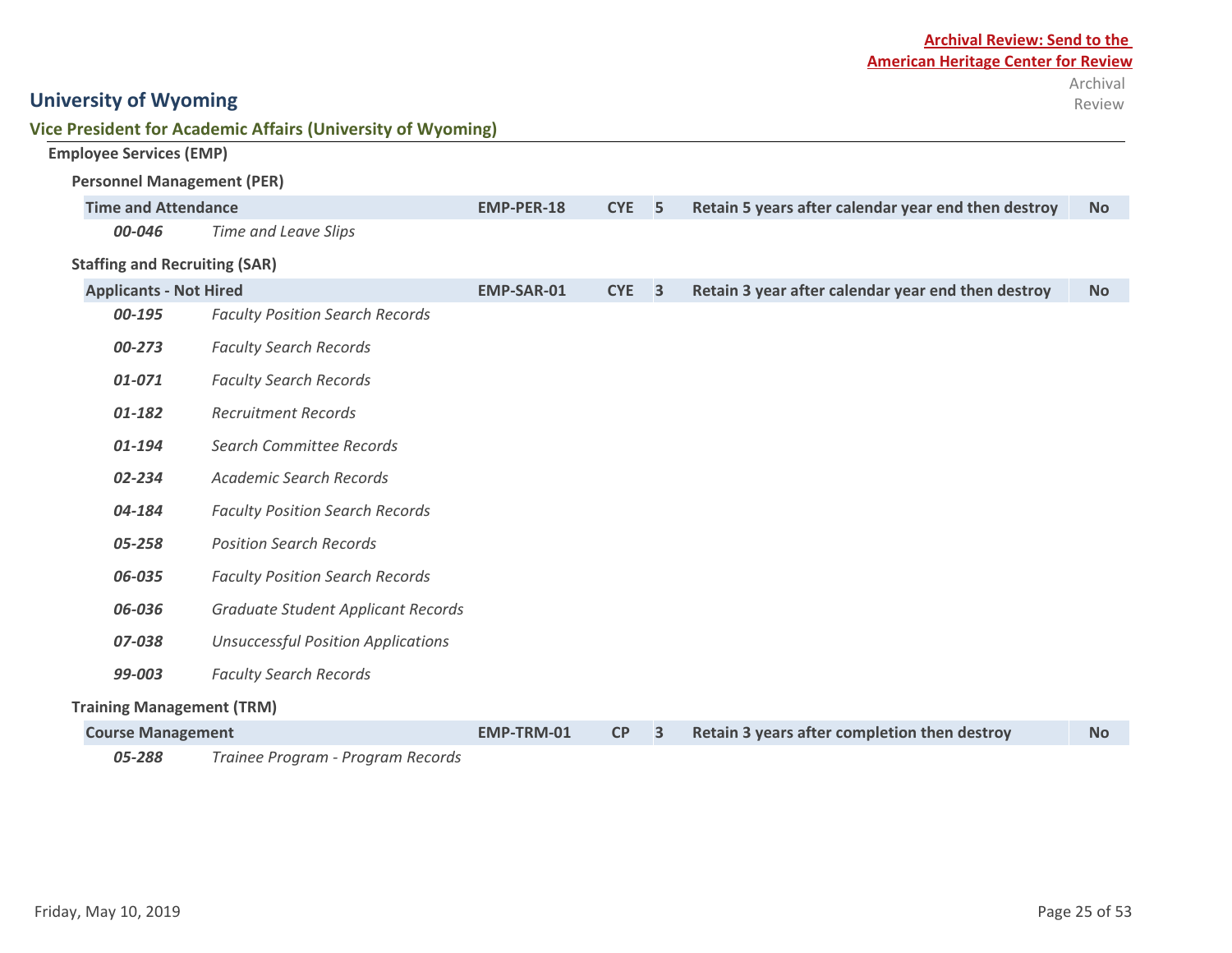**Archival Review: Send to the American Heritage Center for Review**

# University of Wyoming

## Vice President for Academic Affairs (University of Wyoming)

### Employee Services (EMP)

#### Personnel Management (PER)

| Series | Code | Trigger | Years | Retention | Archival Review |
|---|---|---|---|---|---|
| **Time and Attendance** | **EMP-PER-18** | **CYE** | **5** | **Retain 5 years after calendar year end then destroy** | **No** |
| *00-046* | *Time and Leave Slips* | | | | |

#### Staffing and Recruiting (SAR)

| Series | Code | Trigger | Years | Retention | Archival Review |
|---|---|---|---|---|---|
| **Applicants - Not Hired** | **EMP-SAR-01** | **CYE** | **3** | **Retain 3 year after calendar year end then destroy** | **No** |
| *00-195* | *Faculty Position Search Records* | | | | |
| *00-273* | *Faculty Search Records* | | | | |
| *01-071* | *Faculty Search Records* | | | | |
| *01-182* | *Recruitment Records* | | | | |
| *01-194* | *Search Committee Records* | | | | |
| *02-234* | *Academic Search Records* | | | | |
| *04-184* | *Faculty Position Search Records* | | | | |
| *05-258* | *Position Search Records* | | | | |
| *06-035* | *Faculty Position Search Records* | | | | |
| *06-036* | *Graduate Student Applicant Records* | | | | |
| *07-038* | *Unsuccessful Position Applications* | | | | |
| *99-003* | *Faculty Search Records* | | | | |

#### Training Management (TRM)

| Series | Code | Trigger | Years | Retention | Archival Review |
|---|---|---|---|---|---|
| **Course Management** | **EMP-TRM-01** | **CP** | **3** | **Retain 3 years after completion then destroy** | **No** |
| *05-288* | *Trainee Program - Program Records* | | | | |

Friday, May 10, 2019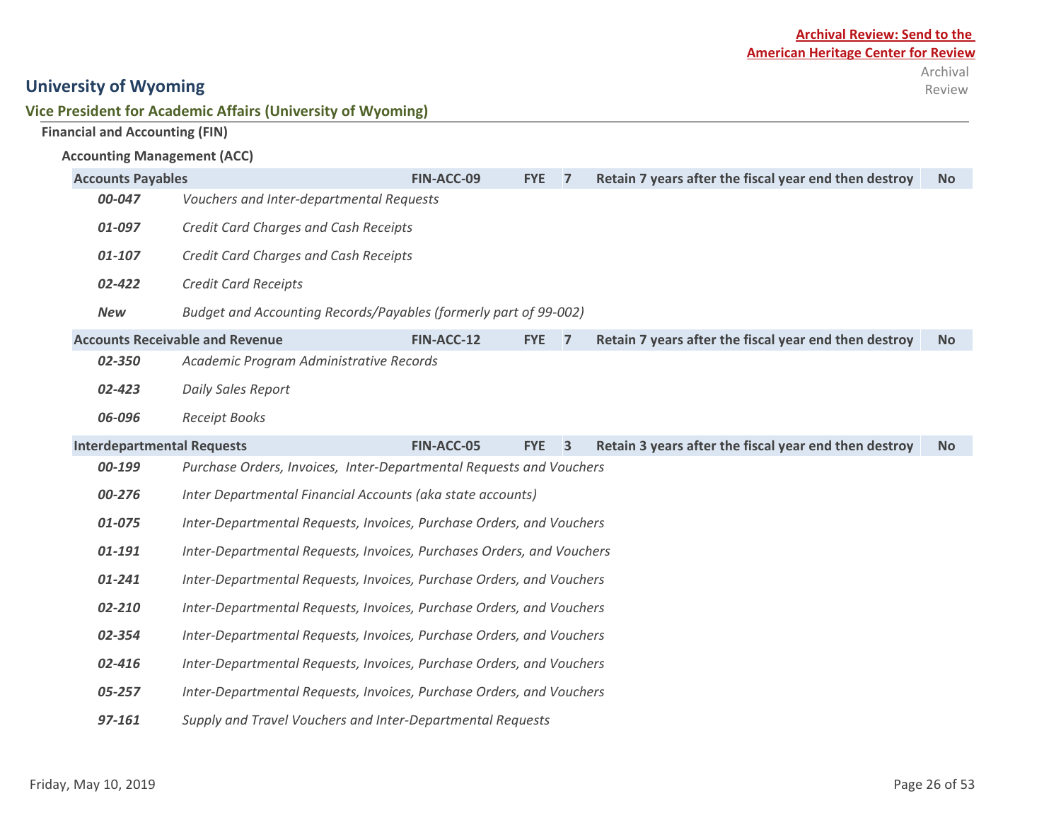**Archival Review: Send to the American Heritage Center for Review**

## University of Wyoming

### Vice President for Academic Affairs (University of Wyoming)

#### Financial and Accounting (FIN)

##### Accounting Management (ACC)

| | | | | | Archival Review |
|---|---|---|---|---|---|
| **Accounts Payables** | **FIN-ACC-09** | **FYE** | **7** | **Retain 7 years after the fiscal year end then destroy** | **No** |
| *00-047* | *Vouchers and Inter-departmental Requests* | | | | |
| *01-097* | *Credit Card Charges and Cash Receipts* | | | | |
| *01-107* | *Credit Card Charges and Cash Receipts* | | | | |
| *02-422* | *Credit Card Receipts* | | | | |
| *New* | *Budget and Accounting Records/Payables (formerly part of 99-002)* | | | | |
| **Accounts Receivable and Revenue** | **FIN-ACC-12** | **FYE** | **7** | **Retain 7 years after the fiscal year end then destroy** | **No** |
| *02-350* | *Academic Program Administrative Records* | | | | |
| *02-423* | *Daily Sales Report* | | | | |
| *06-096* | *Receipt Books* | | | | |
| **Interdepartmental Requests** | **FIN-ACC-05** | **FYE** | **3** | **Retain 3 years after the fiscal year end then destroy** | **No** |
| *00-199* | *Purchase Orders, Invoices, Inter-Departmental Requests and Vouchers* | | | | |
| *00-276* | *Inter Departmental Financial Accounts (aka state accounts)* | | | | |
| *01-075* | *Inter-Departmental Requests, Invoices, Purchase Orders, and Vouchers* | | | | |
| *01-191* | *Inter-Departmental Requests, Invoices, Purchases Orders, and Vouchers* | | | | |
| *01-241* | *Inter-Departmental Requests, Invoices, Purchase Orders, and Vouchers* | | | | |
| *02-210* | *Inter-Departmental Requests, Invoices, Purchase Orders, and Vouchers* | | | | |
| *02-354* | *Inter-Departmental Requests, Invoices, Purchase Orders, and Vouchers* | | | | |
| *02-416* | *Inter-Departmental Requests, Invoices, Purchase Orders, and Vouchers* | | | | |
| *05-257* | *Inter-Departmental Requests, Invoices, Purchase Orders, and Vouchers* | | | | |
| *97-161* | *Supply and Travel Vouchers and Inter-Departmental Requests* | | | | |

Friday, May 10, 2019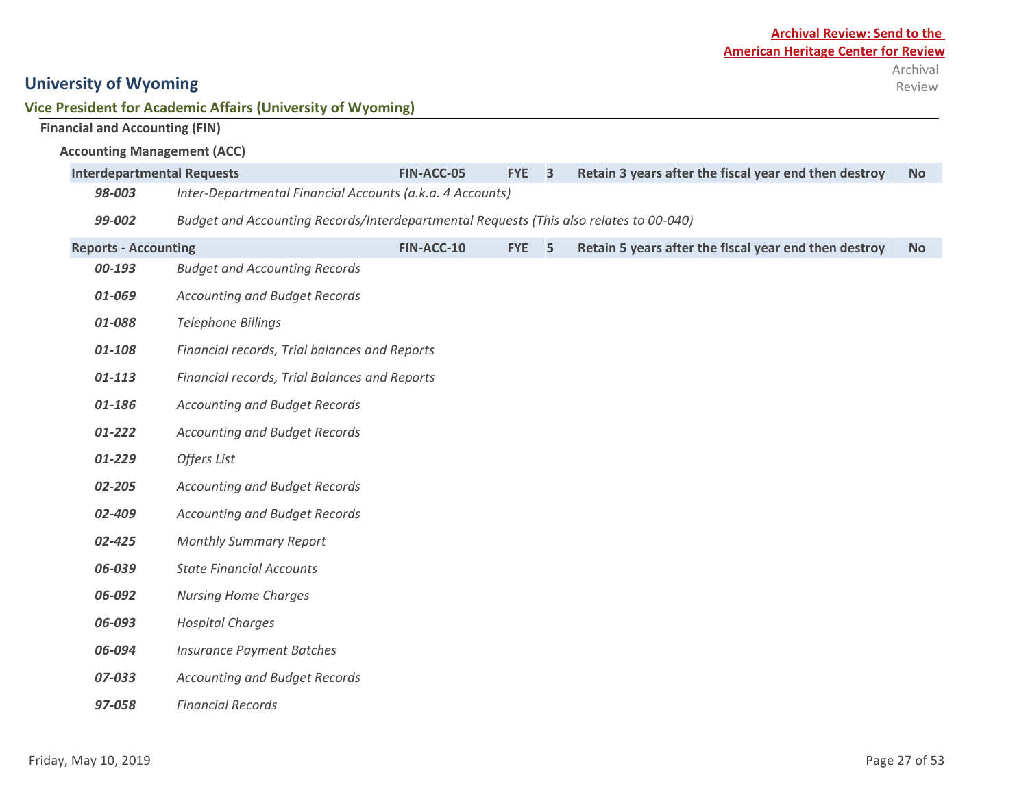**Archival Review: Send to the American Heritage Center for Review**

Archival Review

# University of Wyoming

## Vice President for Academic Affairs (University of Wyoming)

### Financial and Accounting (FIN)

#### Accounting Management (ACC)

| **Interdepartmental Requests** | **FIN-ACC-05** | **FYE** | **3** | **Retain 3 years after the fiscal year end then destroy** | **No** |
|---|---|---|---|---|---|

***98-003*** *Inter-Departmental Financial Accounts (a.k.a. 4 Accounts)*

***99-002*** *Budget and Accounting Records/Interdepartmental Requests (This also relates to 00-040)*

| **Reports - Accounting** | **FIN-ACC-10** | **FYE** | **5** | **Retain 5 years after the fiscal year end then destroy** | **No** |
|---|---|---|---|---|---|

***00-193*** *Budget and Accounting Records*

***01-069*** *Accounting and Budget Records*

***01-088*** *Telephone Billings*

***01-108*** *Financial records, Trial balances and Reports*

***01-113*** *Financial records, Trial Balances and Reports*

***01-186*** *Accounting and Budget Records*

***01-222*** *Accounting and Budget Records*

***01-229*** *Offers List*

***02-205*** *Accounting and Budget Records*

***02-409*** *Accounting and Budget Records*

***02-425*** *Monthly Summary Report*

***06-039*** *State Financial Accounts*

***06-092*** *Nursing Home Charges*

***06-093*** *Hospital Charges*

***06-094*** *Insurance Payment Batches*

***07-033*** *Accounting and Budget Records*

***97-058*** *Financial Records*

Friday, May 10, 2019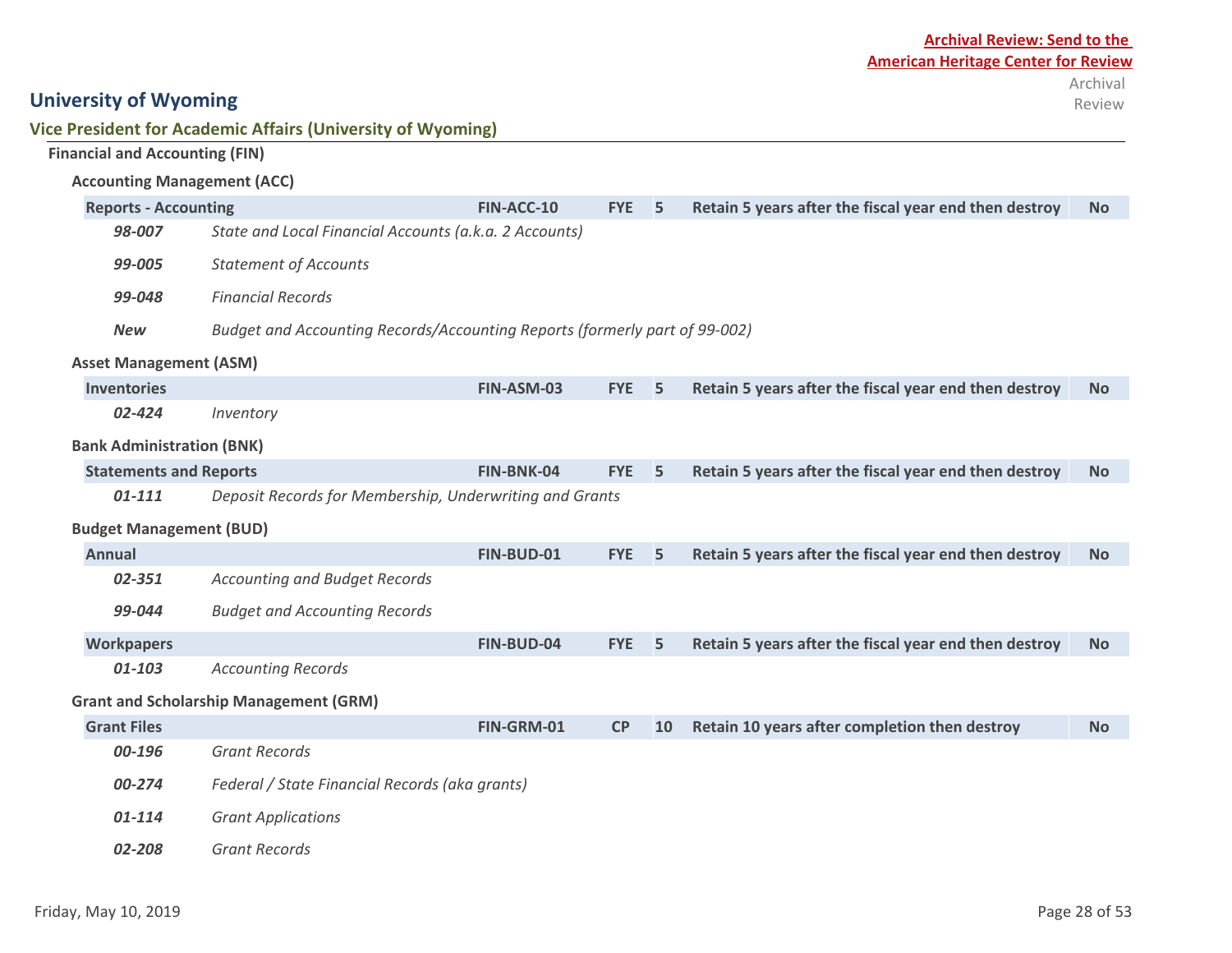**Archival Review: Send to the American Heritage Center for Review**

# University of Wyoming

## Vice President for Academic Affairs (University of Wyoming)

### Financial and Accounting (FIN)

#### Accounting Management (ACC)

| Series | Code | Trigger | Years | Retention | Archival Review |
|---|---|---|---|---|---|
| **Reports - Accounting** | **FIN-ACC-10** | **FYE** | **5** | **Retain 5 years after the fiscal year end then destroy** | **No** |
| ***98-007*** | *State and Local Financial Accounts (a.k.a. 2 Accounts)* | | | | |
| ***99-005*** | *Statement of Accounts* | | | | |
| ***99-048*** | *Financial Records* | | | | |
| ***New*** | *Budget and Accounting Records/Accounting Reports (formerly part of 99-002)* | | | | |

#### Asset Management (ASM)

| Series | Code | Trigger | Years | Retention | Archival Review |
|---|---|---|---|---|---|
| **Inventories** | **FIN-ASM-03** | **FYE** | **5** | **Retain 5 years after the fiscal year end then destroy** | **No** |
| ***02-424*** | *Inventory* | | | | |

#### Bank Administration (BNK)

| Series | Code | Trigger | Years | Retention | Archival Review |
|---|---|---|---|---|---|
| **Statements and Reports** | **FIN-BNK-04** | **FYE** | **5** | **Retain 5 years after the fiscal year end then destroy** | **No** |
| ***01-111*** | *Deposit Records for Membership, Underwriting and Grants* | | | | |

#### Budget Management (BUD)

| Series | Code | Trigger | Years | Retention | Archival Review |
|---|---|---|---|---|---|
| **Annual** | **FIN-BUD-01** | **FYE** | **5** | **Retain 5 years after the fiscal year end then destroy** | **No** |
| ***02-351*** | *Accounting and Budget Records* | | | | |
| ***99-044*** | *Budget and Accounting Records* | | | | |
| **Workpapers** | **FIN-BUD-04** | **FYE** | **5** | **Retain 5 years after the fiscal year end then destroy** | **No** |
| ***01-103*** | *Accounting Records* | | | | |

#### Grant and Scholarship Management (GRM)

| Series | Code | Trigger | Years | Retention | Archival Review |
|---|---|---|---|---|---|
| **Grant Files** | **FIN-GRM-01** | **CP** | **10** | **Retain 10 years after completion then destroy** | **No** |
| ***00-196*** | *Grant Records* | | | | |
| ***00-274*** | *Federal / State Financial Records (aka grants)* | | | | |
| ***01-114*** | *Grant Applications* | | | | |
| ***02-208*** | *Grant Records* | | | | |

Friday, May 10, 2019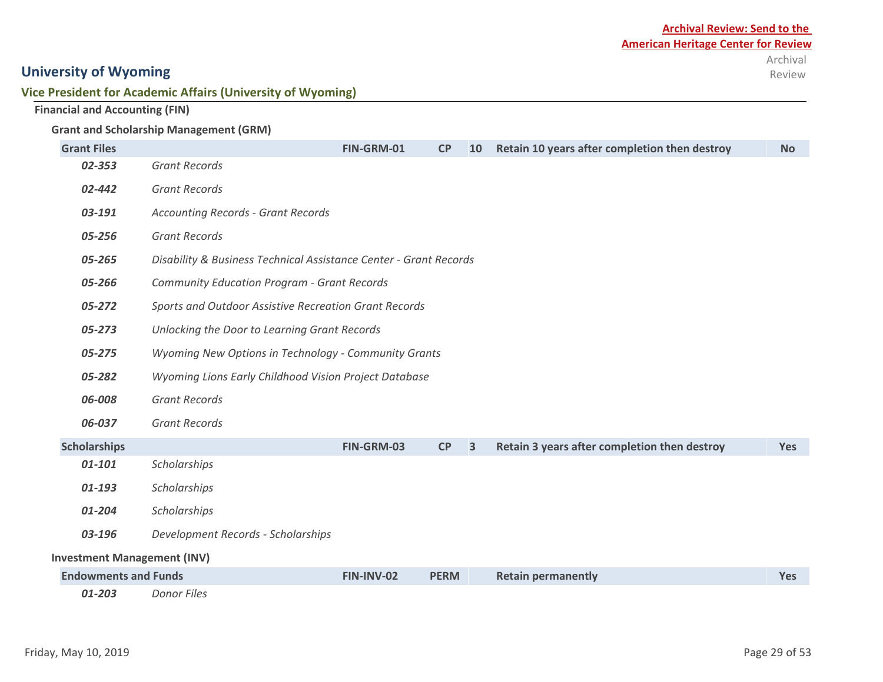Archival Review: Send to the American Heritage Center for Review

# University of Wyoming

## Vice President for Academic Affairs (University of Wyoming)

### Financial and Accounting (FIN)

#### Grant and Scholarship Management (GRM)

| | | Code | Type | Years | Retention | Archival Review |
|---|---|---|---|---|---|---|
| **Grant Files** | | **FIN-GRM-01** | **CP** | **10** | **Retain 10 years after completion then destroy** | **No** |
| ***02-353*** | *Grant Records* | | | | | |
| ***02-442*** | *Grant Records* | | | | | |
| ***03-191*** | *Accounting Records - Grant Records* | | | | | |
| ***05-256*** | *Grant Records* | | | | | |
| ***05-265*** | *Disability & Business Technical Assistance Center - Grant Records* | | | | | |
| ***05-266*** | *Community Education Program - Grant Records* | | | | | |
| ***05-272*** | *Sports and Outdoor Assistive Recreation Grant Records* | | | | | |
| ***05-273*** | *Unlocking the Door to Learning Grant Records* | | | | | |
| ***05-275*** | *Wyoming New Options in Technology - Community Grants* | | | | | |
| ***05-282*** | *Wyoming Lions Early Childhood Vision Project Database* | | | | | |
| ***06-008*** | *Grant Records* | | | | | |
| ***06-037*** | *Grant Records* | | | | | |
| **Scholarships** | | **FIN-GRM-03** | **CP** | **3** | **Retain 3 years after completion then destroy** | **Yes** |
| ***01-101*** | *Scholarships* | | | | | |
| ***01-193*** | *Scholarships* | | | | | |
| ***01-204*** | *Scholarships* | | | | | |
| ***03-196*** | *Development Records - Scholarships* | | | | | |

#### Investment Management (INV)

| | | Code | Type | Years | Retention | Archival Review |
|---|---|---|---|---|---|---|
| **Endowments and Funds** | | **FIN-INV-02** | **PERM** | | **Retain permanently** | **Yes** |
| ***01-203*** | *Donor Files* | | | | | |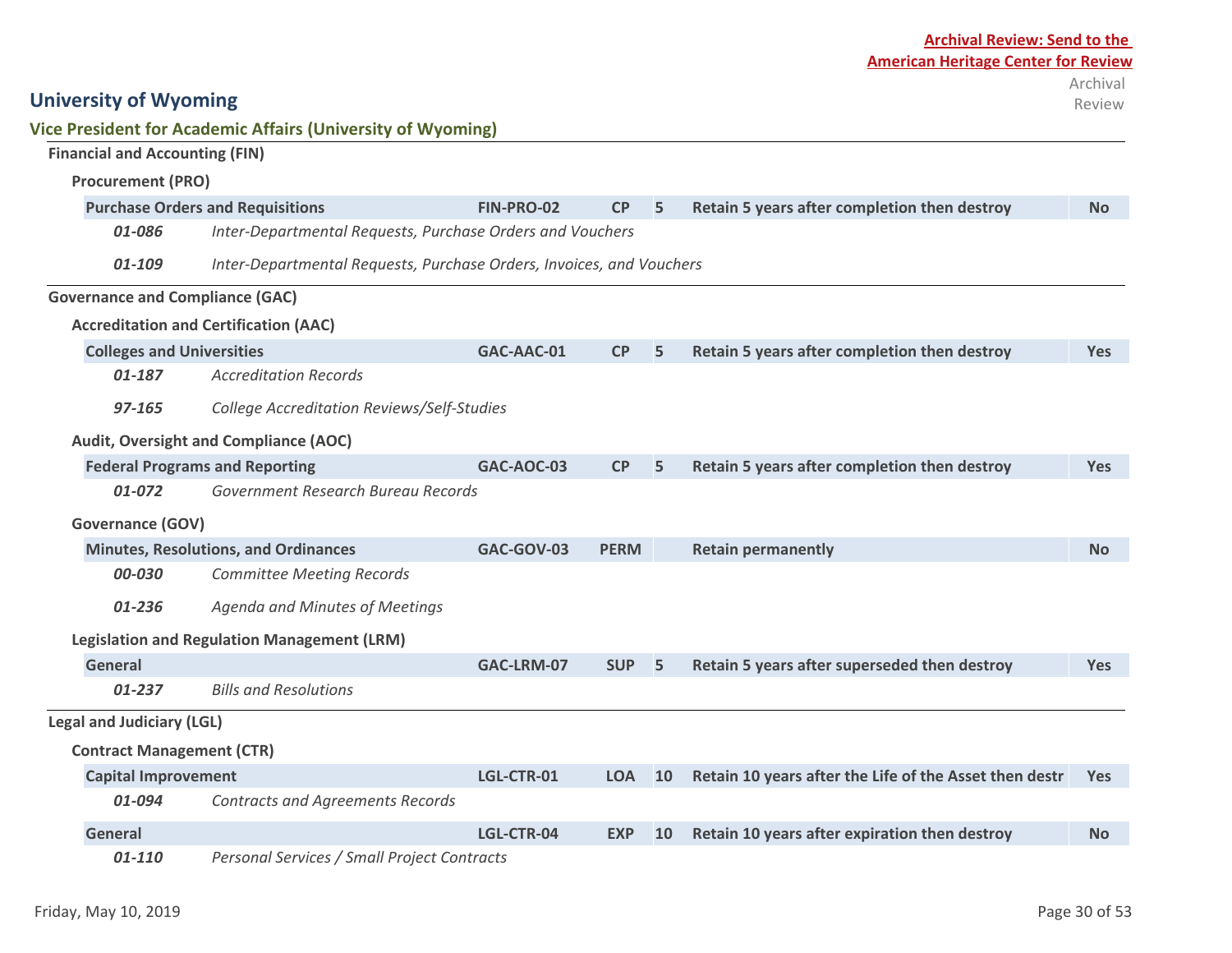**Archival Review: Send to the American Heritage Center for Review**

# University of Wyoming

## Vice President for Academic Affairs (University of Wyoming)

### Financial and Accounting (FIN)

#### Procurement (PRO)

| Record Series | Code | Trigger | Years | Retention | Archival Review |
|---|---|---|---|---|---|
| **Purchase Orders and Requisitions** | **FIN-PRO-02** | **CP** | **5** | **Retain 5 years after completion then destroy** | **No** |
| *01-086* | *Inter-Departmental Requests, Purchase Orders and Vouchers* | | | | |
| *01-109* | *Inter-Departmental Requests, Purchase Orders, Invoices, and Vouchers* | | | | |

### Governance and Compliance (GAC)

#### Accreditation and Certification (AAC)

| Record Series | Code | Trigger | Years | Retention | Archival Review |
|---|---|---|---|---|---|
| **Colleges and Universities** | **GAC-AAC-01** | **CP** | **5** | **Retain 5 years after completion then destroy** | **Yes** |
| *01-187* | *Accreditation Records* | | | | |
| *97-165* | *College Accreditation Reviews/Self-Studies* | | | | |

#### Audit, Oversight and Compliance (AOC)

| Record Series | Code | Trigger | Years | Retention | Archival Review |
|---|---|---|---|---|---|
| **Federal Programs and Reporting** | **GAC-AOC-03** | **CP** | **5** | **Retain 5 years after completion then destroy** | **Yes** |
| *01-072* | *Government Research Bureau Records* | | | | |

#### Governance (GOV)

| Record Series | Code | Trigger | Years | Retention | Archival Review |
|---|---|---|---|---|---|
| **Minutes, Resolutions, and Ordinances** | **GAC-GOV-03** | **PERM** | | **Retain permanently** | **No** |
| *00-030* | *Committee Meeting Records* | | | | |
| *01-236* | *Agenda and Minutes of Meetings* | | | | |

#### Legislation and Regulation Management (LRM)

| Record Series | Code | Trigger | Years | Retention | Archival Review |
|---|---|---|---|---|---|
| **General** | **GAC-LRM-07** | **SUP** | **5** | **Retain 5 years after superseded then destroy** | **Yes** |
| *01-237* | *Bills and Resolutions* | | | | |

### Legal and Judiciary (LGL)

#### Contract Management (CTR)

| Record Series | Code | Trigger | Years | Retention | Archival Review |
|---|---|---|---|---|---|
| **Capital Improvement** | **LGL-CTR-01** | **LOA** | **10** | **Retain 10 years after the Life of the Asset then destr** | **Yes** |
| *01-094* | *Contracts and Agreements Records* | | | | |
| **General** | **LGL-CTR-04** | **EXP** | **10** | **Retain 10 years after expiration then destroy** | **No** |
| *01-110* | *Personal Services / Small Project Contracts* | | | | |

Friday, May 10, 2019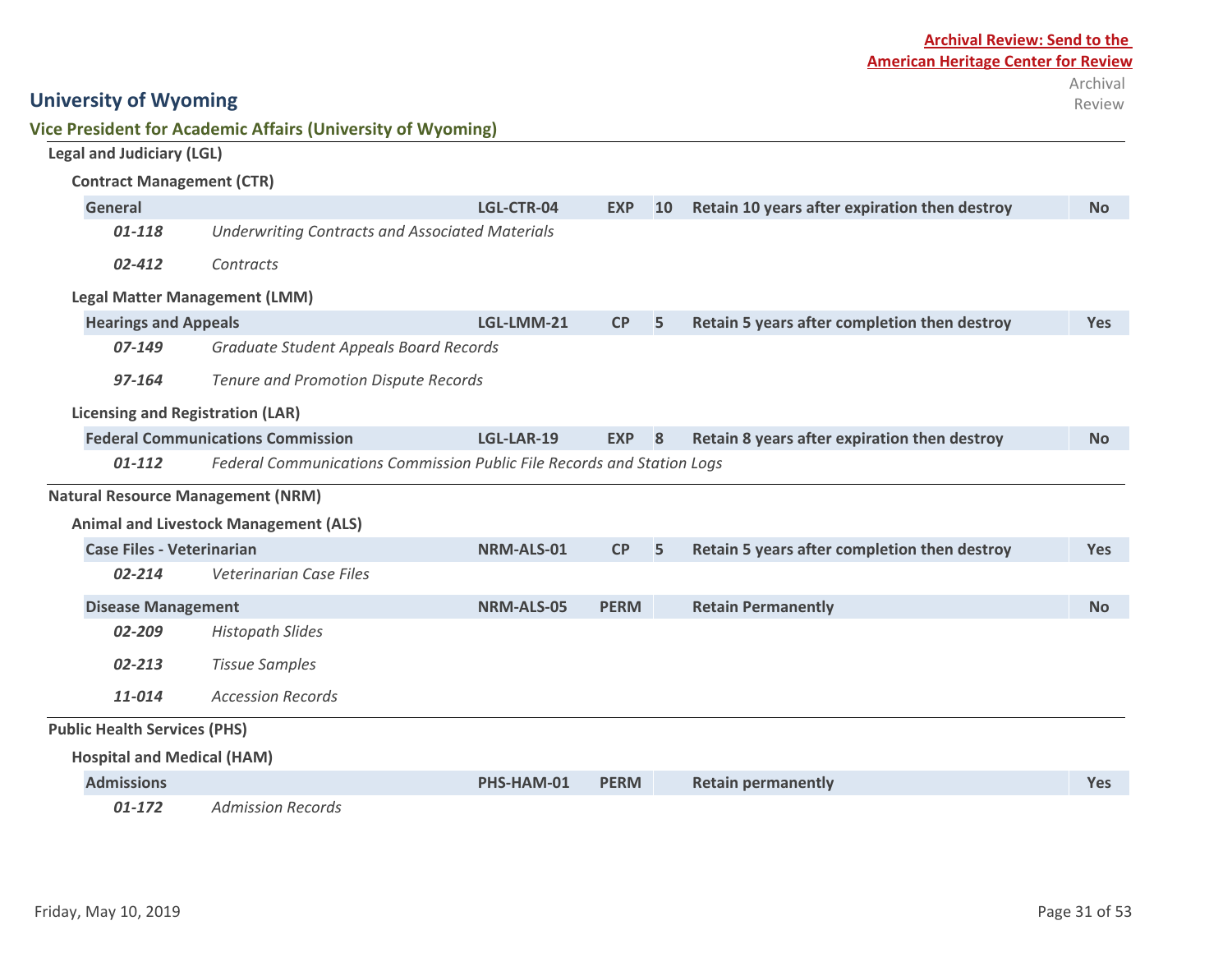**Archival Review: Send to the American Heritage Center for Review**

# University of Wyoming

## Vice President for Academic Affairs (University of Wyoming)

### Legal and Judiciary (LGL)

#### Contract Management (CTR)

| Series | Code | Trigger | Years | Retention | Archival Review |
|---|---|---|---|---|---|
| **General** | **LGL-CTR-04** | **EXP** | **10** | **Retain 10 years after expiration then destroy** | **No** |
| ***01-118*** *Underwriting Contracts and Associated Materials* | | | | | |
| ***02-412*** *Contracts* | | | | | |

#### Legal Matter Management (LMM)

| Series | Code | Trigger | Years | Retention | Archival Review |
|---|---|---|---|---|---|
| **Hearings and Appeals** | **LGL-LMM-21** | **CP** | **5** | **Retain 5 years after completion then destroy** | **Yes** |
| ***07-149*** *Graduate Student Appeals Board Records* | | | | | |
| ***97-164*** *Tenure and Promotion Dispute Records* | | | | | |

#### Licensing and Registration (LAR)

| Series | Code | Trigger | Years | Retention | Archival Review |
|---|---|---|---|---|---|
| **Federal Communications Commission** | **LGL-LAR-19** | **EXP** | **8** | **Retain 8 years after expiration then destroy** | **No** |
| ***01-112*** *Federal Communications Commission Public File Records and Station Logs* | | | | | |

### Natural Resource Management (NRM)

#### Animal and Livestock Management (ALS)

| Series | Code | Trigger | Years | Retention | Archival Review |
|---|---|---|---|---|---|
| **Case Files - Veterinarian** | **NRM-ALS-01** | **CP** | **5** | **Retain 5 years after completion then destroy** | **Yes** |
| ***02-214*** *Veterinarian Case Files* | | | | | |
| **Disease Management** | **NRM-ALS-05** | **PERM** | | **Retain Permanently** | **No** |
| ***02-209*** *Histopath Slides* | | | | | |
| ***02-213*** *Tissue Samples* | | | | | |
| ***11-014*** *Accession Records* | | | | | |

### Public Health Services (PHS)

#### Hospital and Medical (HAM)

| Series | Code | Trigger | Years | Retention | Archival Review |
|---|---|---|---|---|---|
| **Admissions** | **PHS-HAM-01** | **PERM** | | **Retain permanently** | **Yes** |
| ***01-172*** *Admission Records* | | | | | |

Friday, May 10, 2019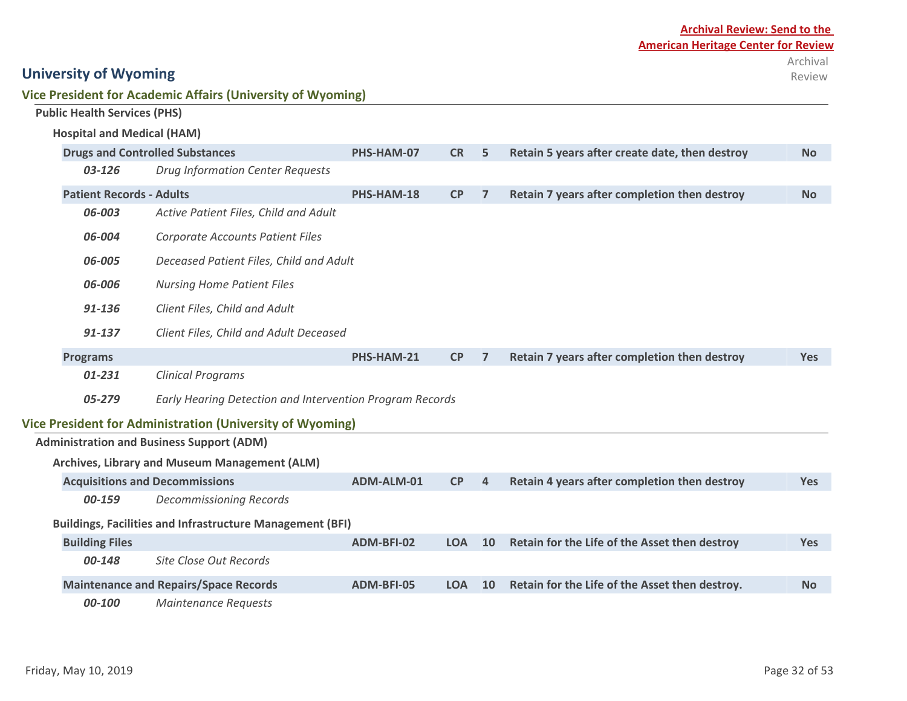**Archival Review: Send to the American Heritage Center for Review**

# University of Wyoming

## Vice President for Academic Affairs (University of Wyoming)

### Public Health Services (PHS)

#### Hospital and Medical (HAM)

| Series | | Code | Type | Years | Retention | Archival Review |
|---|---|---|---|---|---|---|
| **Drugs and Controlled Substances** | | **PHS-HAM-07** | **CR** | **5** | **Retain 5 years after create date, then destroy** | **No** |
| *03-126* | *Drug Information Center Requests* | | | | | |
| **Patient Records - Adults** | | **PHS-HAM-18** | **CP** | **7** | **Retain 7 years after completion then destroy** | **No** |
| *06-003* | *Active Patient Files, Child and Adult* | | | | | |
| *06-004* | *Corporate Accounts Patient Files* | | | | | |
| *06-005* | *Deceased Patient Files, Child and Adult* | | | | | |
| *06-006* | *Nursing Home Patient Files* | | | | | |
| *91-136* | *Client Files, Child and Adult* | | | | | |
| *91-137* | *Client Files, Child and Adult Deceased* | | | | | |
| **Programs** | | **PHS-HAM-21** | **CP** | **7** | **Retain 7 years after completion then destroy** | **Yes** |
| *01-231* | *Clinical Programs* | | | | | |
| *05-279* | *Early Hearing Detection and Intervention Program Records* | | | | | |

## Vice President for Administration (University of Wyoming)

### Administration and Business Support (ADM)

#### Archives, Library and Museum Management (ALM)

| Series | | Code | Type | Years | Retention | Archival Review |
|---|---|---|---|---|---|---|
| **Acquisitions and Decommissions** | | **ADM-ALM-01** | **CP** | **4** | **Retain 4 years after completion then destroy** | **Yes** |
| *00-159* | *Decommissioning Records* | | | | | |

#### Buildings, Facilities and Infrastructure Management (BFI)

| Series | | Code | Type | Years | Retention | Archival Review |
|---|---|---|---|---|---|---|
| **Building Files** | | **ADM-BFI-02** | **LOA** | **10** | **Retain for the Life of the Asset then destroy** | **Yes** |
| *00-148* | *Site Close Out Records* | | | | | |
| **Maintenance and Repairs/Space Records** | | **ADM-BFI-05** | **LOA** | **10** | **Retain for the Life of the Asset then destroy.** | **No** |
| *00-100* | *Maintenance Requests* | | | | | |

Friday, May 10, 2019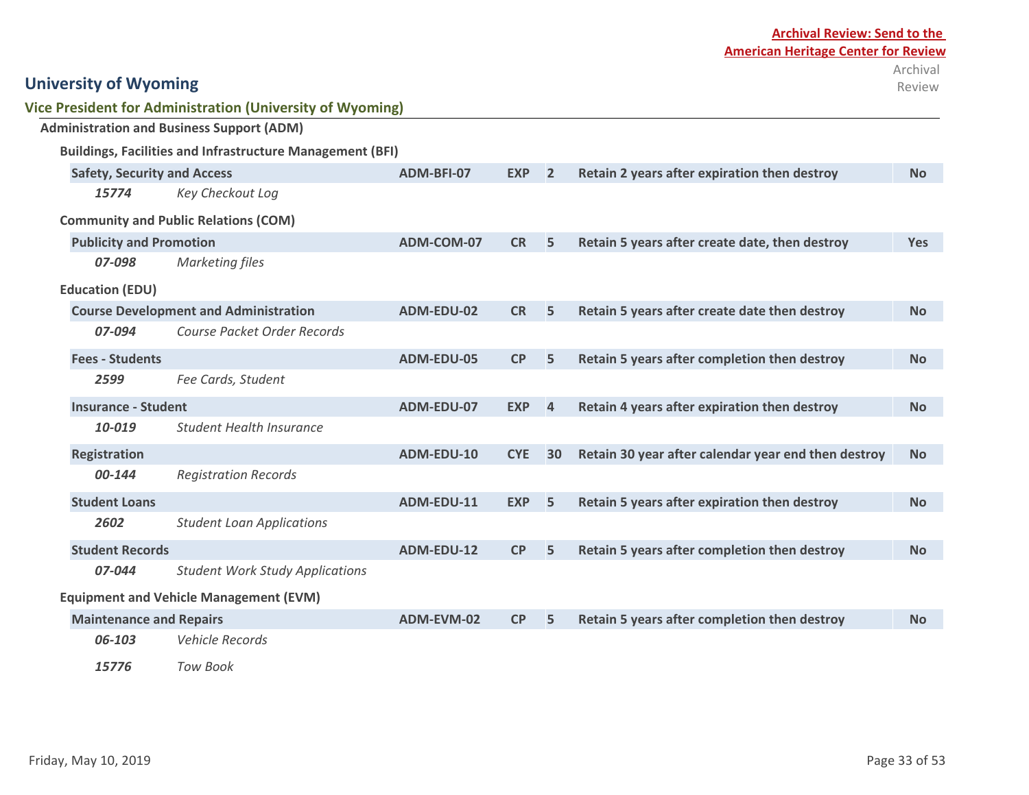**Archival Review: Send to the American Heritage Center for Review**

# University of Wyoming

## Vice President for Administration (University of Wyoming)

### Administration and Business Support (ADM)

#### Buildings, Facilities and Infrastructure Management (BFI)

| Series | Code | Trigger | Years | Disposition | Archival Review |
|---|---|---|---|---|---|
| **Safety, Security and Access** | ADM-BFI-07 | EXP | 2 | Retain 2 years after expiration then destroy | No |
| ***15774*** *Key Checkout Log* | | | | | |

#### Community and Public Relations (COM)

| Series | Code | Trigger | Years | Disposition | Archival Review |
|---|---|---|---|---|---|
| **Publicity and Promotion** | ADM-COM-07 | CR | 5 | Retain 5 years after create date, then destroy | Yes |
| ***07-098*** *Marketing files* | | | | | |

#### Education (EDU)

| Series | Code | Trigger | Years | Disposition | Archival Review |
|---|---|---|---|---|---|
| **Course Development and Administration** | ADM-EDU-02 | CR | 5 | Retain 5 years after create date then destroy | No |
| ***07-094*** *Course Packet Order Records* | | | | | |
| **Fees - Students** | ADM-EDU-05 | CP | 5 | Retain 5 years after completion then destroy | No |
| ***2599*** *Fee Cards, Student* | | | | | |
| **Insurance - Student** | ADM-EDU-07 | EXP | 4 | Retain 4 years after expiration then destroy | No |
| ***10-019*** *Student Health Insurance* | | | | | |
| **Registration** | ADM-EDU-10 | CYE | 30 | Retain 30 year after calendar year end then destroy | No |
| ***00-144*** *Registration Records* | | | | | |
| **Student Loans** | ADM-EDU-11 | EXP | 5 | Retain 5 years after expiration then destroy | No |
| ***2602*** *Student Loan Applications* | | | | | |
| **Student Records** | ADM-EDU-12 | CP | 5 | Retain 5 years after completion then destroy | No |
| ***07-044*** *Student Work Study Applications* | | | | | |

#### Equipment and Vehicle Management (EVM)

| Series | Code | Trigger | Years | Disposition | Archival Review |
|---|---|---|---|---|---|
| **Maintenance and Repairs** | ADM-EVM-02 | CP | 5 | Retain 5 years after completion then destroy | No |
| ***06-103*** *Vehicle Records* | | | | | |
| ***15776*** *Tow Book* | | | | | |

Friday, May 10, 2019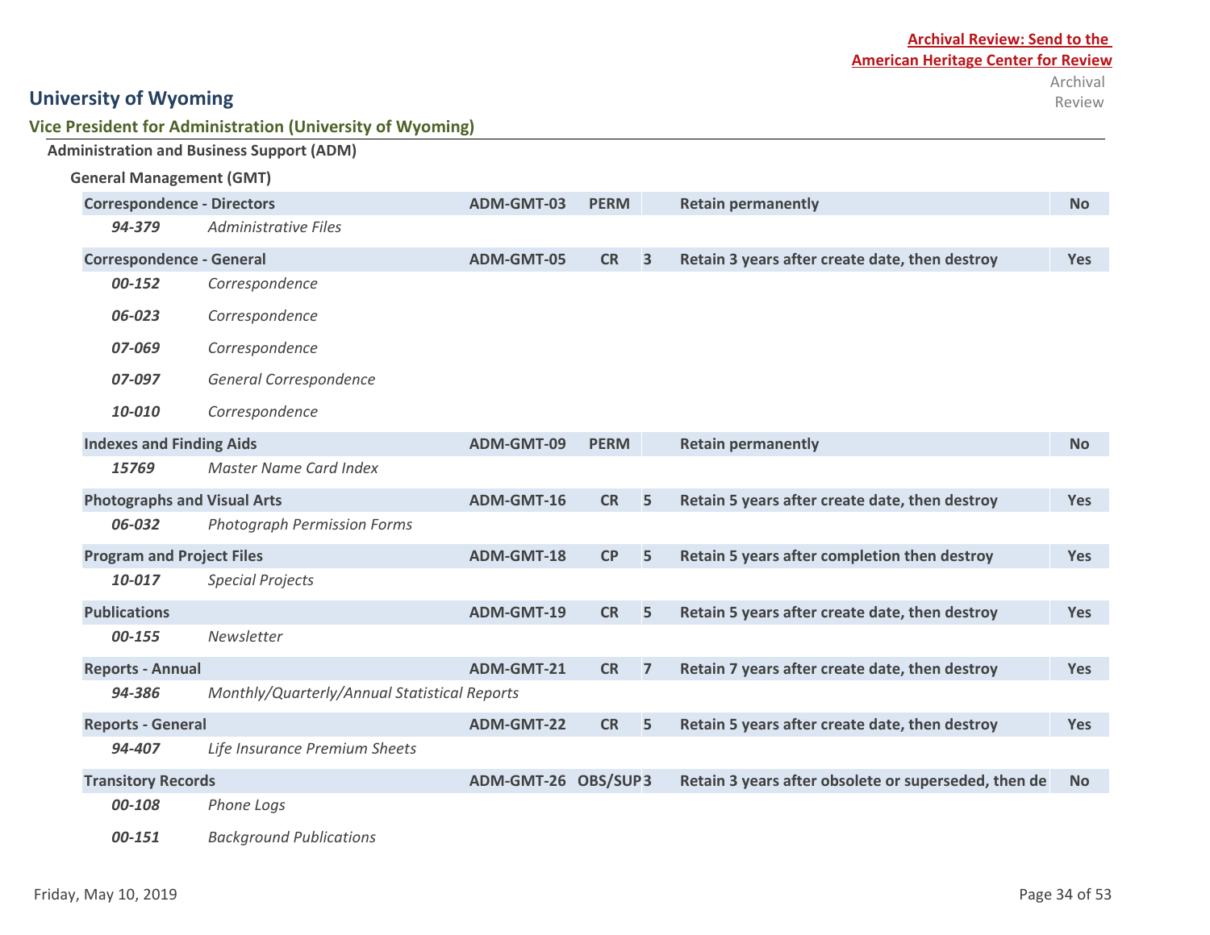**Archival Review: Send to the American Heritage Center for Review**

# University of Wyoming

## Vice President for Administration (University of Wyoming)

### Administration and Business Support (ADM)

#### General Management (GMT)

| Record Series | Code | Trigger | Years | Retention | Archival Review |
|---|---|---|---|---|---|
| **Correspondence - Directors** | **ADM-GMT-03** | **PERM** | | **Retain permanently** | **No** |
| *94-379* | *Administrative Files* | | | | |
| **Correspondence - General** | **ADM-GMT-05** | **CR** | **3** | **Retain 3 years after create date, then destroy** | **Yes** |
| *00-152* | *Correspondence* | | | | |
| *06-023* | *Correspondence* | | | | |
| *07-069* | *Correspondence* | | | | |
| *07-097* | *General Correspondence* | | | | |
| *10-010* | *Correspondence* | | | | |
| **Indexes and Finding Aids** | **ADM-GMT-09** | **PERM** | | **Retain permanently** | **No** |
| *15769* | *Master Name Card Index* | | | | |
| **Photographs and Visual Arts** | **ADM-GMT-16** | **CR** | **5** | **Retain 5 years after create date, then destroy** | **Yes** |
| *06-032* | *Photograph Permission Forms* | | | | |
| **Program and Project Files** | **ADM-GMT-18** | **CP** | **5** | **Retain 5 years after completion then destroy** | **Yes** |
| *10-017* | *Special Projects* | | | | |
| **Publications** | **ADM-GMT-19** | **CR** | **5** | **Retain 5 years after create date, then destroy** | **Yes** |
| *00-155* | *Newsletter* | | | | |
| **Reports - Annual** | **ADM-GMT-21** | **CR** | **7** | **Retain 7 years after create date, then destroy** | **Yes** |
| *94-386* | *Monthly/Quarterly/Annual Statistical Reports* | | | | |
| **Reports - General** | **ADM-GMT-22** | **CR** | **5** | **Retain 5 years after create date, then destroy** | **Yes** |
| *94-407* | *Life Insurance Premium Sheets* | | | | |
| **Transitory Records** | **ADM-GMT-26** | **OBS/SUP** | **3** | **Retain 3 years after obsolete or superseded, then de** | **No** |
| *00-108* | *Phone Logs* | | | | |
| *00-151* | *Background Publications* | | | | |

Friday, May 10, 2019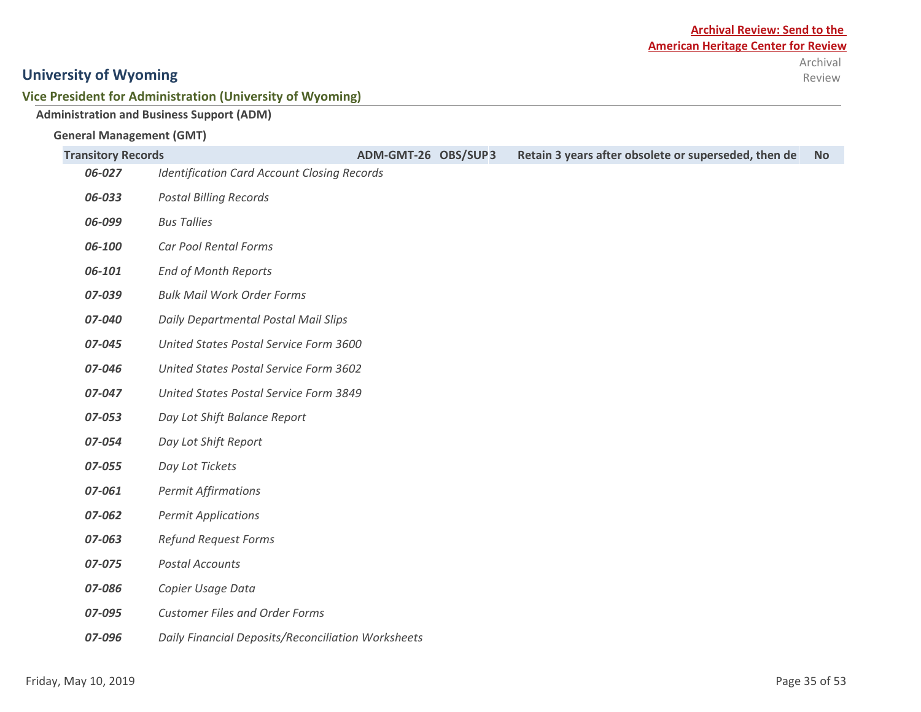**Archival Review: Send to the American Heritage Center for Review**

# University of Wyoming

## Vice President for Administration (University of Wyoming)

### Administration and Business Support (ADM)

#### General Management (GMT)

| Transitory Records | ADM-GMT-26 | OBS/SUP | 3 | Retain 3 years after obsolete or superseded, then de | Archival Review: No |
|---|---|---|---|---|---|

| | |
|---|---|
| ***06-027*** | *Identification Card Account Closing Records* |
| ***06-033*** | *Postal Billing Records* |
| ***06-099*** | *Bus Tallies* |
| ***06-100*** | *Car Pool Rental Forms* |
| ***06-101*** | *End of Month Reports* |
| ***07-039*** | *Bulk Mail Work Order Forms* |
| ***07-040*** | *Daily Departmental Postal Mail Slips* |
| ***07-045*** | *United States Postal Service Form 3600* |
| ***07-046*** | *United States Postal Service Form 3602* |
| ***07-047*** | *United States Postal Service Form 3849* |
| ***07-053*** | *Day Lot Shift Balance Report* |
| ***07-054*** | *Day Lot Shift Report* |
| ***07-055*** | *Day Lot Tickets* |
| ***07-061*** | *Permit Affirmations* |
| ***07-062*** | *Permit Applications* |
| ***07-063*** | *Refund Request Forms* |
| ***07-075*** | *Postal Accounts* |
| ***07-086*** | *Copier Usage Data* |
| ***07-095*** | *Customer Files and Order Forms* |
| ***07-096*** | *Daily Financial Deposits/Reconciliation Worksheets* |

Friday, May 10, 2019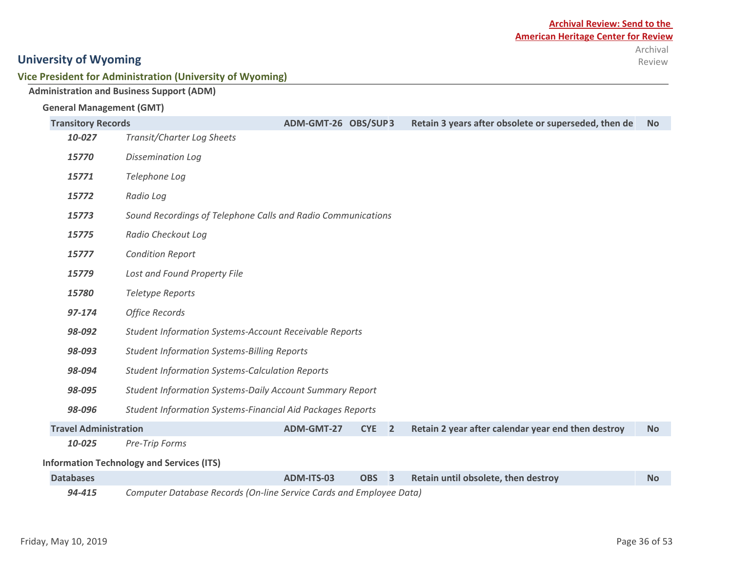**Archival Review: Send to the American Heritage Center for Review**

# University of Wyoming

## Vice President for Administration (University of Wyoming)

### Administration and Business Support (ADM)

#### General Management (GMT)

| Record Series | | Code | Trigger | Years | Retention | Archival Review |
|---|---|---|---|---|---|---|
| **Transitory Records** | | **ADM-GMT-26** | **OBS/SUP** | **3** | **Retain 3 years after obsolete or superseded, then de** | **No** |
| ***10-027*** | *Transit/Charter Log Sheets* | | | | | |
| ***15770*** | *Dissemination Log* | | | | | |
| ***15771*** | *Telephone Log* | | | | | |
| ***15772*** | *Radio Log* | | | | | |
| ***15773*** | *Sound Recordings of Telephone Calls and Radio Communications* | | | | | |
| ***15775*** | *Radio Checkout Log* | | | | | |
| ***15777*** | *Condition Report* | | | | | |
| ***15779*** | *Lost and Found Property File* | | | | | |
| ***15780*** | *Teletype Reports* | | | | | |
| ***97-174*** | *Office Records* | | | | | |
| ***98-092*** | *Student Information Systems-Account Receivable Reports* | | | | | |
| ***98-093*** | *Student Information Systems-Billing Reports* | | | | | |
| ***98-094*** | *Student Information Systems-Calculation Reports* | | | | | |
| ***98-095*** | *Student Information Systems-Daily Account Summary Report* | | | | | |
| ***98-096*** | *Student Information Systems-Financial Aid Packages Reports* | | | | | |
| **Travel Administration** | | **ADM-GMT-27** | **CYE** | **2** | **Retain 2 year after calendar year end then destroy** | **No** |
| ***10-025*** | *Pre-Trip Forms* | | | | | |

#### Information Technology and Services (ITS)

| Record Series | | Code | Trigger | Years | Retention | Archival Review |
|---|---|---|---|---|---|---|
| **Databases** | | **ADM-ITS-03** | **OBS** | **3** | **Retain until obsolete, then destroy** | **No** |
| ***94-415*** | *Computer Database Records (On-line Service Cards and Employee Data)* | | | | | |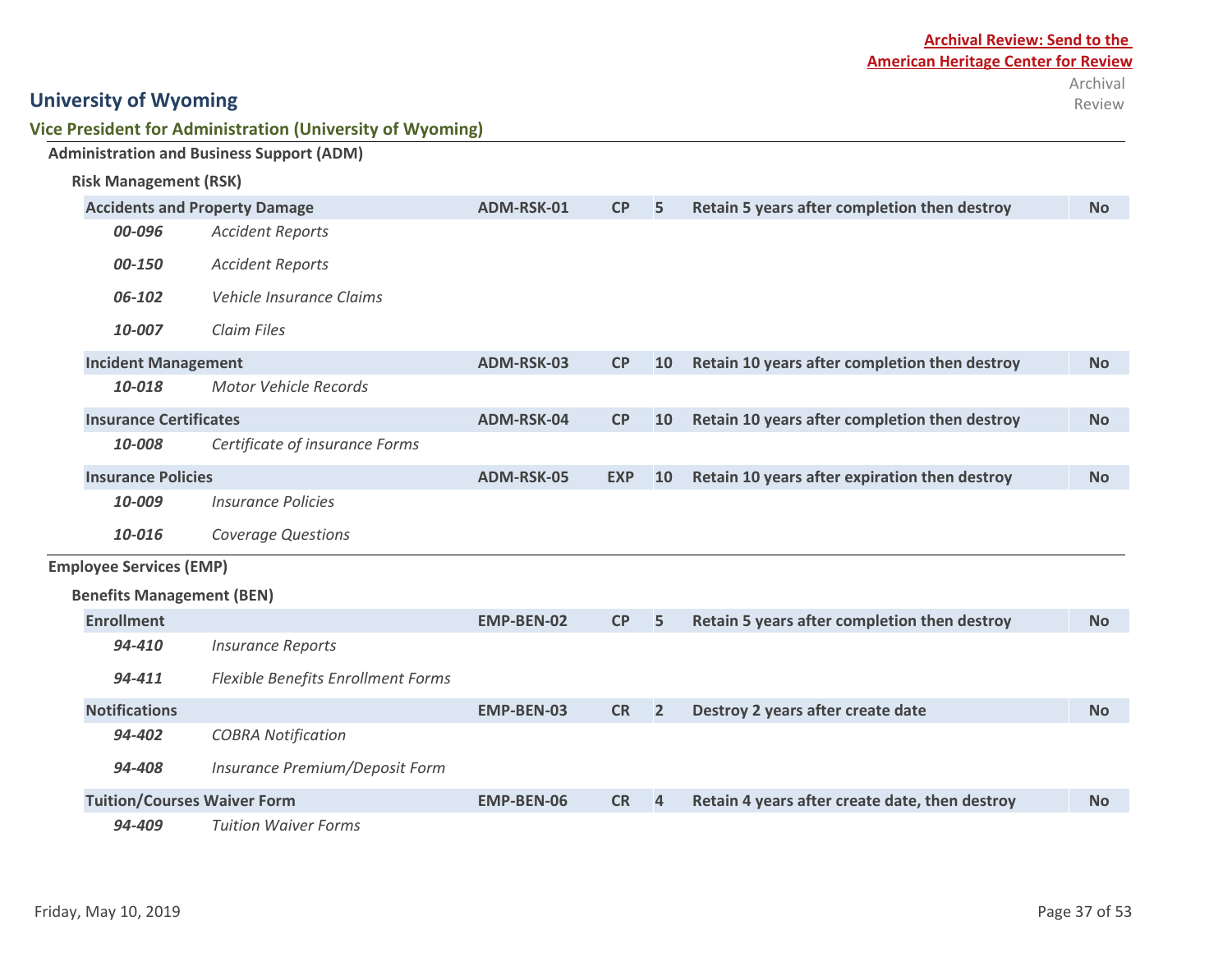**Archival Review: Send to the American Heritage Center for Review**

Archival Review

# University of Wyoming

## Vice President for Administration (University of Wyoming)

### Administration and Business Support (ADM)

#### Risk Management (RSK)

| | | | | | | |
|---|---|---|---|---|---|---|
| **Accidents and Property Damage** | | **ADM-RSK-01** | **CP** | **5** | **Retain 5 years after completion then destroy** | **No** |
| *00-096* | *Accident Reports* | | | | | |
| *00-150* | *Accident Reports* | | | | | |
| *06-102* | *Vehicle Insurance Claims* | | | | | |
| *10-007* | *Claim Files* | | | | | |
| **Incident Management** | | **ADM-RSK-03** | **CP** | **10** | **Retain 10 years after completion then destroy** | **No** |
| *10-018* | *Motor Vehicle Records* | | | | | |
| **Insurance Certificates** | | **ADM-RSK-04** | **CP** | **10** | **Retain 10 years after completion then destroy** | **No** |
| *10-008* | *Certificate of insurance Forms* | | | | | |
| **Insurance Policies** | | **ADM-RSK-05** | **EXP** | **10** | **Retain 10 years after expiration then destroy** | **No** |
| *10-009* | *Insurance Policies* | | | | | |
| *10-016* | *Coverage Questions* | | | | | |

### Employee Services (EMP)

#### Benefits Management (BEN)

| | | | | | | |
|---|---|---|---|---|---|---|
| **Enrollment** | | **EMP-BEN-02** | **CP** | **5** | **Retain 5 years after completion then destroy** | **No** |
| *94-410* | *Insurance Reports* | | | | | |
| *94-411* | *Flexible Benefits Enrollment Forms* | | | | | |
| **Notifications** | | **EMP-BEN-03** | **CR** | **2** | **Destroy 2 years after create date** | **No** |
| *94-402* | *COBRA Notification* | | | | | |
| *94-408* | *Insurance Premium/Deposit Form* | | | | | |
| **Tuition/Courses Waiver Form** | | **EMP-BEN-06** | **CR** | **4** | **Retain 4 years after create date, then destroy** | **No** |
| *94-409* | *Tuition Waiver Forms* | | | | | |

Friday, May 10, 2019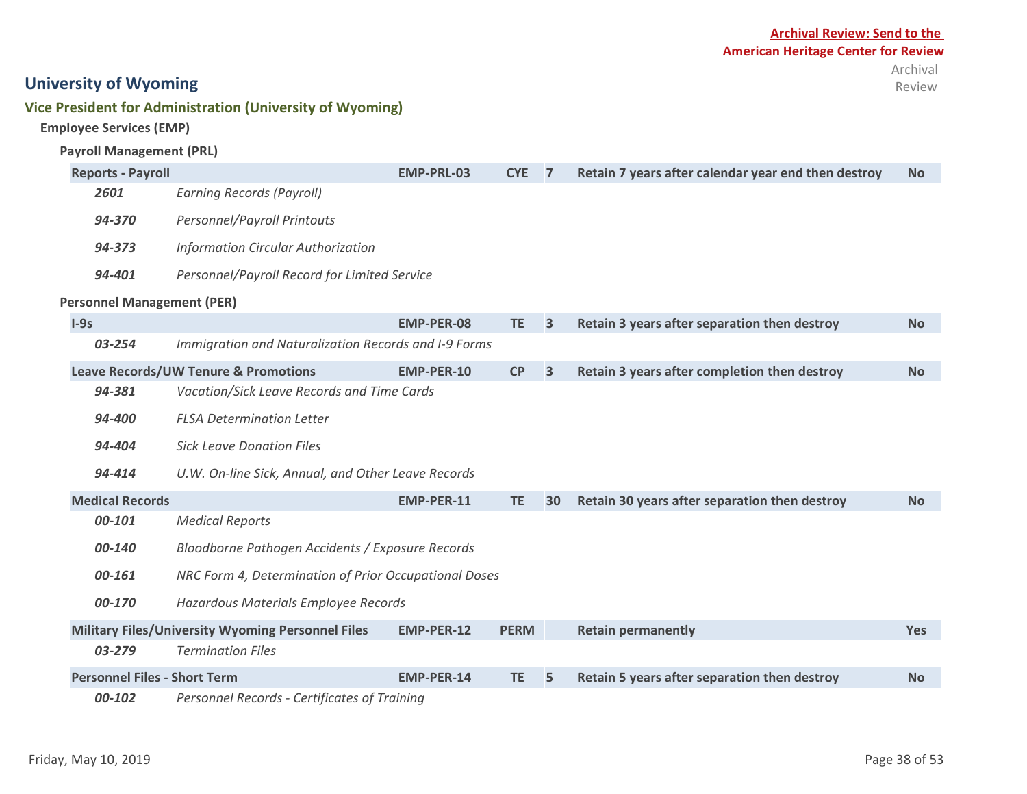**Archival Review: Send to the American Heritage Center for Review**

# University of Wyoming

## Vice President for Administration (University of Wyoming)

### Employee Services (EMP)

#### Payroll Management (PRL)

| Record Series | Code | Event | Years | Retention | Archival Review |
|---|---|---|---|---|---|
| **Reports - Payroll** | **EMP-PRL-03** | **CYE** | **7** | **Retain 7 years after calendar year end then destroy** | **No** |
| ***2601*** *Earning Records (Payroll)* | | | | | |
| ***94-370*** *Personnel/Payroll Printouts* | | | | | |
| ***94-373*** *Information Circular Authorization* | | | | | |
| ***94-401*** *Personnel/Payroll Record for Limited Service* | | | | | |

#### Personnel Management (PER)

| Record Series | Code | Event | Years | Retention | Archival Review |
|---|---|---|---|---|---|
| **I-9s** | **EMP-PER-08** | **TE** | **3** | **Retain 3 years after separation then destroy** | **No** |
| ***03-254*** *Immigration and Naturalization Records and I-9 Forms* | | | | | |
| **Leave Records/UW Tenure & Promotions** | **EMP-PER-10** | **CP** | **3** | **Retain 3 years after completion then destroy** | **No** |
| ***94-381*** *Vacation/Sick Leave Records and Time Cards* | | | | | |
| ***94-400*** *FLSA Determination Letter* | | | | | |
| ***94-404*** *Sick Leave Donation Files* | | | | | |
| ***94-414*** *U.W. On-line Sick, Annual, and Other Leave Records* | | | | | |
| **Medical Records** | **EMP-PER-11** | **TE** | **30** | **Retain 30 years after separation then destroy** | **No** |
| ***00-101*** *Medical Reports* | | | | | |
| ***00-140*** *Bloodborne Pathogen Accidents / Exposure Records* | | | | | |
| ***00-161*** *NRC Form 4, Determination of Prior Occupational Doses* | | | | | |
| ***00-170*** *Hazardous Materials Employee Records* | | | | | |
| **Military Files/University Wyoming Personnel Files** | **EMP-PER-12** | **PERM** | | **Retain permanently** | **Yes** |
| ***03-279*** *Termination Files* | | | | | |
| **Personnel Files - Short Term** | **EMP-PER-14** | **TE** | **5** | **Retain 5 years after separation then destroy** | **No** |
| ***00-102*** *Personnel Records - Certificates of Training* | | | | | |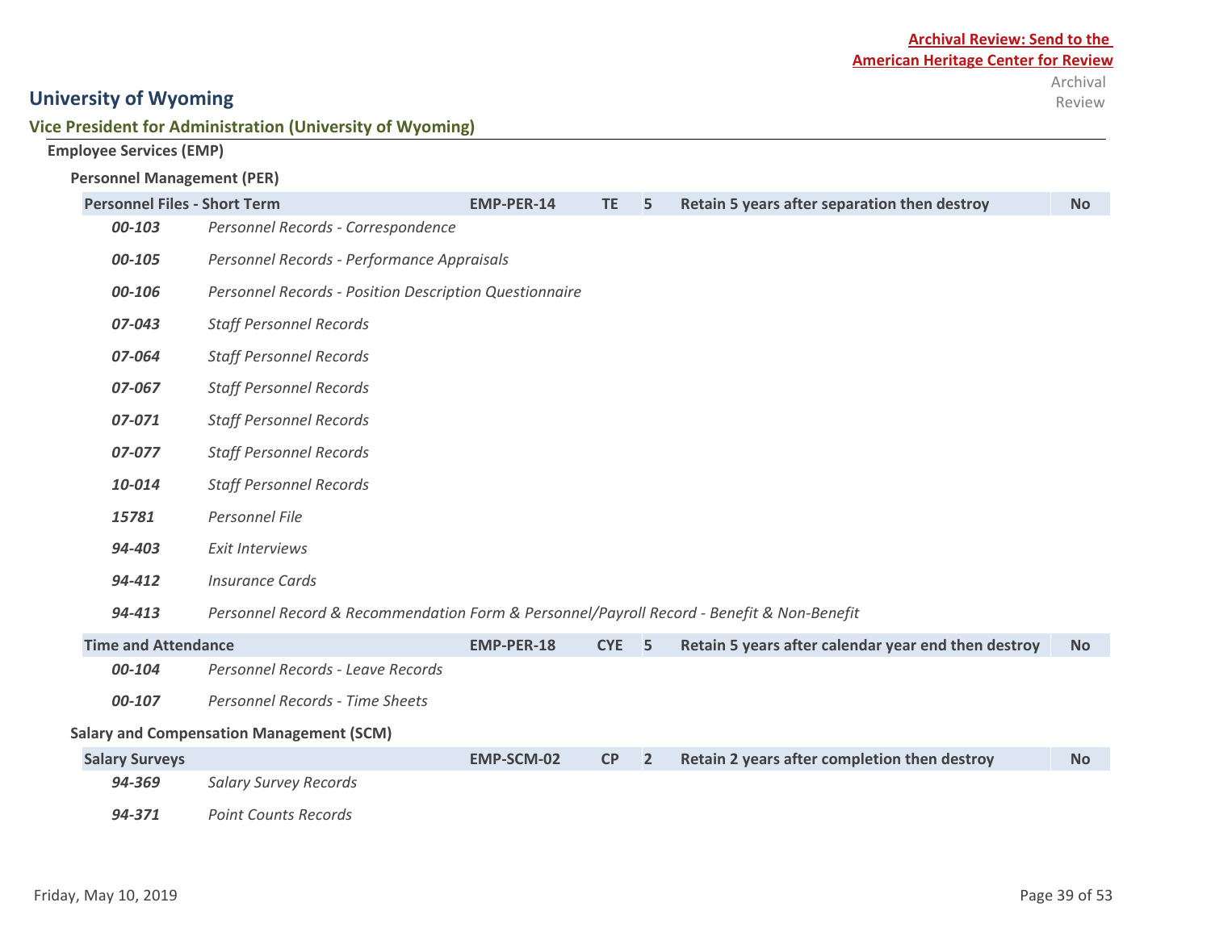**Archival Review: Send to the American Heritage Center for Review**

# University of Wyoming

## Vice President for Administration (University of Wyoming)

### Employee Services (EMP)

#### Personnel Management (PER)

| Series | | Code | Trigger | Years | Retention | Archival Review |
|---|---|---|---|---|---|---|
| **Personnel Files - Short Term** | | **EMP-PER-14** | **TE** | **5** | **Retain 5 years after separation then destroy** | **No** |
| *00-103* | *Personnel Records - Correspondence* | | | | | |
| *00-105* | *Personnel Records - Performance Appraisals* | | | | | |
| *00-106* | *Personnel Records - Position Description Questionnaire* | | | | | |
| *07-043* | *Staff Personnel Records* | | | | | |
| *07-064* | *Staff Personnel Records* | | | | | |
| *07-067* | *Staff Personnel Records* | | | | | |
| *07-071* | *Staff Personnel Records* | | | | | |
| *07-077* | *Staff Personnel Records* | | | | | |
| *10-014* | *Staff Personnel Records* | | | | | |
| *15781* | *Personnel File* | | | | | |
| *94-403* | *Exit Interviews* | | | | | |
| *94-412* | *Insurance Cards* | | | | | |
| *94-413* | *Personnel Record & Recommendation Form & Personnel/Payroll Record - Benefit & Non-Benefit* | | | | | |
| **Time and Attendance** | | **EMP-PER-18** | **CYE** | **5** | **Retain 5 years after calendar year end then destroy** | **No** |
| *00-104* | *Personnel Records - Leave Records* | | | | | |
| *00-107* | *Personnel Records - Time Sheets* | | | | | |

#### Salary and Compensation Management (SCM)

| Series | | Code | Trigger | Years | Retention | Archival Review |
|---|---|---|---|---|---|---|
| **Salary Surveys** | | **EMP-SCM-02** | **CP** | **2** | **Retain 2 years after completion then destroy** | **No** |
| *94-369* | *Salary Survey Records* | | | | | |
| *94-371* | *Point Counts Records* | | | | | |

Friday, May 10, 2019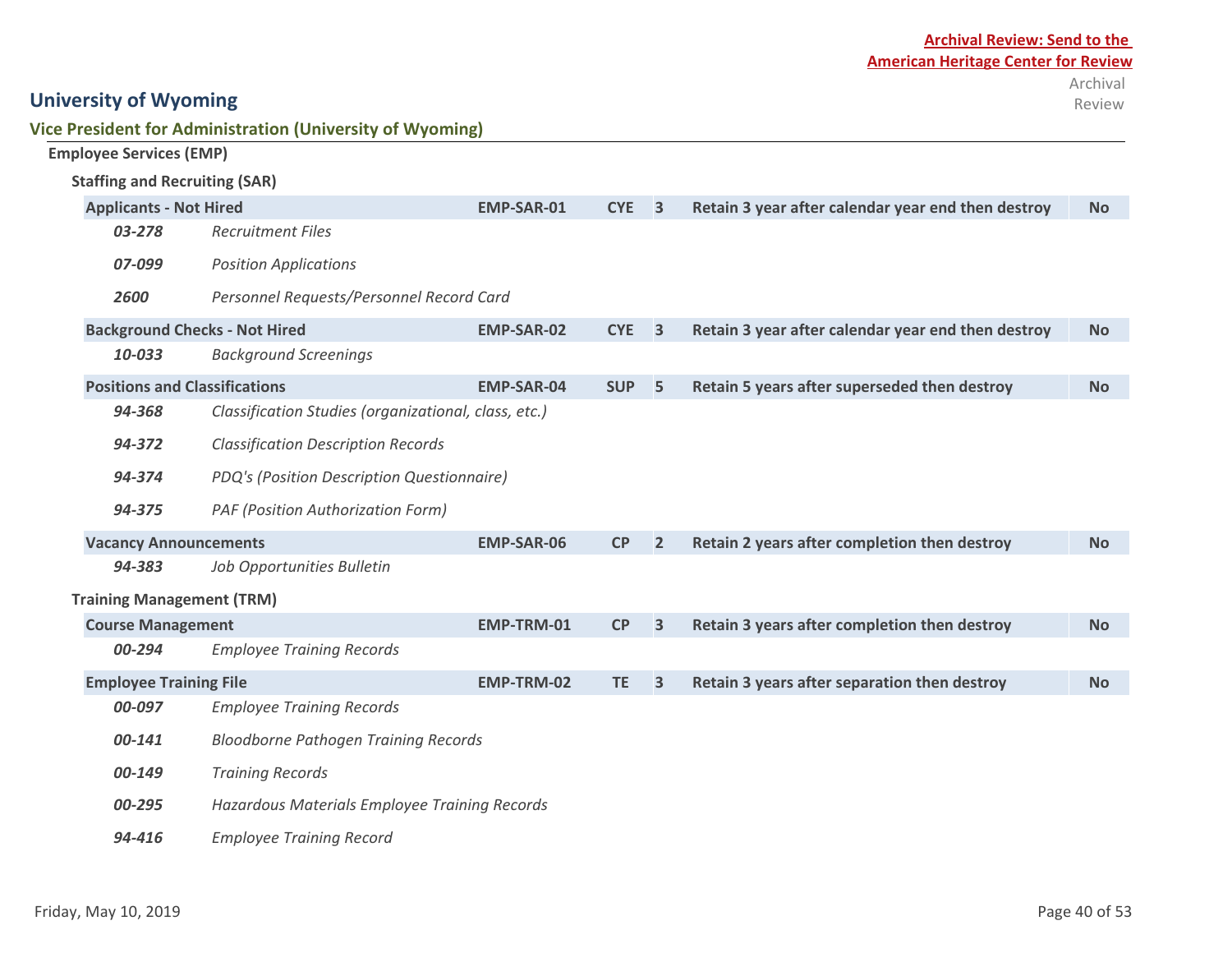**Archival Review: Send to the American Heritage Center for Review**

# University of Wyoming

## Vice President for Administration (University of Wyoming)

### Employee Services (EMP)

#### Staffing and Recruiting (SAR)

| Record Series | Code | Trigger | Years | Disposition | Archival Review |
|---|---|---|---|---|---|
| **Applicants - Not Hired** | **EMP-SAR-01** | **CYE** | **3** | **Retain 3 year after calendar year end then destroy** | **No** |
| ***03-278*** *Recruitment Files* | | | | | |
| ***07-099*** *Position Applications* | | | | | |
| ***2600*** *Personnel Requests/Personnel Record Card* | | | | | |
| **Background Checks - Not Hired** | **EMP-SAR-02** | **CYE** | **3** | **Retain 3 year after calendar year end then destroy** | **No** |
| ***10-033*** *Background Screenings* | | | | | |
| **Positions and Classifications** | **EMP-SAR-04** | **SUP** | **5** | **Retain 5 years after superseded then destroy** | **No** |
| ***94-368*** *Classification Studies (organizational, class, etc.)* | | | | | |
| ***94-372*** *Classification Description Records* | | | | | |
| ***94-374*** *PDQ's (Position Description Questionnaire)* | | | | | |
| ***94-375*** *PAF (Position Authorization Form)* | | | | | |
| **Vacancy Announcements** | **EMP-SAR-06** | **CP** | **2** | **Retain 2 years after completion then destroy** | **No** |
| ***94-383*** *Job Opportunities Bulletin* | | | | | |

#### Training Management (TRM)

| Record Series | Code | Trigger | Years | Disposition | Archival Review |
|---|---|---|---|---|---|
| **Course Management** | **EMP-TRM-01** | **CP** | **3** | **Retain 3 years after completion then destroy** | **No** |
| ***00-294*** *Employee Training Records* | | | | | |
| **Employee Training File** | **EMP-TRM-02** | **TE** | **3** | **Retain 3 years after separation then destroy** | **No** |
| ***00-097*** *Employee Training Records* | | | | | |
| ***00-141*** *Bloodborne Pathogen Training Records* | | | | | |
| ***00-149*** *Training Records* | | | | | |
| ***00-295*** *Hazardous Materials Employee Training Records* | | | | | |
| ***94-416*** *Employee Training Record* | | | | | |

Friday, May 10, 2019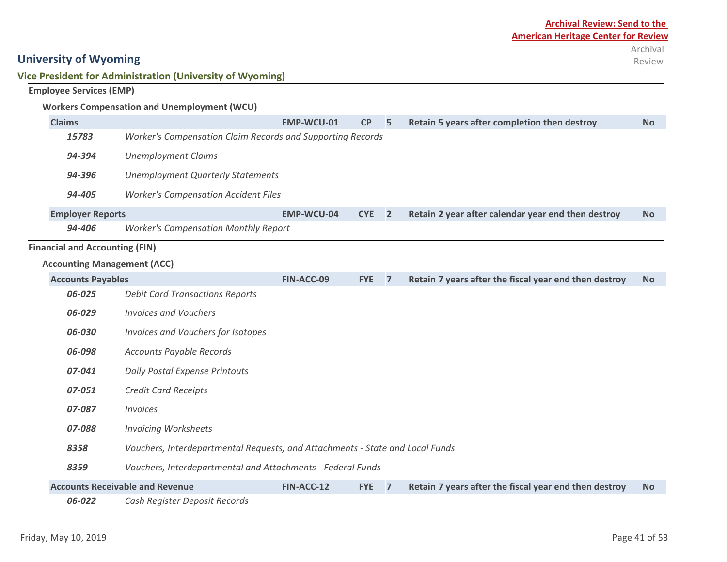**Archival Review: Send to the American Heritage Center for Review**

# University of Wyoming

## Vice President for Administration (University of Wyoming)

### Employee Services (EMP)

#### Workers Compensation and Unemployment (WCU)

| | | | | | | Archival Review |
|---|---|---|---|---|---|---|
| **Claims** | | **EMP-WCU-01** | **CP** | **5** | **Retain 5 years after completion then destroy** | **No** |
| ***15783*** | *Worker's Compensation Claim Records and Supporting Records* | | | | | |
| ***94-394*** | *Unemployment Claims* | | | | | |
| ***94-396*** | *Unemployment Quarterly Statements* | | | | | |
| ***94-405*** | *Worker's Compensation Accident Files* | | | | | |
| **Employer Reports** | | **EMP-WCU-04** | **CYE** | **2** | **Retain 2 year after calendar year end then destroy** | **No** |
| ***94-406*** | *Worker's Compensation Monthly Report* | | | | | |

### Financial and Accounting (FIN)

#### Accounting Management (ACC)

| | | | | | | Archival Review |
|---|---|---|---|---|---|---|
| **Accounts Payables** | | **FIN-ACC-09** | **FYE** | **7** | **Retain 7 years after the fiscal year end then destroy** | **No** |
| ***06-025*** | *Debit Card Transactions Reports* | | | | | |
| ***06-029*** | *Invoices and Vouchers* | | | | | |
| ***06-030*** | *Invoices and Vouchers for Isotopes* | | | | | |
| ***06-098*** | *Accounts Payable Records* | | | | | |
| ***07-041*** | *Daily Postal Expense Printouts* | | | | | |
| ***07-051*** | *Credit Card Receipts* | | | | | |
| ***07-087*** | *Invoices* | | | | | |
| ***07-088*** | *Invoicing Worksheets* | | | | | |
| ***8358*** | *Vouchers, Interdepartmental Requests, and Attachments - State and Local Funds* | | | | | |
| ***8359*** | *Vouchers, Interdepartmental and Attachments - Federal Funds* | | | | | |
| **Accounts Receivable and Revenue** | | **FIN-ACC-12** | **FYE** | **7** | **Retain 7 years after the fiscal year end then destroy** | **No** |
| ***06-022*** | *Cash Register Deposit Records* | | | | | |

Friday, May 10, 2019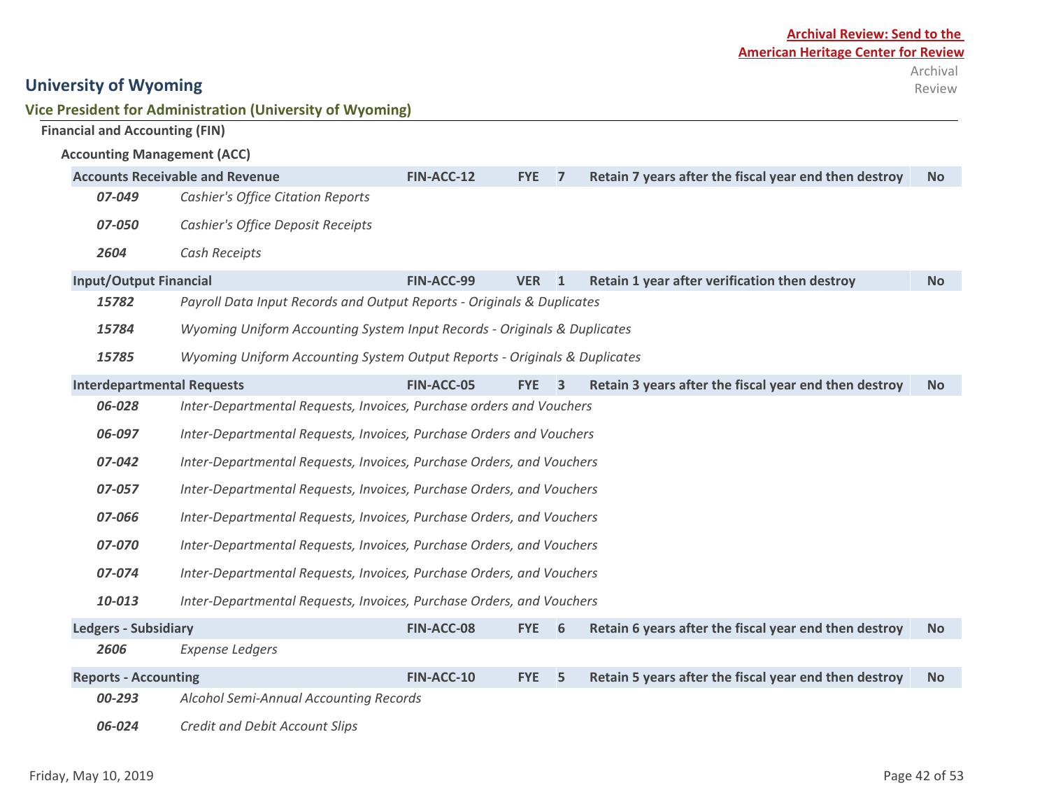**Archival Review: Send to the American Heritage Center for Review**

# University of Wyoming

## Vice President for Administration (University of Wyoming)

### Financial and Accounting (FIN)

#### Accounting Management (ACC)

| Series | Code | Trigger | Years | Retention | Archival Review |
|---|---|---|---|---|---|
| **Accounts Receivable and Revenue** | **FIN-ACC-12** | **FYE** | **7** | **Retain 7 years after the fiscal year end then destroy** | **No** |
| *07-049* | *Cashier's Office Citation Reports* | | | | |
| *07-050* | *Cashier's Office Deposit Receipts* | | | | |
| *2604* | *Cash Receipts* | | | | |
| **Input/Output Financial** | **FIN-ACC-99** | **VER** | **1** | **Retain 1 year after verification then destroy** | **No** |
| *15782* | *Payroll Data Input Records and Output Reports - Originals & Duplicates* | | | | |
| *15784* | *Wyoming Uniform Accounting System Input Records - Originals & Duplicates* | | | | |
| *15785* | *Wyoming Uniform Accounting System Output Reports - Originals & Duplicates* | | | | |
| **Interdepartmental Requests** | **FIN-ACC-05** | **FYE** | **3** | **Retain 3 years after the fiscal year end then destroy** | **No** |
| *06-028* | *Inter-Departmental Requests, Invoices, Purchase orders and Vouchers* | | | | |
| *06-097* | *Inter-Departmental Requests, Invoices, Purchase Orders and Vouchers* | | | | |
| *07-042* | *Inter-Departmental Requests, Invoices, Purchase Orders, and Vouchers* | | | | |
| *07-057* | *Inter-Departmental Requests, Invoices, Purchase Orders, and Vouchers* | | | | |
| *07-066* | *Inter-Departmental Requests, Invoices, Purchase Orders, and Vouchers* | | | | |
| *07-070* | *Inter-Departmental Requests, Invoices, Purchase Orders, and Vouchers* | | | | |
| *07-074* | *Inter-Departmental Requests, Invoices, Purchase Orders, and Vouchers* | | | | |
| *10-013* | *Inter-Departmental Requests, Invoices, Purchase Orders, and Vouchers* | | | | |
| **Ledgers - Subsidiary** | **FIN-ACC-08** | **FYE** | **6** | **Retain 6 years after the fiscal year end then destroy** | **No** |
| *2606* | *Expense Ledgers* | | | | |
| **Reports - Accounting** | **FIN-ACC-10** | **FYE** | **5** | **Retain 5 years after the fiscal year end then destroy** | **No** |
| *00-293* | *Alcohol Semi-Annual Accounting Records* | | | | |
| *06-024* | *Credit and Debit Account Slips* | | | | |

Friday, May 10, 2019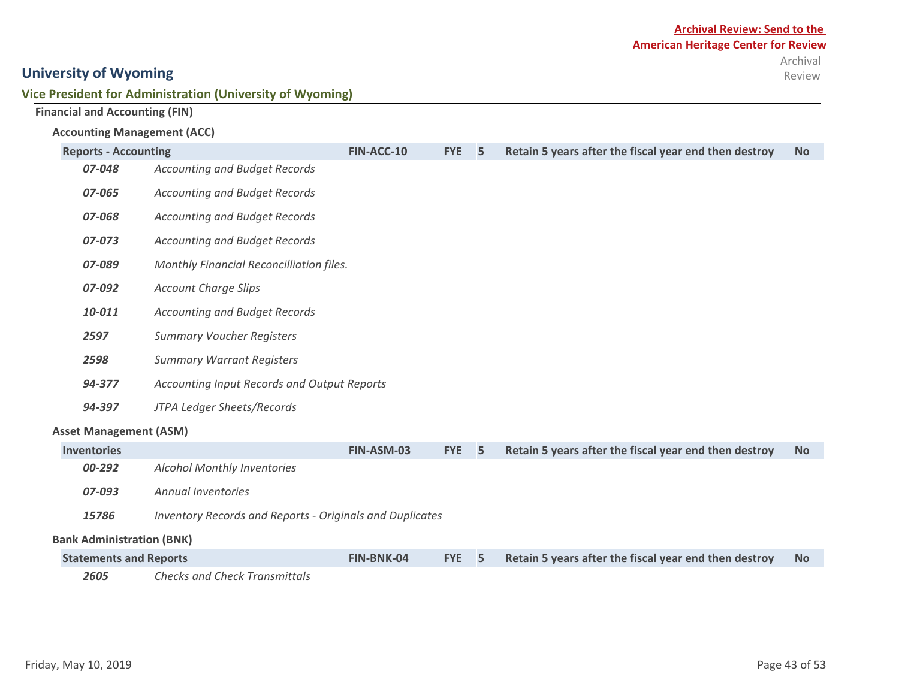**Archival Review: Send to the American Heritage Center for Review**

Archival Review

# University of Wyoming

## Vice President for Administration (University of Wyoming)

### Financial and Accounting (FIN)

#### Accounting Management (ACC)

| Reports - Accounting | | FIN-ACC-10 | FYE | 5 | Retain 5 years after the fiscal year end then destroy | No |
|---|---|---|---|---|---|---|
| *07-048* | *Accounting and Budget Records* | | | | | |
| *07-065* | *Accounting and Budget Records* | | | | | |
| *07-068* | *Accounting and Budget Records* | | | | | |
| *07-073* | *Accounting and Budget Records* | | | | | |
| *07-089* | *Monthly Financial Reconcilliation files.* | | | | | |
| *07-092* | *Account Charge Slips* | | | | | |
| *10-011* | *Accounting and Budget Records* | | | | | |
| *2597* | *Summary Voucher Registers* | | | | | |
| *2598* | *Summary Warrant Registers* | | | | | |
| *94-377* | *Accounting Input Records and Output Reports* | | | | | |
| *94-397* | *JTPA Ledger Sheets/Records* | | | | | |

#### Asset Management (ASM)

| Inventories | | FIN-ASM-03 | FYE | 5 | Retain 5 years after the fiscal year end then destroy | No |
|---|---|---|---|---|---|---|
| *00-292* | *Alcohol Monthly Inventories* | | | | | |
| *07-093* | *Annual Inventories* | | | | | |
| *15786* | *Inventory Records and Reports - Originals and Duplicates* | | | | | |

#### Bank Administration (BNK)

| Statements and Reports | | FIN-BNK-04 | FYE | 5 | Retain 5 years after the fiscal year end then destroy | No |
|---|---|---|---|---|---|---|
| *2605* | *Checks and Check Transmittals* | | | | | |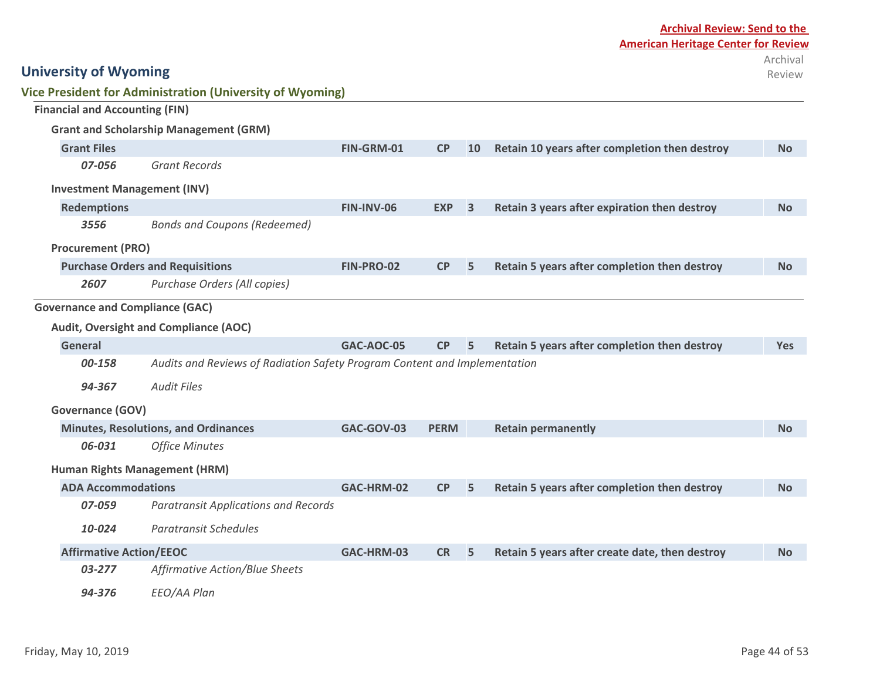**Archival Review: Send to the American Heritage Center for Review**

# University of Wyoming

## Vice President for Administration (University of Wyoming)

### Financial and Accounting (FIN)

#### Grant and Scholarship Management (GRM)

| Record Series | | Code | Trigger | Years | Retention | Archival Review |
|---|---|---|---|---|---|---|
| **Grant Files** | | **FIN-GRM-01** | **CP** | **10** | **Retain 10 years after completion then destroy** | **No** |
| ***07-056*** | *Grant Records* | | | | | |

#### Investment Management (INV)

| Record Series | | Code | Trigger | Years | Retention | Archival Review |
|---|---|---|---|---|---|---|
| **Redemptions** | | **FIN-INV-06** | **EXP** | **3** | **Retain 3 years after expiration then destroy** | **No** |
| ***3556*** | *Bonds and Coupons (Redeemed)* | | | | | |

#### Procurement (PRO)

| Record Series | | Code | Trigger | Years | Retention | Archival Review |
|---|---|---|---|---|---|---|
| **Purchase Orders and Requisitions** | | **FIN-PRO-02** | **CP** | **5** | **Retain 5 years after completion then destroy** | **No** |
| ***2607*** | *Purchase Orders (All copies)* | | | | | |

### Governance and Compliance (GAC)

#### Audit, Oversight and Compliance (AOC)

| Record Series | | Code | Trigger | Years | Retention | Archival Review |
|---|---|---|---|---|---|---|
| **General** | | **GAC-AOC-05** | **CP** | **5** | **Retain 5 years after completion then destroy** | **Yes** |
| ***00-158*** | *Audits and Reviews of Radiation Safety Program Content and Implementation* | | | | | |
| ***94-367*** | *Audit Files* | | | | | |

#### Governance (GOV)

| Record Series | | Code | Trigger | Years | Retention | Archival Review |
|---|---|---|---|---|---|---|
| **Minutes, Resolutions, and Ordinances** | | **GAC-GOV-03** | **PERM** | | **Retain permanently** | **No** |
| ***06-031*** | *Office Minutes* | | | | | |

#### Human Rights Management (HRM)

| Record Series | | Code | Trigger | Years | Retention | Archival Review |
|---|---|---|---|---|---|---|
| **ADA Accommodations** | | **GAC-HRM-02** | **CP** | **5** | **Retain 5 years after completion then destroy** | **No** |
| ***07-059*** | *Paratransit Applications and Records* | | | | | |
| ***10-024*** | *Paratransit Schedules* | | | | | |
| **Affirmative Action/EEOC** | | **GAC-HRM-03** | **CR** | **5** | **Retain 5 years after create date, then destroy** | **No** |
| ***03-277*** | *Affirmative Action/Blue Sheets* | | | | | |
| ***94-376*** | *EEO/AA Plan* | | | | | |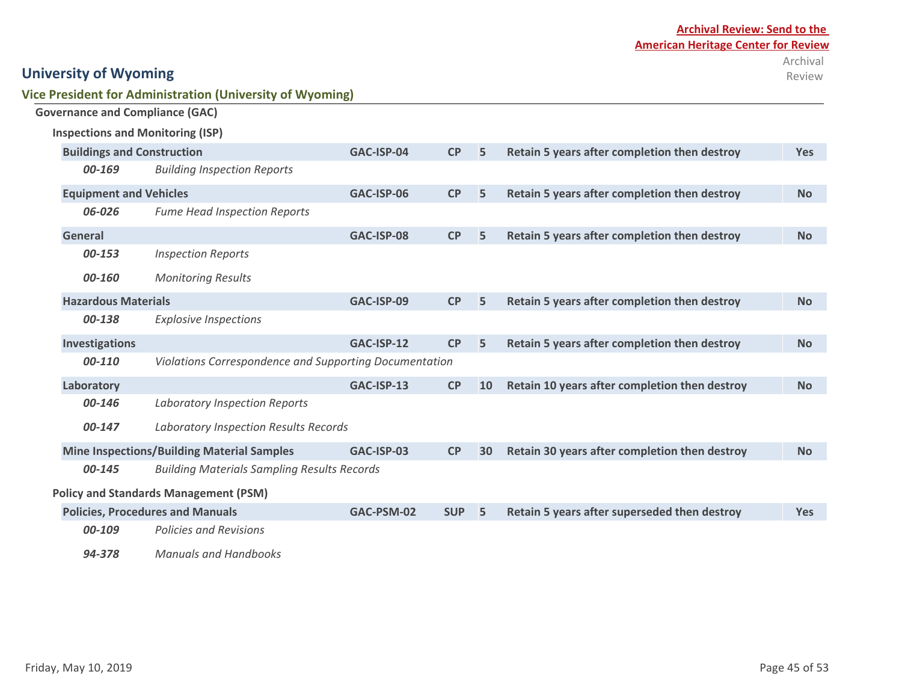**Archival Review: Send to the American Heritage Center for Review**

# University of Wyoming

## Vice President for Administration (University of Wyoming)

### Governance and Compliance (GAC)

#### Inspections and Monitoring (ISP)

| Series | | Code | Trigger | Years | Retention | Archival Review |
|---|---|---|---|---|---|---|
| **Buildings and Construction** | | **GAC-ISP-04** | **CP** | **5** | **Retain 5 years after completion then destroy** | **Yes** |
| ***00-169*** | *Building Inspection Reports* | | | | | |
| **Equipment and Vehicles** | | **GAC-ISP-06** | **CP** | **5** | **Retain 5 years after completion then destroy** | **No** |
| ***06-026*** | *Fume Head Inspection Reports* | | | | | |
| **General** | | **GAC-ISP-08** | **CP** | **5** | **Retain 5 years after completion then destroy** | **No** |
| ***00-153*** | *Inspection Reports* | | | | | |
| ***00-160*** | *Monitoring Results* | | | | | |
| **Hazardous Materials** | | **GAC-ISP-09** | **CP** | **5** | **Retain 5 years after completion then destroy** | **No** |
| ***00-138*** | *Explosive Inspections* | | | | | |
| **Investigations** | | **GAC-ISP-12** | **CP** | **5** | **Retain 5 years after completion then destroy** | **No** |
| ***00-110*** | *Violations Correspondence and Supporting Documentation* | | | | | |
| **Laboratory** | | **GAC-ISP-13** | **CP** | **10** | **Retain 10 years after completion then destroy** | **No** |
| ***00-146*** | *Laboratory Inspection Reports* | | | | | |
| ***00-147*** | *Laboratory Inspection Results Records* | | | | | |
| **Mine Inspections/Building Material Samples** | | **GAC-ISP-03** | **CP** | **30** | **Retain 30 years after completion then destroy** | **No** |
| ***00-145*** | *Building Materials Sampling Results Records* | | | | | |

#### Policy and Standards Management (PSM)

| Series | | Code | Trigger | Years | Retention | Archival Review |
|---|---|---|---|---|---|---|
| **Policies, Procedures and Manuals** | | **GAC-PSM-02** | **SUP** | **5** | **Retain 5 years after superseded then destroy** | **Yes** |
| ***00-109*** | *Policies and Revisions* | | | | | |
| ***94-378*** | *Manuals and Handbooks* | | | | | |

Friday, May 10, 2019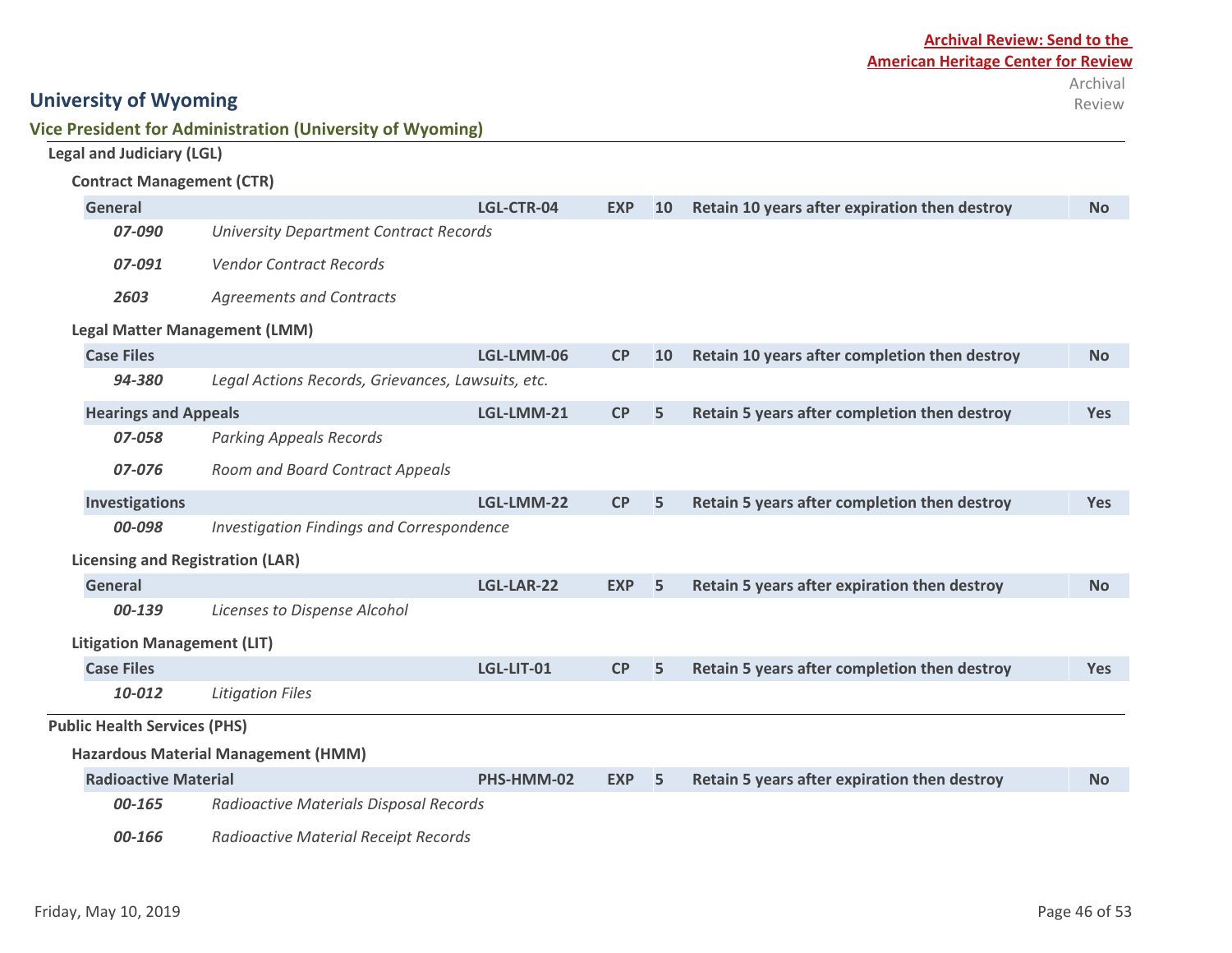**Archival Review: Send to the American Heritage Center for Review**

# University of Wyoming

## Vice President for Administration (University of Wyoming)

### Legal and Judiciary (LGL)

#### Contract Management (CTR)

| Series | | Code | Trigger | Years | Retention | Archival Review |
|---|---|---|---|---|---|---|
| **General** | | **LGL-CTR-04** | **EXP** | **10** | **Retain 10 years after expiration then destroy** | **No** |
| ***07-090*** | *University Department Contract Records* | | | | | |
| ***07-091*** | *Vendor Contract Records* | | | | | |
| ***2603*** | *Agreements and Contracts* | | | | | |

#### Legal Matter Management (LMM)

| Series | | Code | Trigger | Years | Retention | Archival Review |
|---|---|---|---|---|---|---|
| **Case Files** | | **LGL-LMM-06** | **CP** | **10** | **Retain 10 years after completion then destroy** | **No** |
| ***94-380*** | *Legal Actions Records, Grievances, Lawsuits, etc.* | | | | | |
| **Hearings and Appeals** | | **LGL-LMM-21** | **CP** | **5** | **Retain 5 years after completion then destroy** | **Yes** |
| ***07-058*** | *Parking Appeals Records* | | | | | |
| ***07-076*** | *Room and Board Contract Appeals* | | | | | |
| **Investigations** | | **LGL-LMM-22** | **CP** | **5** | **Retain 5 years after completion then destroy** | **Yes** |
| ***00-098*** | *Investigation Findings and Correspondence* | | | | | |

#### Licensing and Registration (LAR)

| Series | | Code | Trigger | Years | Retention | Archival Review |
|---|---|---|---|---|---|---|
| **General** | | **LGL-LAR-22** | **EXP** | **5** | **Retain 5 years after expiration then destroy** | **No** |
| ***00-139*** | *Licenses to Dispense Alcohol* | | | | | |

#### Litigation Management (LIT)

| Series | | Code | Trigger | Years | Retention | Archival Review |
|---|---|---|---|---|---|---|
| **Case Files** | | **LGL-LIT-01** | **CP** | **5** | **Retain 5 years after completion then destroy** | **Yes** |
| ***10-012*** | *Litigation Files* | | | | | |

### Public Health Services (PHS)

#### Hazardous Material Management (HMM)

| Series | | Code | Trigger | Years | Retention | Archival Review |
|---|---|---|---|---|---|---|
| **Radioactive Material** | | **PHS-HMM-02** | **EXP** | **5** | **Retain 5 years after expiration then destroy** | **No** |
| ***00-165*** | *Radioactive Materials Disposal Records* | | | | | |
| ***00-166*** | *Radioactive Material Receipt Records* | | | | | |

Friday, May 10, 2019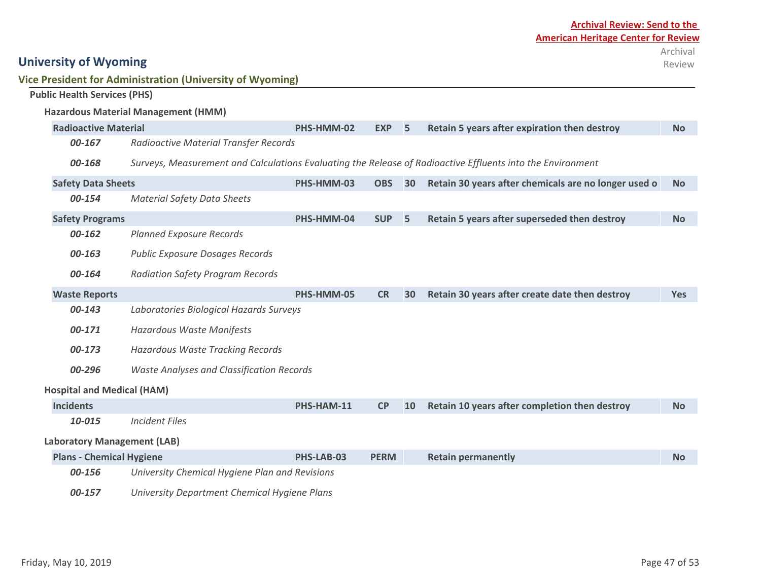Archival Review: Send to the American Heritage Center for Review

# University of Wyoming

## Vice President for Administration (University of Wyoming)

### Public Health Services (PHS)

#### Hazardous Material Management (HMM)

| Title | Code | Trigger | Years | Retention | Archival Review |
|---|---|---|---|---|---|
| **Radioactive Material** | **PHS-HMM-02** | **EXP** | **5** | **Retain 5 years after expiration then destroy** | **No** |
| *00-167* | *Radioactive Material Transfer Records* | | | | |
| *00-168* | *Surveys, Measurement and Calculations Evaluating the Release of Radioactive Effluents into the Environment* | | | | |
| **Safety Data Sheets** | **PHS-HMM-03** | **OBS** | **30** | **Retain 30 years after chemicals are no longer used o** | **No** |
| *00-154* | *Material Safety Data Sheets* | | | | |
| **Safety Programs** | **PHS-HMM-04** | **SUP** | **5** | **Retain 5 years after superseded then destroy** | **No** |
| *00-162* | *Planned Exposure Records* | | | | |
| *00-163* | *Public Exposure Dosages Records* | | | | |
| *00-164* | *Radiation Safety Program Records* | | | | |
| **Waste Reports** | **PHS-HMM-05** | **CR** | **30** | **Retain 30 years after create date then destroy** | **Yes** |
| *00-143* | *Laboratories Biological Hazards Surveys* | | | | |
| *00-171* | *Hazardous Waste Manifests* | | | | |
| *00-173* | *Hazardous Waste Tracking Records* | | | | |
| *00-296* | *Waste Analyses and Classification Records* | | | | |

#### Hospital and Medical (HAM)

| Title | Code | Trigger | Years | Retention | Archival Review |
|---|---|---|---|---|---|
| **Incidents** | **PHS-HAM-11** | **CP** | **10** | **Retain 10 years after completion then destroy** | **No** |
| *10-015* | *Incident Files* | | | | |

#### Laboratory Management (LAB)

| Title | Code | Trigger | Years | Retention | Archival Review |
|---|---|---|---|---|---|
| **Plans - Chemical Hygiene** | **PHS-LAB-03** | **PERM** | | **Retain permanently** | **No** |
| *00-156* | *University Chemical Hygiene Plan and Revisions* | | | | |
| *00-157* | *University Department Chemical Hygiene Plans* | | | | |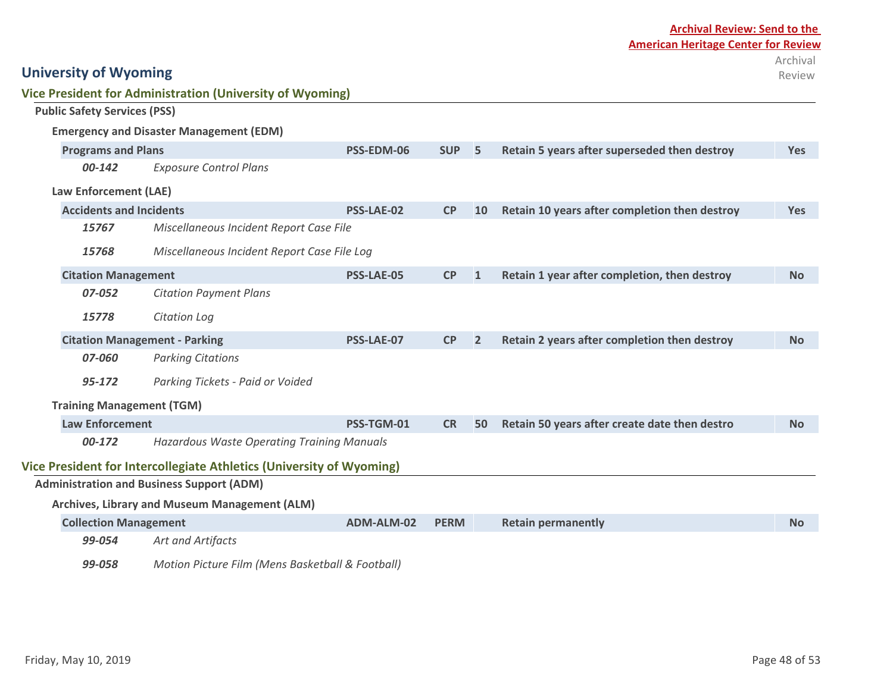**Archival Review: Send to the American Heritage Center for Review**

# University of Wyoming

## Vice President for Administration (University of Wyoming)

### Public Safety Services (PSS)

#### Emergency and Disaster Management (EDM)

| Record Series | Code | Trigger | Years | Retention | Archival Review |
|---|---|---|---|---|---|
| **Programs and Plans** | **PSS-EDM-06** | **SUP** | **5** | **Retain 5 years after superseded then destroy** | **Yes** |
| ***00-142*** | *Exposure Control Plans* | | | | |

#### Law Enforcement (LAE)

| Record Series | Code | Trigger | Years | Retention | Archival Review |
|---|---|---|---|---|---|
| **Accidents and Incidents** | **PSS-LAE-02** | **CP** | **10** | **Retain 10 years after completion then destroy** | **Yes** |
| ***15767*** | *Miscellaneous Incident Report Case File* | | | | |
| ***15768*** | *Miscellaneous Incident Report Case File Log* | | | | |
| **Citation Management** | **PSS-LAE-05** | **CP** | **1** | **Retain 1 year after completion, then destroy** | **No** |
| ***07-052*** | *Citation Payment Plans* | | | | |
| ***15778*** | *Citation Log* | | | | |
| **Citation Management - Parking** | **PSS-LAE-07** | **CP** | **2** | **Retain 2 years after completion then destroy** | **No** |
| ***07-060*** | *Parking Citations* | | | | |
| ***95-172*** | *Parking Tickets - Paid or Voided* | | | | |

#### Training Management (TGM)

| Record Series | Code | Trigger | Years | Retention | Archival Review |
|---|---|---|---|---|---|
| **Law Enforcement** | **PSS-TGM-01** | **CR** | **50** | **Retain 50 years after create date then destro** | **No** |
| ***00-172*** | *Hazardous Waste Operating Training Manuals* | | | | |

## Vice President for Intercollegiate Athletics (University of Wyoming)

### Administration and Business Support (ADM)

#### Archives, Library and Museum Management (ALM)

| Record Series | Code | Trigger | Years | Retention | Archival Review |
|---|---|---|---|---|---|
| **Collection Management** | **ADM-ALM-02** | **PERM** | | **Retain permanently** | **No** |
| ***99-054*** | *Art and Artifacts* | | | | |
| ***99-058*** | *Motion Picture Film (Mens Basketball & Football)* | | | | |

Friday, May 10, 2019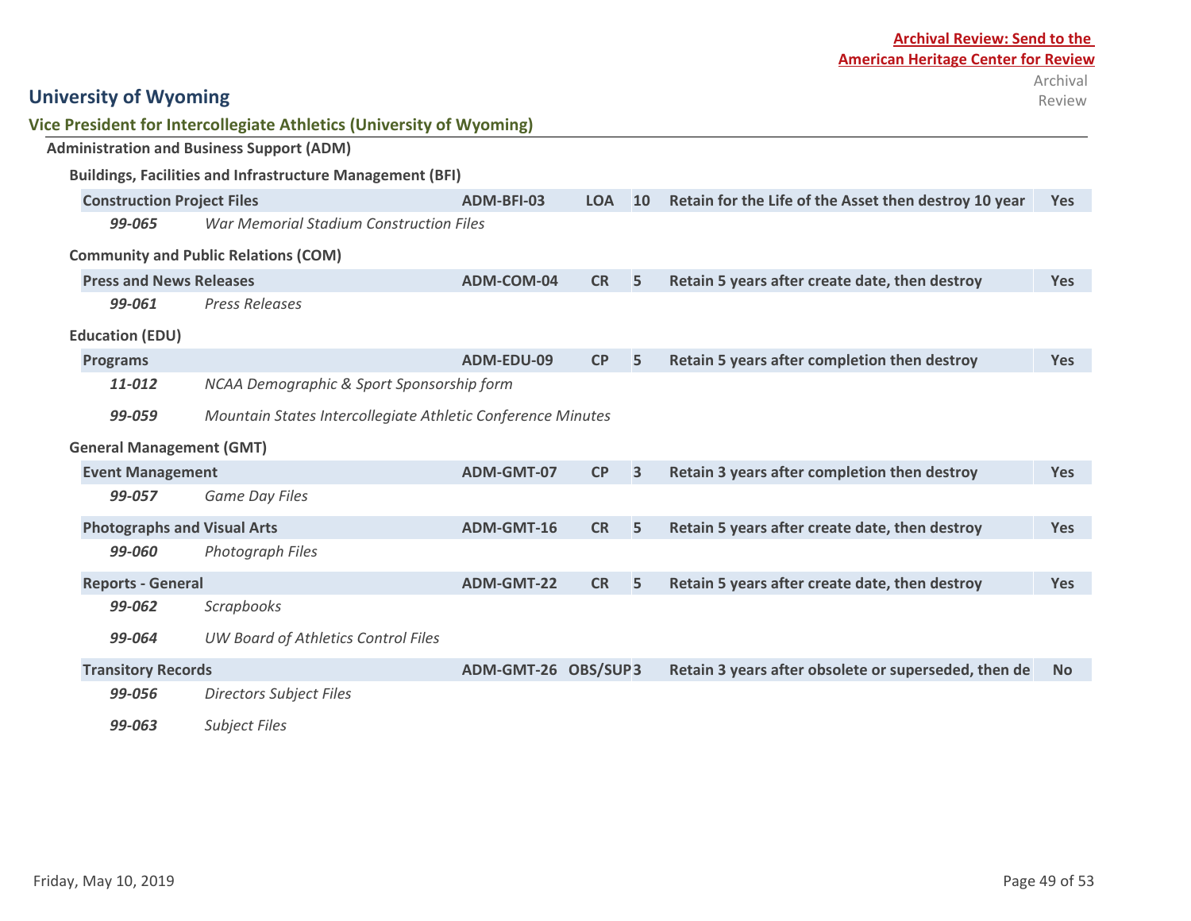**Archival Review: Send to the American Heritage Center for Review**

# University of Wyoming

## Vice President for Intercollegiate Athletics (University of Wyoming)

### Administration and Business Support (ADM)

#### Buildings, Facilities and Infrastructure Management (BFI)

| Record Series | Code | Trigger | Years | Retention | Archival Review |
|---|---|---|---|---|---|
| **Construction Project Files** | ADM-BFI-03 | LOA | 10 | Retain for the Life of the Asset then destroy 10 year | Yes |
| *99-065* | *War Memorial Stadium Construction Files* | | | | |

#### Community and Public Relations (COM)

| Record Series | Code | Trigger | Years | Retention | Archival Review |
|---|---|---|---|---|---|
| **Press and News Releases** | ADM-COM-04 | CR | 5 | Retain 5 years after create date, then destroy | Yes |
| *99-061* | *Press Releases* | | | | |

#### Education (EDU)

| Record Series | Code | Trigger | Years | Retention | Archival Review |
|---|---|---|---|---|---|
| **Programs** | ADM-EDU-09 | CP | 5 | Retain 5 years after completion then destroy | Yes |
| *11-012* | *NCAA Demographic & Sport Sponsorship form* | | | | |
| *99-059* | *Mountain States Intercollegiate Athletic Conference Minutes* | | | | |

#### General Management (GMT)

| Record Series | Code | Trigger | Years | Retention | Archival Review |
|---|---|---|---|---|---|
| **Event Management** | ADM-GMT-07 | CP | 3 | Retain 3 years after completion then destroy | Yes |
| *99-057* | *Game Day Files* | | | | |
| **Photographs and Visual Arts** | ADM-GMT-16 | CR | 5 | Retain 5 years after create date, then destroy | Yes |
| *99-060* | *Photograph Files* | | | | |
| **Reports - General** | ADM-GMT-22 | CR | 5 | Retain 5 years after create date, then destroy | Yes |
| *99-062* | *Scrapbooks* | | | | |
| *99-064* | *UW Board of Athletics Control Files* | | | | |
| **Transitory Records** | ADM-GMT-26 | OBS/SUP | 3 | Retain 3 years after obsolete or superseded, then de | No |
| *99-056* | *Directors Subject Files* | | | | |
| *99-063* | *Subject Files* | | | | |

Friday, May 10, 2019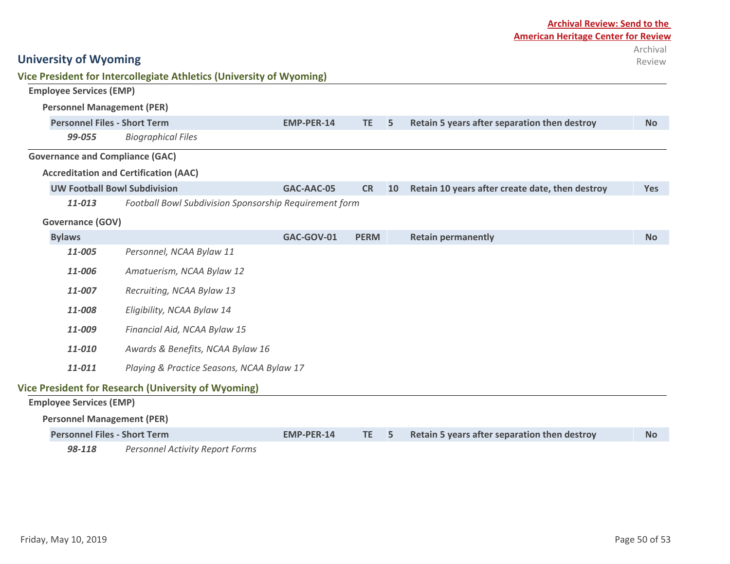**Archival Review: Send to the American Heritage Center for Review**

Archival Review

# University of Wyoming

## Vice President for Intercollegiate Athletics (University of Wyoming)

### Employee Services (EMP)

#### Personnel Management (PER)

| Record Series | Code | Type | Years | Retention | Archival Review |
|---|---|---|---|---|---|
| **Personnel Files - Short Term** | **EMP-PER-14** | **TE** | **5** | **Retain 5 years after separation then destroy** | **No** |
| *99-055* | *Biographical Files* | | | | |

### Governance and Compliance (GAC)

#### Accreditation and Certification (AAC)

| Record Series | Code | Type | Years | Retention | Archival Review |
|---|---|---|---|---|---|
| **UW Football Bowl Subdivision** | **GAC-AAC-05** | **CR** | **10** | **Retain 10 years after create date, then destroy** | **Yes** |
| *11-013* | *Football Bowl Subdivision Sponsorship Requirement form* | | | | |

#### Governance (GOV)

| Record Series | Code | Type | Years | Retention | Archival Review |
|---|---|---|---|---|---|
| **Bylaws** | **GAC-GOV-01** | **PERM** | | **Retain permanently** | **No** |
| *11-005* | *Personnel, NCAA Bylaw 11* | | | | |
| *11-006* | *Amatuerism, NCAA Bylaw 12* | | | | |
| *11-007* | *Recruiting, NCAA Bylaw 13* | | | | |
| *11-008* | *Eligibility, NCAA Bylaw 14* | | | | |
| *11-009* | *Financial Aid, NCAA Bylaw 15* | | | | |
| *11-010* | *Awards & Benefits, NCAA Bylaw 16* | | | | |
| *11-011* | *Playing & Practice Seasons, NCAA Bylaw 17* | | | | |

## Vice President for Research (University of Wyoming)

### Employee Services (EMP)

#### Personnel Management (PER)

| Record Series | Code | Type | Years | Retention | Archival Review |
|---|---|---|---|---|---|
| **Personnel Files - Short Term** | **EMP-PER-14** | **TE** | **5** | **Retain 5 years after separation then destroy** | **No** |
| *98-118* | *Personnel Activity Report Forms* | | | | |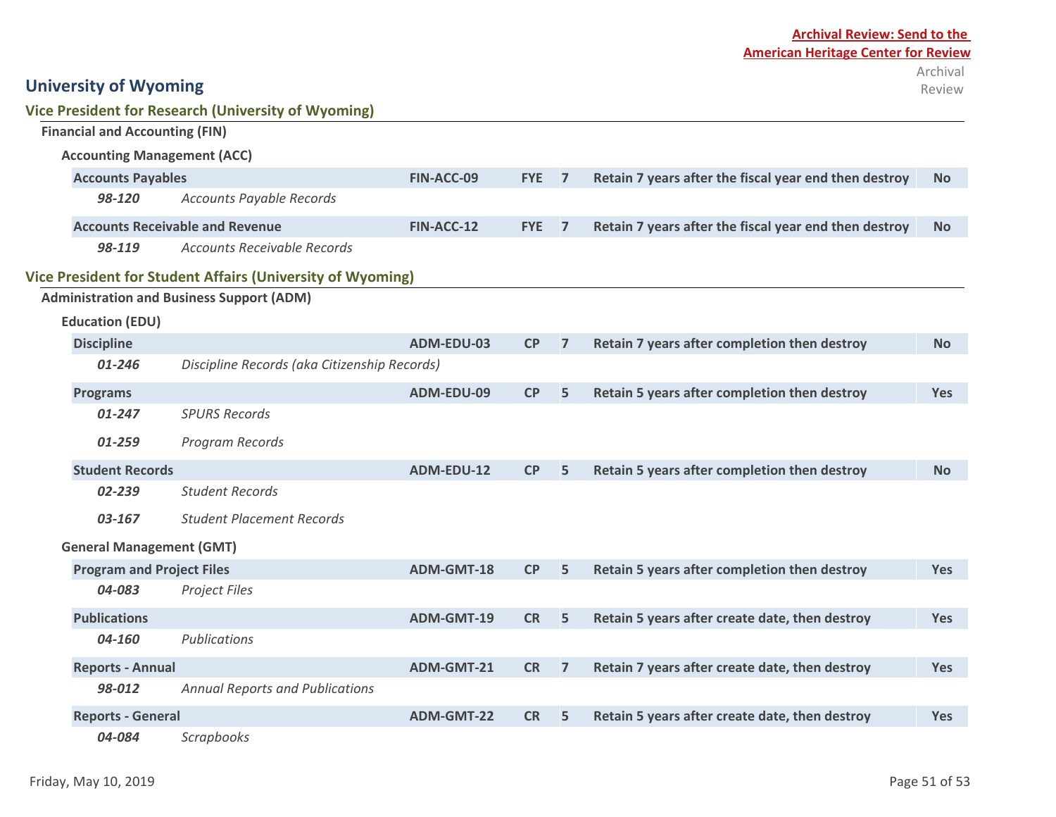**Archival Review: Send to the American Heritage Center for Review**

# University of Wyoming

## Vice President for Research (University of Wyoming)

### Financial and Accounting (FIN)

#### Accounting Management (ACC)

| | | | | | | Archival Review |
|---|---|---|---|---|---|---|
| **Accounts Payables** | | **FIN-ACC-09** | **FYE** | **7** | **Retain 7 years after the fiscal year end then destroy** | **No** |
| ***98-120*** | *Accounts Payable Records* | | | | | |
| **Accounts Receivable and Revenue** | | **FIN-ACC-12** | **FYE** | **7** | **Retain 7 years after the fiscal year end then destroy** | **No** |
| ***98-119*** | *Accounts Receivable Records* | | | | | |

## Vice President for Student Affairs (University of Wyoming)

### Administration and Business Support (ADM)

#### Education (EDU)

| | | | | | | Archival Review |
|---|---|---|---|---|---|---|
| **Discipline** | | **ADM-EDU-03** | **CP** | **7** | **Retain 7 years after completion then destroy** | **No** |
| ***01-246*** | *Discipline Records (aka Citizenship Records)* | | | | | |
| **Programs** | | **ADM-EDU-09** | **CP** | **5** | **Retain 5 years after completion then destroy** | **Yes** |
| ***01-247*** | *SPURS Records* | | | | | |
| ***01-259*** | *Program Records* | | | | | |
| **Student Records** | | **ADM-EDU-12** | **CP** | **5** | **Retain 5 years after completion then destroy** | **No** |
| ***02-239*** | *Student Records* | | | | | |
| ***03-167*** | *Student Placement Records* | | | | | |

#### General Management (GMT)

| | | | | | | Archival Review |
|---|---|---|---|---|---|---|
| **Program and Project Files** | | **ADM-GMT-18** | **CP** | **5** | **Retain 5 years after completion then destroy** | **Yes** |
| ***04-083*** | *Project Files* | | | | | |
| **Publications** | | **ADM-GMT-19** | **CR** | **5** | **Retain 5 years after create date, then destroy** | **Yes** |
| ***04-160*** | *Publications* | | | | | |
| **Reports - Annual** | | **ADM-GMT-21** | **CR** | **7** | **Retain 7 years after create date, then destroy** | **Yes** |
| ***98-012*** | *Annual Reports and Publications* | | | | | |
| **Reports - General** | | **ADM-GMT-22** | **CR** | **5** | **Retain 5 years after create date, then destroy** | **Yes** |
| ***04-084*** | *Scrapbooks* | | | | | |

Friday, May 10, 2019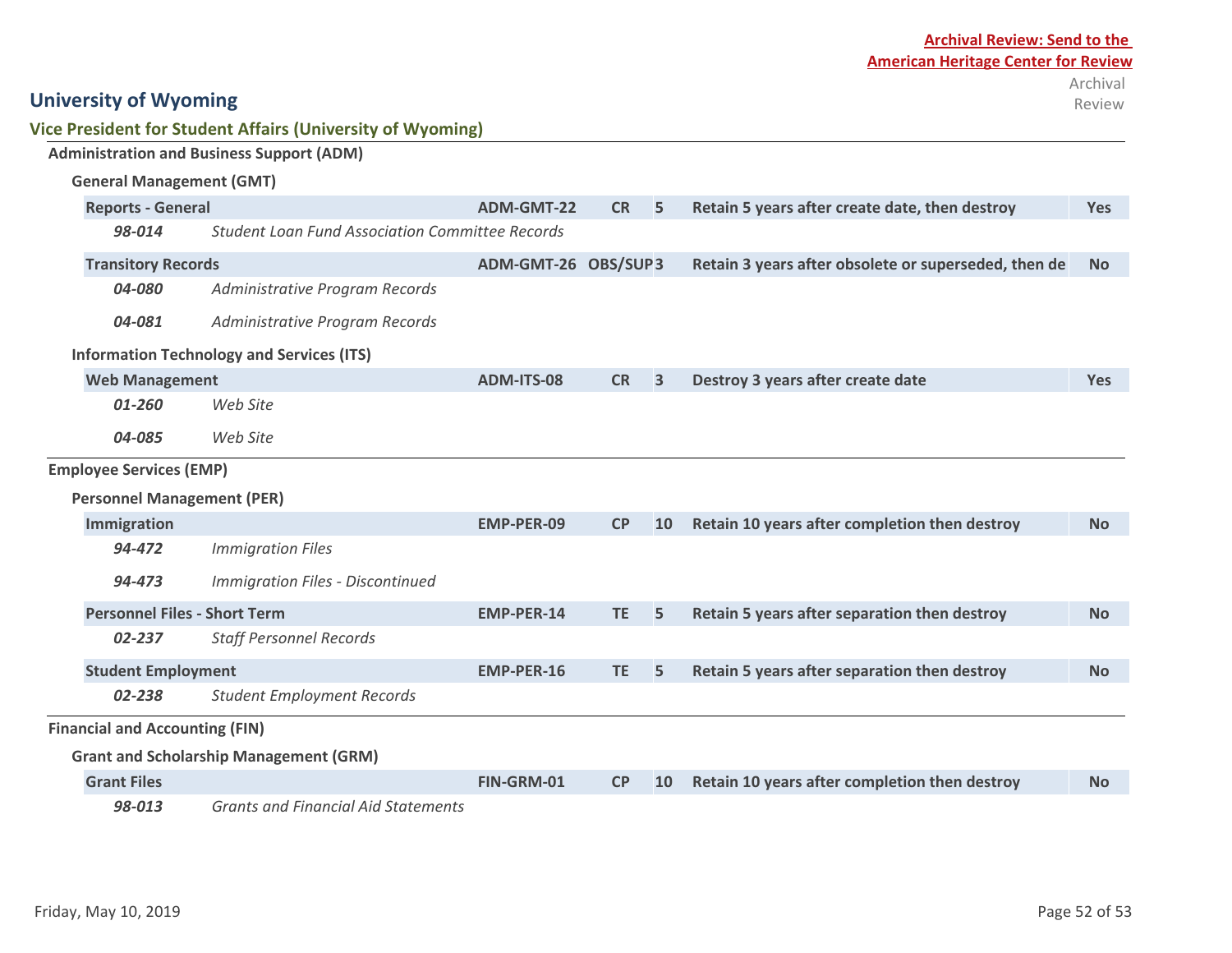**Archival Review: Send to the American Heritage Center for Review**

## University of Wyoming

### Vice President for Student Affairs (University of Wyoming)

| Record Series | Code | Trigger | Years | Retention | Archival Review |
|---|---|---|---|---|---|
| **Administration and Business Support (ADM)** | | | | | |
| **General Management (GMT)** | | | | | |
| **Reports - General** | ADM-GMT-22 | CR | 5 | Retain 5 years after create date, then destroy | Yes |
| *98-014 Student Loan Fund Association Committee Records* | | | | | |
| **Transitory Records** | ADM-GMT-26 | OBS/SUP | 3 | Retain 3 years after obsolete or superseded, then de | No |
| *04-080 Administrative Program Records* | | | | | |
| *04-081 Administrative Program Records* | | | | | |
| **Information Technology and Services (ITS)** | | | | | |
| **Web Management** | ADM-ITS-08 | CR | 3 | Destroy 3 years after create date | Yes |
| *01-260 Web Site* | | | | | |
| *04-085 Web Site* | | | | | |
| **Employee Services (EMP)** | | | | | |
| **Personnel Management (PER)** | | | | | |
| **Immigration** | EMP-PER-09 | CP | 10 | Retain 10 years after completion then destroy | No |
| *94-472 Immigration Files* | | | | | |
| *94-473 Immigration Files - Discontinued* | | | | | |
| **Personnel Files - Short Term** | EMP-PER-14 | TE | 5 | Retain 5 years after separation then destroy | No |
| *02-237 Staff Personnel Records* | | | | | |
| **Student Employment** | EMP-PER-16 | TE | 5 | Retain 5 years after separation then destroy | No |
| *02-238 Student Employment Records* | | | | | |
| **Financial and Accounting (FIN)** | | | | | |
| **Grant and Scholarship Management (GRM)** | | | | | |
| **Grant Files** | FIN-GRM-01 | CP | 10 | Retain 10 years after completion then destroy | No |
| *98-013 Grants and Financial Aid Statements* | | | | | |

Friday, May 10, 2019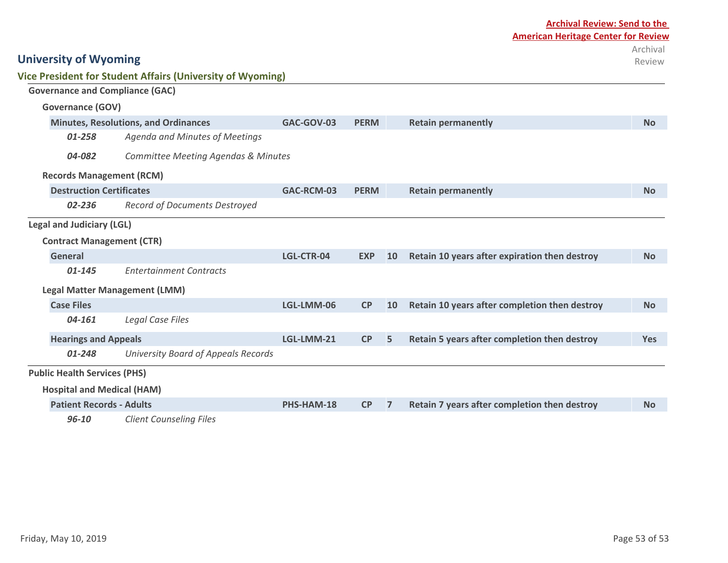**Archival Review: Send to the American Heritage Center for Review**

## University of Wyoming

### Vice President for Student Affairs (University of Wyoming)

#### Governance and Compliance (GAC)

##### Governance (GOV)

| | | | | | | Archival Review |
|---|---|---|---|---|---|---|
| **Minutes, Resolutions, and Ordinances** | | **GAC-GOV-03** | **PERM** | | **Retain permanently** | **No** |
| ***01-258*** | *Agenda and Minutes of Meetings* | | | | | |
| ***04-082*** | *Committee Meeting Agendas & Minutes* | | | | | |

##### Records Management (RCM)

| | | | | | | Archival Review |
|---|---|---|---|---|---|---|
| **Destruction Certificates** | | **GAC-RCM-03** | **PERM** | | **Retain permanently** | **No** |
| ***02-236*** | *Record of Documents Destroyed* | | | | | |

#### Legal and Judiciary (LGL)

##### Contract Management (CTR)

| | | | | | | Archival Review |
|---|---|---|---|---|---|---|
| **General** | | **LGL-CTR-04** | **EXP** | **10** | **Retain 10 years after expiration then destroy** | **No** |
| ***01-145*** | *Entertainment Contracts* | | | | | |

##### Legal Matter Management (LMM)

| | | | | | | Archival Review |
|---|---|---|---|---|---|---|
| **Case Files** | | **LGL-LMM-06** | **CP** | **10** | **Retain 10 years after completion then destroy** | **No** |
| ***04-161*** | *Legal Case Files* | | | | | |
| **Hearings and Appeals** | | **LGL-LMM-21** | **CP** | **5** | **Retain 5 years after completion then destroy** | **Yes** |
| ***01-248*** | *University Board of Appeals Records* | | | | | |

#### Public Health Services (PHS)

##### Hospital and Medical (HAM)

| | | | | | | Archival Review |
|---|---|---|---|---|---|---|
| **Patient Records - Adults** | | **PHS-HAM-18** | **CP** | **7** | **Retain 7 years after completion then destroy** | **No** |
| ***96-10*** | *Client Counseling Files* | | | | | |

Friday, May 10, 2019